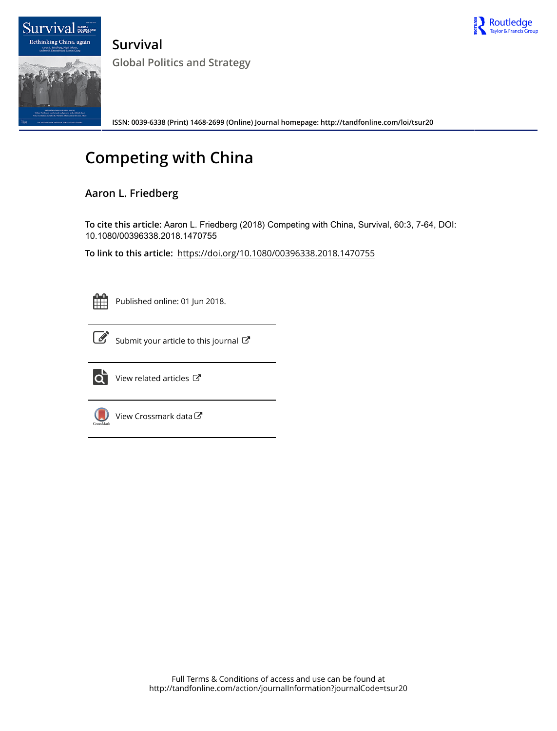# Survival

## Global Politics and Strategy

**ISSN: 0039-6338 (Print) 1468-2699 (Online) Journal homepage: http://tandfonline.com/loi/tsur20**

# Competing with China

**Aaron L. Friedberg**

**To cite this article:** Aaron L. Friedberg (2018) Competing with China, Survival, 60:3, 7-64, DOI: 10.1080/00396338.2018.1470755

**To link to this article:** https://doi.org/10.1080/00396338.2018.1470755

Published online: 01 Jun 2018.

Submit your article to this journal

View related articles

View Crossmark data

Full Terms & Conditions of access and use can be found at
http://tandfonline.com/action/journalInformation?journalCode=tsur20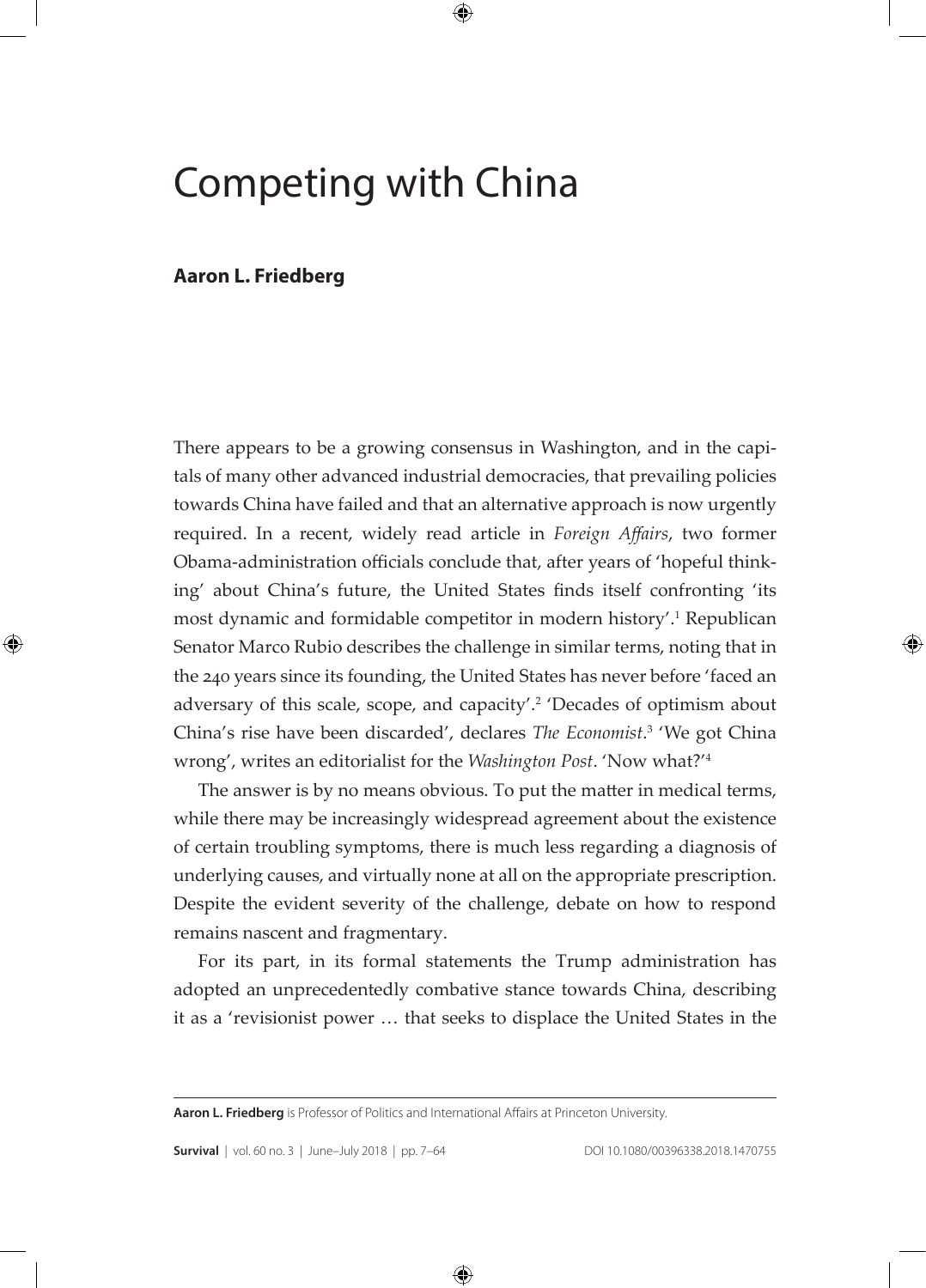# Competing with China

**Aaron L. Friedberg**

There appears to be a growing consensus in Washington, and in the capitals of many other advanced industrial democracies, that prevailing policies towards China have failed and that an alternative approach is now urgently required. In a recent, widely read article in *Foreign Affairs*, two former Obama-administration officials conclude that, after years of 'hopeful thinking' about China's future, the United States finds itself confronting 'its most dynamic and formidable competitor in modern history'.[1] Republican Senator Marco Rubio describes the challenge in similar terms, noting that in the 240 years since its founding, the United States has never before 'faced an adversary of this scale, scope, and capacity'.[2] 'Decades of optimism about China's rise have been discarded', declares *The Economist*.[3] 'We got China wrong', writes an editorialist for the *Washington Post*. 'Now what?'[4]

The answer is by no means obvious. To put the matter in medical terms, while there may be increasingly widespread agreement about the existence of certain troubling symptoms, there is much less regarding a diagnosis of underlying causes, and virtually none at all on the appropriate prescription. Despite the evident severity of the challenge, debate on how to respond remains nascent and fragmentary.

For its part, in its formal statements the Trump administration has adopted an unprecedentedly combative stance towards China, describing it as a 'revisionist power … that seeks to displace the United States in the

---

**Aaron L. Friedberg** is Professor of Politics and International Affairs at Princeton University.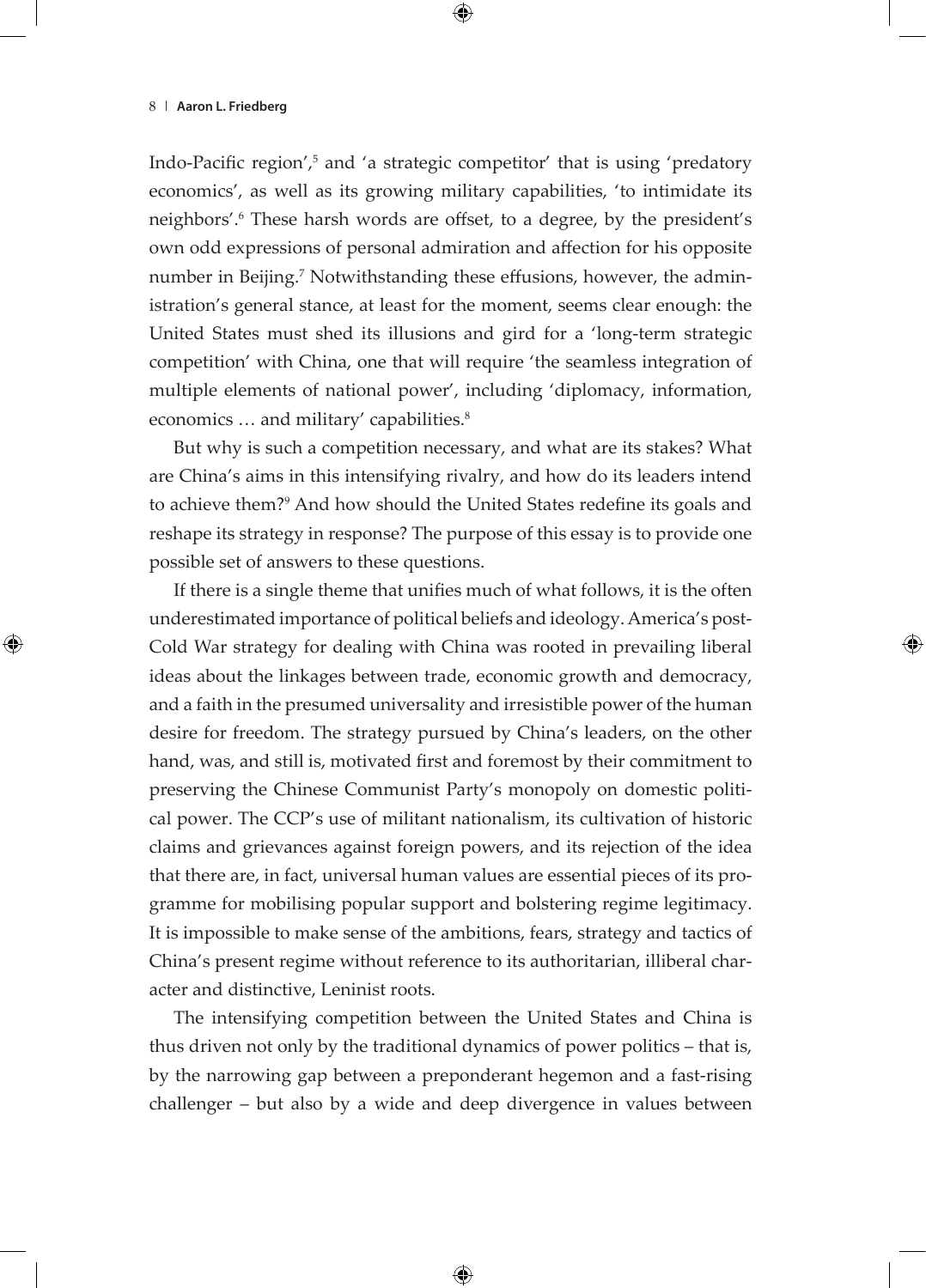Indo-Pacific region',[5] and 'a strategic competitor' that is using 'predatory economics', as well as its growing military capabilities, 'to intimidate its neighbors'.[6] These harsh words are offset, to a degree, by the president's own odd expressions of personal admiration and affection for his opposite number in Beijing.[7] Notwithstanding these effusions, however, the administration's general stance, at least for the moment, seems clear enough: the United States must shed its illusions and gird for a 'long-term strategic competition' with China, one that will require 'the seamless integration of multiple elements of national power', including 'diplomacy, information, economics … and military' capabilities.[8]

But why is such a competition necessary, and what are its stakes? What are China's aims in this intensifying rivalry, and how do its leaders intend to achieve them?[9] And how should the United States redefine its goals and reshape its strategy in response? The purpose of this essay is to provide one possible set of answers to these questions.

If there is a single theme that unifies much of what follows, it is the often underestimated importance of political beliefs and ideology. America's post-Cold War strategy for dealing with China was rooted in prevailing liberal ideas about the linkages between trade, economic growth and democracy, and a faith in the presumed universality and irresistible power of the human desire for freedom. The strategy pursued by China's leaders, on the other hand, was, and still is, motivated first and foremost by their commitment to preserving the Chinese Communist Party's monopoly on domestic political power. The CCP's use of militant nationalism, its cultivation of historic claims and grievances against foreign powers, and its rejection of the idea that there are, in fact, universal human values are essential pieces of its programme for mobilising popular support and bolstering regime legitimacy. It is impossible to make sense of the ambitions, fears, strategy and tactics of China's present regime without reference to its authoritarian, illiberal character and distinctive, Leninist roots.

The intensifying competition between the United States and China is thus driven not only by the traditional dynamics of power politics – that is, by the narrowing gap between a preponderant hegemon and a fast-rising challenger – but also by a wide and deep divergence in values between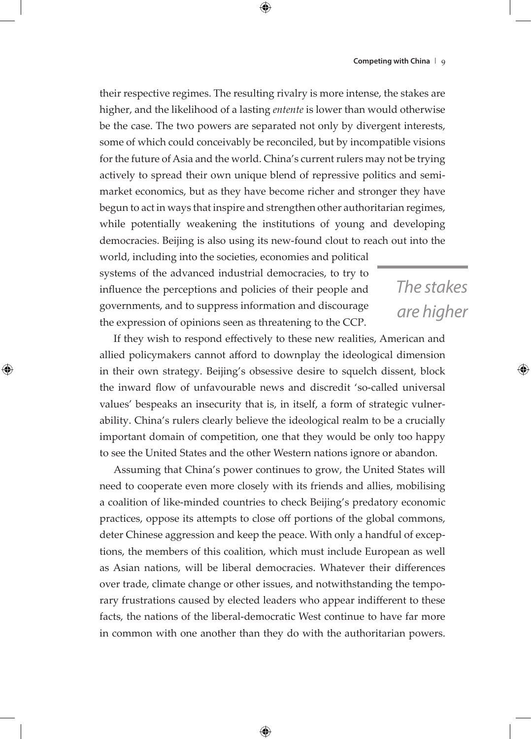their respective regimes. The resulting rivalry is more intense, the stakes are higher, and the likelihood of a lasting *entente* is lower than would otherwise be the case. The two powers are separated not only by divergent interests, some of which could conceivably be reconciled, but by incompatible visions for the future of Asia and the world. China's current rulers may not be trying actively to spread their own unique blend of repressive politics and semi-market economics, but as they have become richer and stronger they have begun to act in ways that inspire and strengthen other authoritarian regimes, while potentially weakening the institutions of young and developing democracies. Beijing is also using its new-found clout to reach out into the world, including into the societies, economies and political systems of the advanced industrial democracies, to try to influence the perceptions and policies of their people and governments, and to suppress information and discourage the expression of opinions seen as threatening to the CCP.

> *The stakes are higher*

If they wish to respond effectively to these new realities, American and allied policymakers cannot afford to downplay the ideological dimension in their own strategy. Beijing's obsessive desire to squelch dissent, block the inward flow of unfavourable news and discredit 'so-called universal values' bespeaks an insecurity that is, in itself, a form of strategic vulnerability. China's rulers clearly believe the ideological realm to be a crucially important domain of competition, one that they would be only too happy to see the United States and the other Western nations ignore or abandon.

Assuming that China's power continues to grow, the United States will need to cooperate even more closely with its friends and allies, mobilising a coalition of like-minded countries to check Beijing's predatory economic practices, oppose its attempts to close off portions of the global commons, deter Chinese aggression and keep the peace. With only a handful of exceptions, the members of this coalition, which must include European as well as Asian nations, will be liberal democracies. Whatever their differences over trade, climate change or other issues, and notwithstanding the temporary frustrations caused by elected leaders who appear indifferent to these facts, the nations of the liberal-democratic West continue to have far more in common with one another than they do with the authoritarian powers.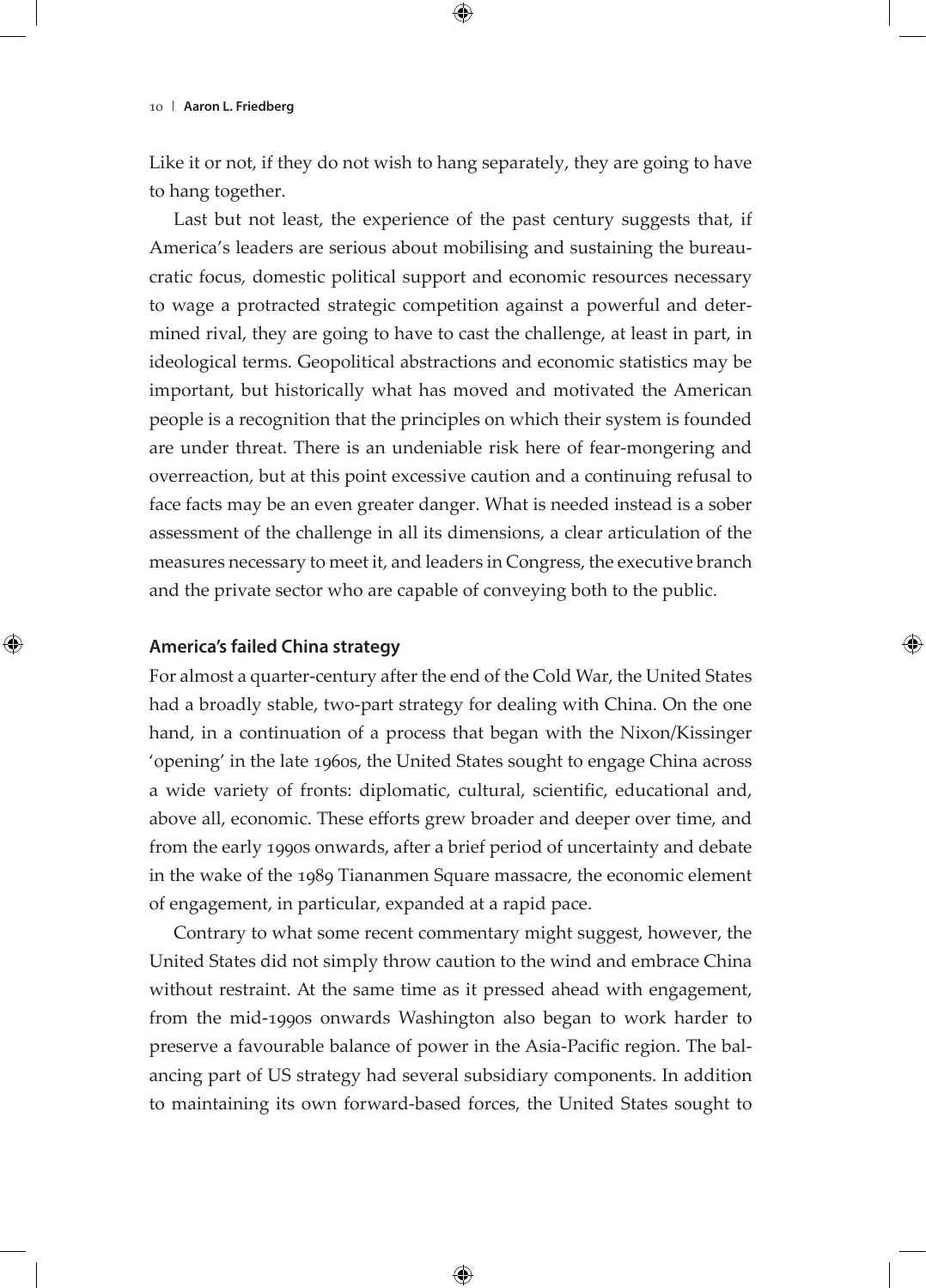Like it or not, if they do not wish to hang separately, they are going to have to hang together.

Last but not least, the experience of the past century suggests that, if America's leaders are serious about mobilising and sustaining the bureaucratic focus, domestic political support and economic resources necessary to wage a protracted strategic competition against a powerful and determined rival, they are going to have to cast the challenge, at least in part, in ideological terms. Geopolitical abstractions and economic statistics may be important, but historically what has moved and motivated the American people is a recognition that the principles on which their system is founded are under threat. There is an undeniable risk here of fear-mongering and overreaction, but at this point excessive caution and a continuing refusal to face facts may be an even greater danger. What is needed instead is a sober assessment of the challenge in all its dimensions, a clear articulation of the measures necessary to meet it, and leaders in Congress, the executive branch and the private sector who are capable of conveying both to the public.

## America's failed China strategy

For almost a quarter-century after the end of the Cold War, the United States had a broadly stable, two-part strategy for dealing with China. On the one hand, in a continuation of a process that began with the Nixon/Kissinger 'opening' in the late 1960s, the United States sought to engage China across a wide variety of fronts: diplomatic, cultural, scientific, educational and, above all, economic. These efforts grew broader and deeper over time, and from the early 1990s onwards, after a brief period of uncertainty and debate in the wake of the 1989 Tiananmen Square massacre, the economic element of engagement, in particular, expanded at a rapid pace.

Contrary to what some recent commentary might suggest, however, the United States did not simply throw caution to the wind and embrace China without restraint. At the same time as it pressed ahead with engagement, from the mid-1990s onwards Washington also began to work harder to preserve a favourable balance of power in the Asia-Pacific region. The balancing part of US strategy had several subsidiary components. In addition to maintaining its own forward-based forces, the United States sought to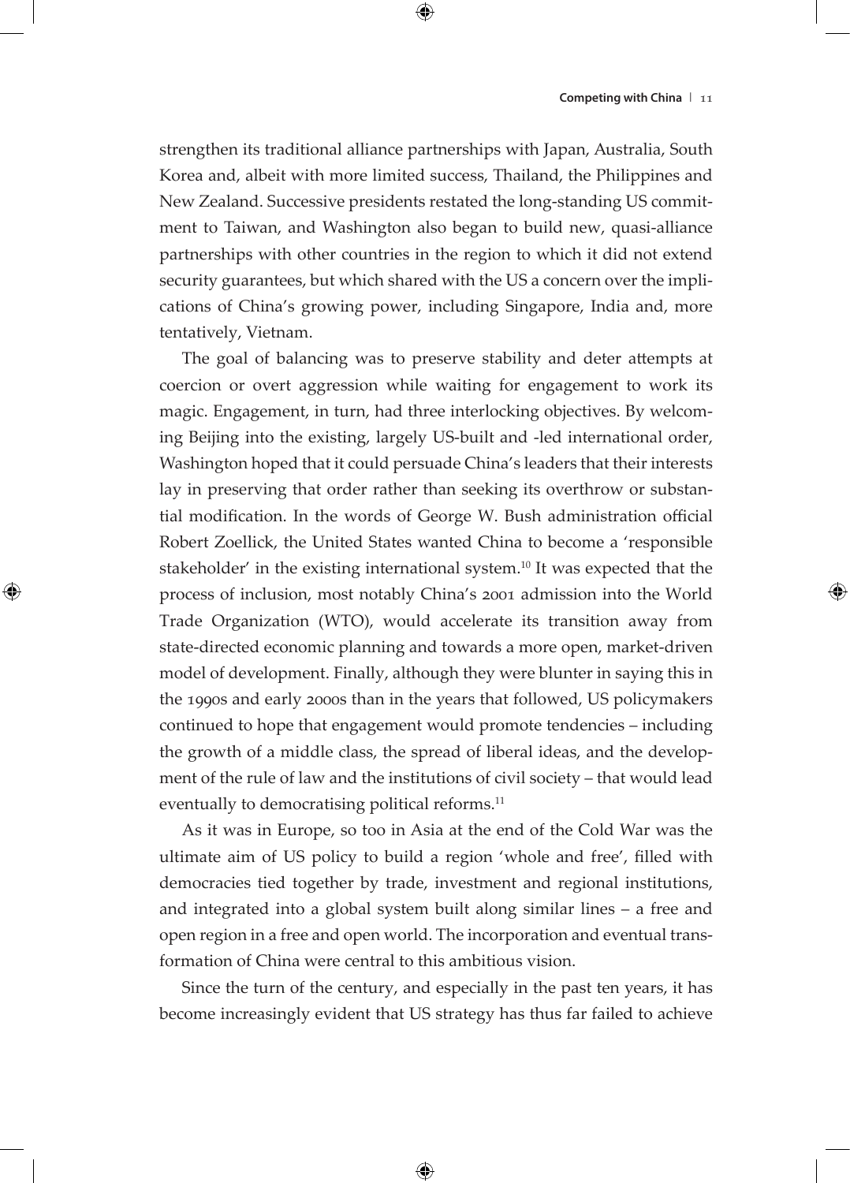strengthen its traditional alliance partnerships with Japan, Australia, South Korea and, albeit with more limited success, Thailand, the Philippines and New Zealand. Successive presidents restated the long-standing US commitment to Taiwan, and Washington also began to build new, quasi-alliance partnerships with other countries in the region to which it did not extend security guarantees, but which shared with the US a concern over the implications of China's growing power, including Singapore, India and, more tentatively, Vietnam.

The goal of balancing was to preserve stability and deter attempts at coercion or overt aggression while waiting for engagement to work its magic. Engagement, in turn, had three interlocking objectives. By welcoming Beijing into the existing, largely US-built and -led international order, Washington hoped that it could persuade China's leaders that their interests lay in preserving that order rather than seeking its overthrow or substantial modification. In the words of George W. Bush administration official Robert Zoellick, the United States wanted China to become a 'responsible stakeholder' in the existing international system.[10] It was expected that the process of inclusion, most notably China's 2001 admission into the World Trade Organization (WTO), would accelerate its transition away from state-directed economic planning and towards a more open, market-driven model of development. Finally, although they were blunter in saying this in the 1990s and early 2000s than in the years that followed, US policymakers continued to hope that engagement would promote tendencies – including the growth of a middle class, the spread of liberal ideas, and the development of the rule of law and the institutions of civil society – that would lead eventually to democratising political reforms.[11]

As it was in Europe, so too in Asia at the end of the Cold War was the ultimate aim of US policy to build a region 'whole and free', filled with democracies tied together by trade, investment and regional institutions, and integrated into a global system built along similar lines – a free and open region in a free and open world. The incorporation and eventual transformation of China were central to this ambitious vision.

Since the turn of the century, and especially in the past ten years, it has become increasingly evident that US strategy has thus far failed to achieve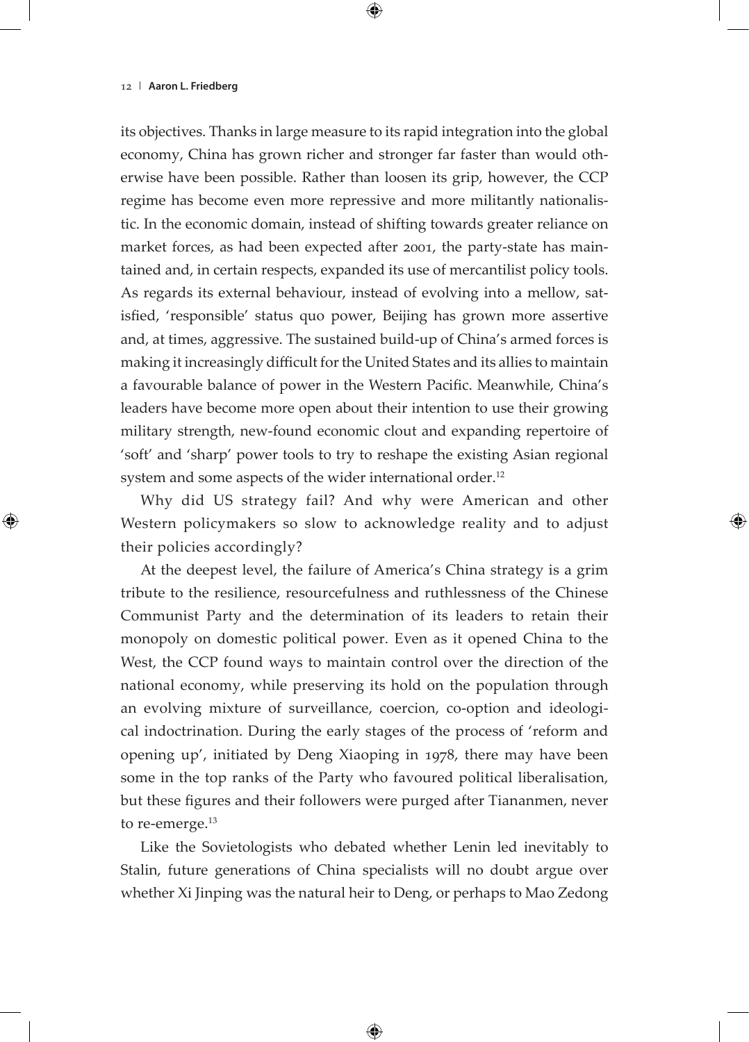its objectives. Thanks in large measure to its rapid integration into the global economy, China has grown richer and stronger far faster than would otherwise have been possible. Rather than loosen its grip, however, the CCP regime has become even more repressive and more militantly nationalistic. In the economic domain, instead of shifting towards greater reliance on market forces, as had been expected after 2001, the party-state has maintained and, in certain respects, expanded its use of mercantilist policy tools. As regards its external behaviour, instead of evolving into a mellow, satisfied, 'responsible' status quo power, Beijing has grown more assertive and, at times, aggressive. The sustained build-up of China's armed forces is making it increasingly difficult for the United States and its allies to maintain a favourable balance of power in the Western Pacific. Meanwhile, China's leaders have become more open about their intention to use their growing military strength, new-found economic clout and expanding repertoire of 'soft' and 'sharp' power tools to try to reshape the existing Asian regional system and some aspects of the wider international order.[12]

Why did US strategy fail? And why were American and other Western policymakers so slow to acknowledge reality and to adjust their policies accordingly?

At the deepest level, the failure of America's China strategy is a grim tribute to the resilience, resourcefulness and ruthlessness of the Chinese Communist Party and the determination of its leaders to retain their monopoly on domestic political power. Even as it opened China to the West, the CCP found ways to maintain control over the direction of the national economy, while preserving its hold on the population through an evolving mixture of surveillance, coercion, co-option and ideological indoctrination. During the early stages of the process of 'reform and opening up', initiated by Deng Xiaoping in 1978, there may have been some in the top ranks of the Party who favoured political liberalisation, but these figures and their followers were purged after Tiananmen, never to re-emerge.[13]

Like the Sovietologists who debated whether Lenin led inevitably to Stalin, future generations of China specialists will no doubt argue over whether Xi Jinping was the natural heir to Deng, or perhaps to Mao Zedong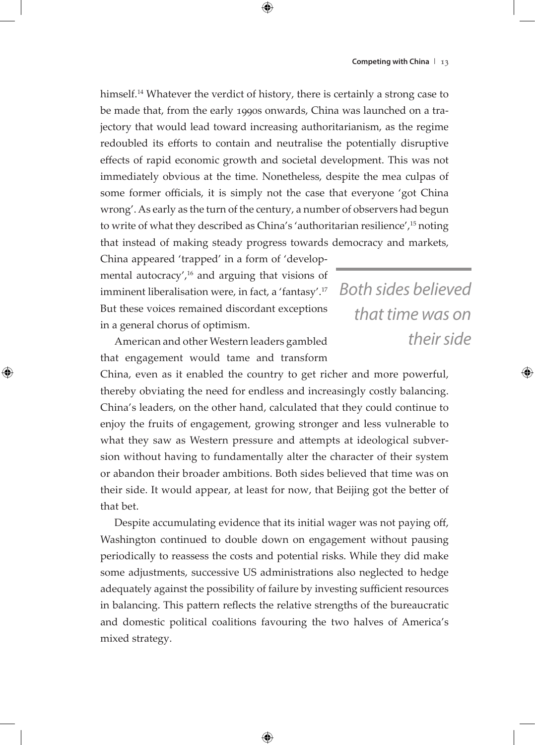himself.[14] Whatever the verdict of history, there is certainly a strong case to be made that, from the early 1990s onwards, China was launched on a trajectory that would lead toward increasing authoritarianism, as the regime redoubled its efforts to contain and neutralise the potentially disruptive effects of rapid economic growth and societal development. This was not immediately obvious at the time. Nonetheless, despite the mea culpas of some former officials, it is simply not the case that everyone 'got China wrong'. As early as the turn of the century, a number of observers had begun to write of what they described as China's 'authoritarian resilience',[15] noting that instead of making steady progress towards democracy and markets, China appeared 'trapped' in a form of 'developmental autocracy',[16] and arguing that visions of imminent liberalisation were, in fact, a 'fantasy'.[17] But these voices remained discordant exceptions in a general chorus of optimism.

American and other Western leaders gambled that engagement would tame and transform China, even as it enabled the country to get richer and more powerful, thereby obviating the need for endless and increasingly costly balancing. China's leaders, on the other hand, calculated that they could continue to enjoy the fruits of engagement, growing stronger and less vulnerable to what they saw as Western pressure and attempts at ideological subversion without having to fundamentally alter the character of their system or abandon their broader ambitions. Both sides believed that time was on their side. It would appear, at least for now, that Beijing got the better of that bet.

Despite accumulating evidence that its initial wager was not paying off, Washington continued to double down on engagement without pausing periodically to reassess the costs and potential risks. While they did make some adjustments, successive US administrations also neglected to hedge adequately against the possibility of failure by investing sufficient resources in balancing. This pattern reflects the relative strengths of the bureaucratic and domestic political coalitions favouring the two halves of America's mixed strategy.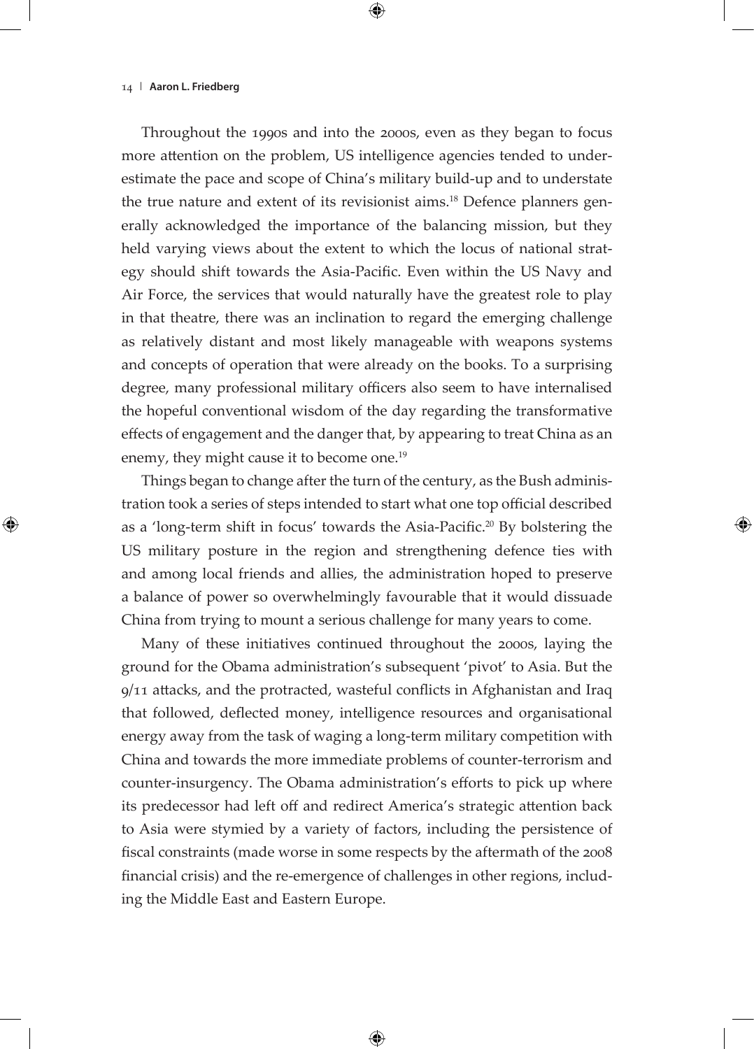Throughout the 1990s and into the 2000s, even as they began to focus more attention on the problem, US intelligence agencies tended to underestimate the pace and scope of China's military build-up and to understate the true nature and extent of its revisionist aims.[18] Defence planners generally acknowledged the importance of the balancing mission, but they held varying views about the extent to which the locus of national strategy should shift towards the Asia-Pacific. Even within the US Navy and Air Force, the services that would naturally have the greatest role to play in that theatre, there was an inclination to regard the emerging challenge as relatively distant and most likely manageable with weapons systems and concepts of operation that were already on the books. To a surprising degree, many professional military officers also seem to have internalised the hopeful conventional wisdom of the day regarding the transformative effects of engagement and the danger that, by appearing to treat China as an enemy, they might cause it to become one.[19]

Things began to change after the turn of the century, as the Bush administration took a series of steps intended to start what one top official described as a 'long-term shift in focus' towards the Asia-Pacific.[20] By bolstering the US military posture in the region and strengthening defence ties with and among local friends and allies, the administration hoped to preserve a balance of power so overwhelmingly favourable that it would dissuade China from trying to mount a serious challenge for many years to come.

Many of these initiatives continued throughout the 2000s, laying the ground for the Obama administration's subsequent 'pivot' to Asia. But the 9/11 attacks, and the protracted, wasteful conflicts in Afghanistan and Iraq that followed, deflected money, intelligence resources and organisational energy away from the task of waging a long-term military competition with China and towards the more immediate problems of counter-terrorism and counter-insurgency. The Obama administration's efforts to pick up where its predecessor had left off and redirect America's strategic attention back to Asia were stymied by a variety of factors, including the persistence of fiscal constraints (made worse in some respects by the aftermath of the 2008 financial crisis) and the re-emergence of challenges in other regions, including the Middle East and Eastern Europe.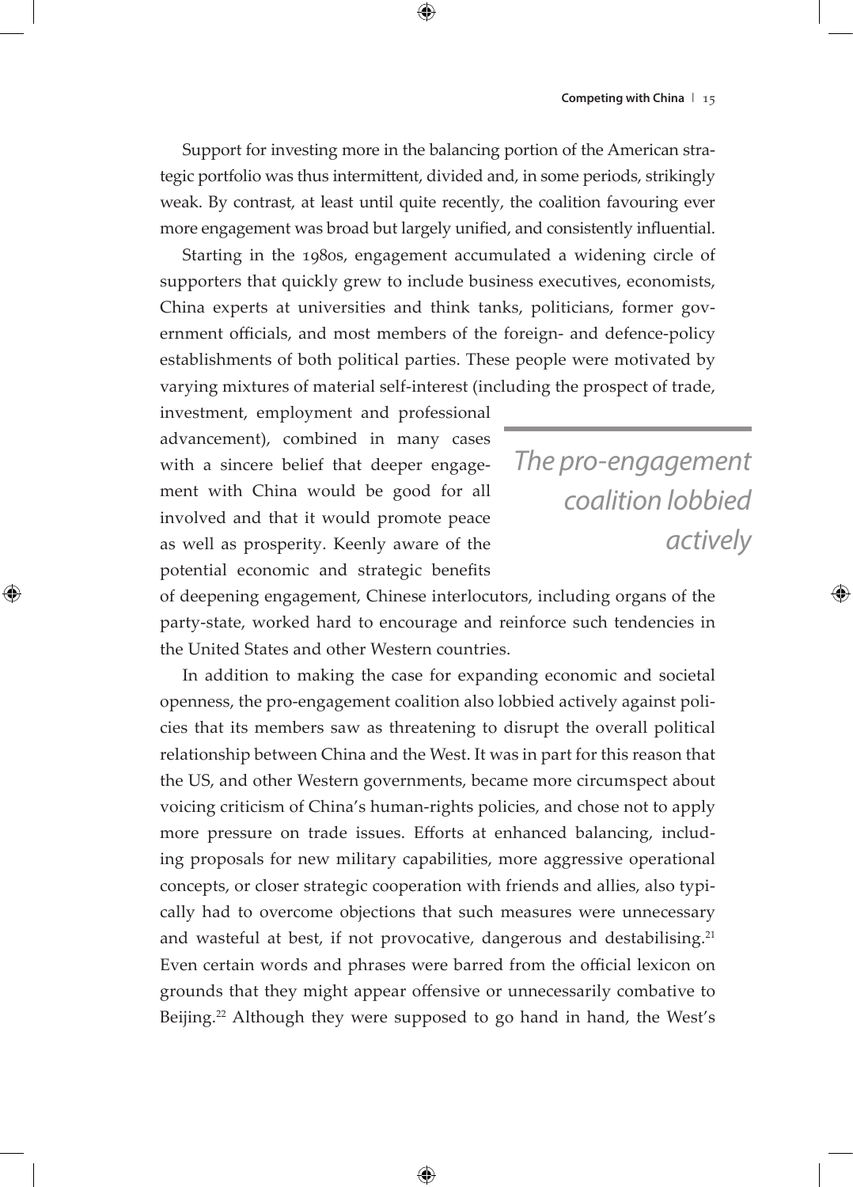Support for investing more in the balancing portion of the American strategic portfolio was thus intermittent, divided and, in some periods, strikingly weak. By contrast, at least until quite recently, the coalition favouring ever more engagement was broad but largely unified, and consistently influential.

Starting in the 1980s, engagement accumulated a widening circle of supporters that quickly grew to include business executives, economists, China experts at universities and think tanks, politicians, former government officials, and most members of the foreign- and defence-policy establishments of both political parties. These people were motivated by varying mixtures of material self-interest (including the prospect of trade, investment, employment and professional advancement), combined in many cases with a sincere belief that deeper engagement with China would be good for all involved and that it would promote peace as well as prosperity. Keenly aware of the potential economic and strategic benefits of deepening engagement, Chinese interlocutors, including organs of the party-state, worked hard to encourage and reinforce such tendencies in the United States and other Western countries.

*The pro-engagement coalition lobbied actively*

In addition to making the case for expanding economic and societal openness, the pro-engagement coalition also lobbied actively against policies that its members saw as threatening to disrupt the overall political relationship between China and the West. It was in part for this reason that the US, and other Western governments, became more circumspect about voicing criticism of China's human-rights policies, and chose not to apply more pressure on trade issues. Efforts at enhanced balancing, including proposals for new military capabilities, more aggressive operational concepts, or closer strategic cooperation with friends and allies, also typically had to overcome objections that such measures were unnecessary and wasteful at best, if not provocative, dangerous and destabilising.[21] Even certain words and phrases were barred from the official lexicon on grounds that they might appear offensive or unnecessarily combative to Beijing.[22] Although they were supposed to go hand in hand, the West's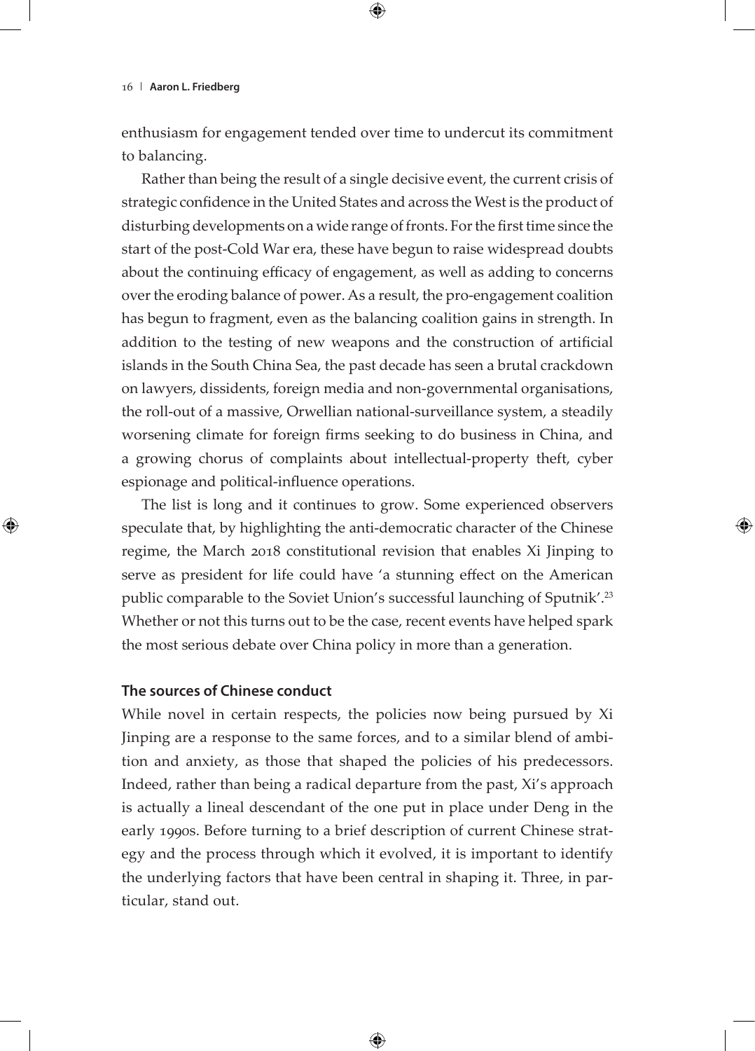enthusiasm for engagement tended over time to undercut its commitment to balancing.

Rather than being the result of a single decisive event, the current crisis of strategic confidence in the United States and across the West is the product of disturbing developments on a wide range of fronts. For the first time since the start of the post-Cold War era, these have begun to raise widespread doubts about the continuing efficacy of engagement, as well as adding to concerns over the eroding balance of power. As a result, the pro-engagement coalition has begun to fragment, even as the balancing coalition gains in strength. In addition to the testing of new weapons and the construction of artificial islands in the South China Sea, the past decade has seen a brutal crackdown on lawyers, dissidents, foreign media and non-governmental organisations, the roll-out of a massive, Orwellian national-surveillance system, a steadily worsening climate for foreign firms seeking to do business in China, and a growing chorus of complaints about intellectual-property theft, cyber espionage and political-influence operations.

The list is long and it continues to grow. Some experienced observers speculate that, by highlighting the anti-democratic character of the Chinese regime, the March 2018 constitutional revision that enables Xi Jinping to serve as president for life could have 'a stunning effect on the American public comparable to the Soviet Union's successful launching of Sputnik'.[23] Whether or not this turns out to be the case, recent events have helped spark the most serious debate over China policy in more than a generation.

## The sources of Chinese conduct

While novel in certain respects, the policies now being pursued by Xi Jinping are a response to the same forces, and to a similar blend of ambition and anxiety, as those that shaped the policies of his predecessors. Indeed, rather than being a radical departure from the past, Xi's approach is actually a lineal descendant of the one put in place under Deng in the early 1990s. Before turning to a brief description of current Chinese strategy and the process through which it evolved, it is important to identify the underlying factors that have been central in shaping it. Three, in particular, stand out.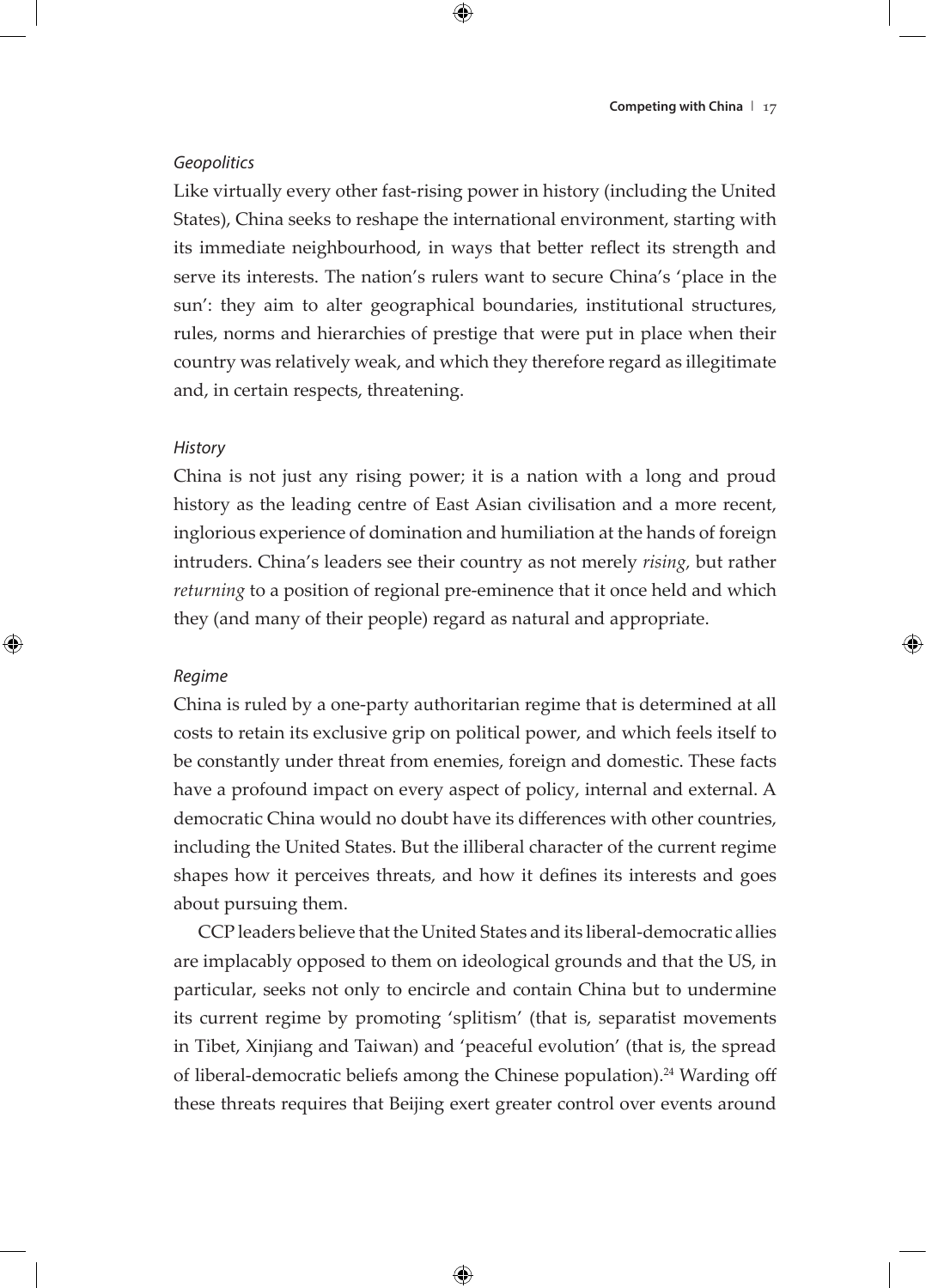*Geopolitics*

Like virtually every other fast-rising power in history (including the United States), China seeks to reshape the international environment, starting with its immediate neighbourhood, in ways that better reflect its strength and serve its interests. The nation's rulers want to secure China's 'place in the sun': they aim to alter geographical boundaries, institutional structures, rules, norms and hierarchies of prestige that were put in place when their country was relatively weak, and which they therefore regard as illegitimate and, in certain respects, threatening.

*History*

China is not just any rising power; it is a nation with a long and proud history as the leading centre of East Asian civilisation and a more recent, inglorious experience of domination and humiliation at the hands of foreign intruders. China's leaders see their country as not merely *rising,* but rather *returning* to a position of regional pre-eminence that it once held and which they (and many of their people) regard as natural and appropriate.

*Regime*

China is ruled by a one-party authoritarian regime that is determined at all costs to retain its exclusive grip on political power, and which feels itself to be constantly under threat from enemies, foreign and domestic. These facts have a profound impact on every aspect of policy, internal and external. A democratic China would no doubt have its differences with other countries, including the United States. But the illiberal character of the current regime shapes how it perceives threats, and how it defines its interests and goes about pursuing them.

CCP leaders believe that the United States and its liberal-democratic allies are implacably opposed to them on ideological grounds and that the US, in particular, seeks not only to encircle and contain China but to undermine its current regime by promoting 'splitism' (that is, separatist movements in Tibet, Xinjiang and Taiwan) and 'peaceful evolution' (that is, the spread of liberal-democratic beliefs among the Chinese population).[24] Warding off these threats requires that Beijing exert greater control over events around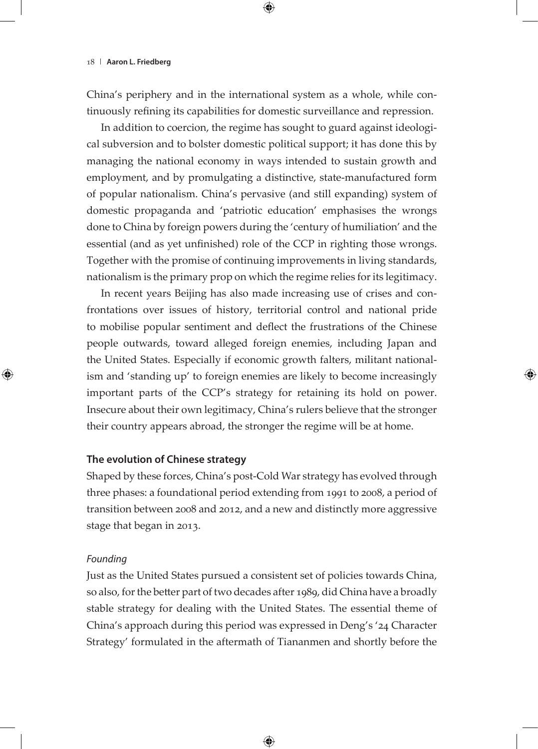China's periphery and in the international system as a whole, while continuously refining its capabilities for domestic surveillance and repression.

In addition to coercion, the regime has sought to guard against ideological subversion and to bolster domestic political support; it has done this by managing the national economy in ways intended to sustain growth and employment, and by promulgating a distinctive, state-manufactured form of popular nationalism. China's pervasive (and still expanding) system of domestic propaganda and 'patriotic education' emphasises the wrongs done to China by foreign powers during the 'century of humiliation' and the essential (and as yet unfinished) role of the CCP in righting those wrongs. Together with the promise of continuing improvements in living standards, nationalism is the primary prop on which the regime relies for its legitimacy.

In recent years Beijing has also made increasing use of crises and confrontations over issues of history, territorial control and national pride to mobilise popular sentiment and deflect the frustrations of the Chinese people outwards, toward alleged foreign enemies, including Japan and the United States. Especially if economic growth falters, militant nationalism and 'standing up' to foreign enemies are likely to become increasingly important parts of the CCP's strategy for retaining its hold on power. Insecure about their own legitimacy, China's rulers believe that the stronger their country appears abroad, the stronger the regime will be at home.

## The evolution of Chinese strategy

Shaped by these forces, China's post-Cold War strategy has evolved through three phases: a foundational period extending from 1991 to 2008, a period of transition between 2008 and 2012, and a new and distinctly more aggressive stage that began in 2013.

### *Founding*

Just as the United States pursued a consistent set of policies towards China, so also, for the better part of two decades after 1989, did China have a broadly stable strategy for dealing with the United States. The essential theme of China's approach during this period was expressed in Deng's '24 Character Strategy' formulated in the aftermath of Tiananmen and shortly before the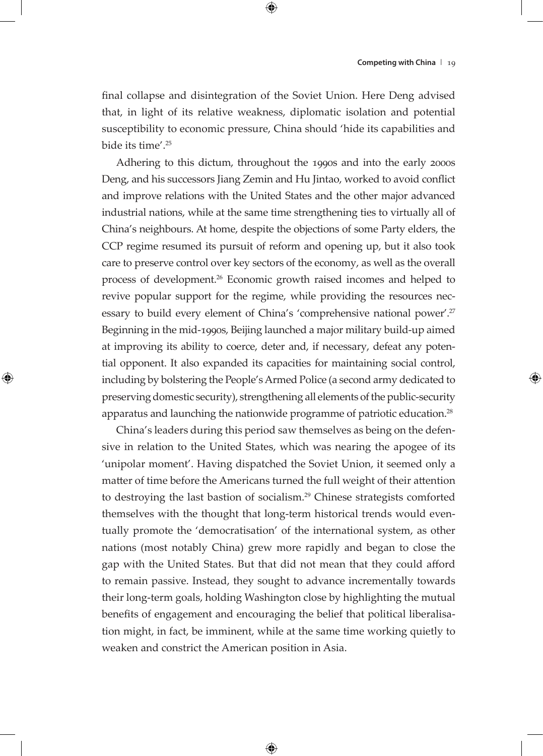final collapse and disintegration of the Soviet Union. Here Deng advised that, in light of its relative weakness, diplomatic isolation and potential susceptibility to economic pressure, China should 'hide its capabilities and bide its time'.[25]

Adhering to this dictum, throughout the 1990s and into the early 2000s Deng, and his successors Jiang Zemin and Hu Jintao, worked to avoid conflict and improve relations with the United States and the other major advanced industrial nations, while at the same time strengthening ties to virtually all of China's neighbours. At home, despite the objections of some Party elders, the CCP regime resumed its pursuit of reform and opening up, but it also took care to preserve control over key sectors of the economy, as well as the overall process of development.[26] Economic growth raised incomes and helped to revive popular support for the regime, while providing the resources necessary to build every element of China's 'comprehensive national power'.[27] Beginning in the mid-1990s, Beijing launched a major military build-up aimed at improving its ability to coerce, deter and, if necessary, defeat any potential opponent. It also expanded its capacities for maintaining social control, including by bolstering the People's Armed Police (a second army dedicated to preserving domestic security), strengthening all elements of the public-security apparatus and launching the nationwide programme of patriotic education.[28]

China's leaders during this period saw themselves as being on the defensive in relation to the United States, which was nearing the apogee of its 'unipolar moment'. Having dispatched the Soviet Union, it seemed only a matter of time before the Americans turned the full weight of their attention to destroying the last bastion of socialism.[29] Chinese strategists comforted themselves with the thought that long-term historical trends would eventually promote the 'democratisation' of the international system, as other nations (most notably China) grew more rapidly and began to close the gap with the United States. But that did not mean that they could afford to remain passive. Instead, they sought to advance incrementally towards their long-term goals, holding Washington close by highlighting the mutual benefits of engagement and encouraging the belief that political liberalisation might, in fact, be imminent, while at the same time working quietly to weaken and constrict the American position in Asia.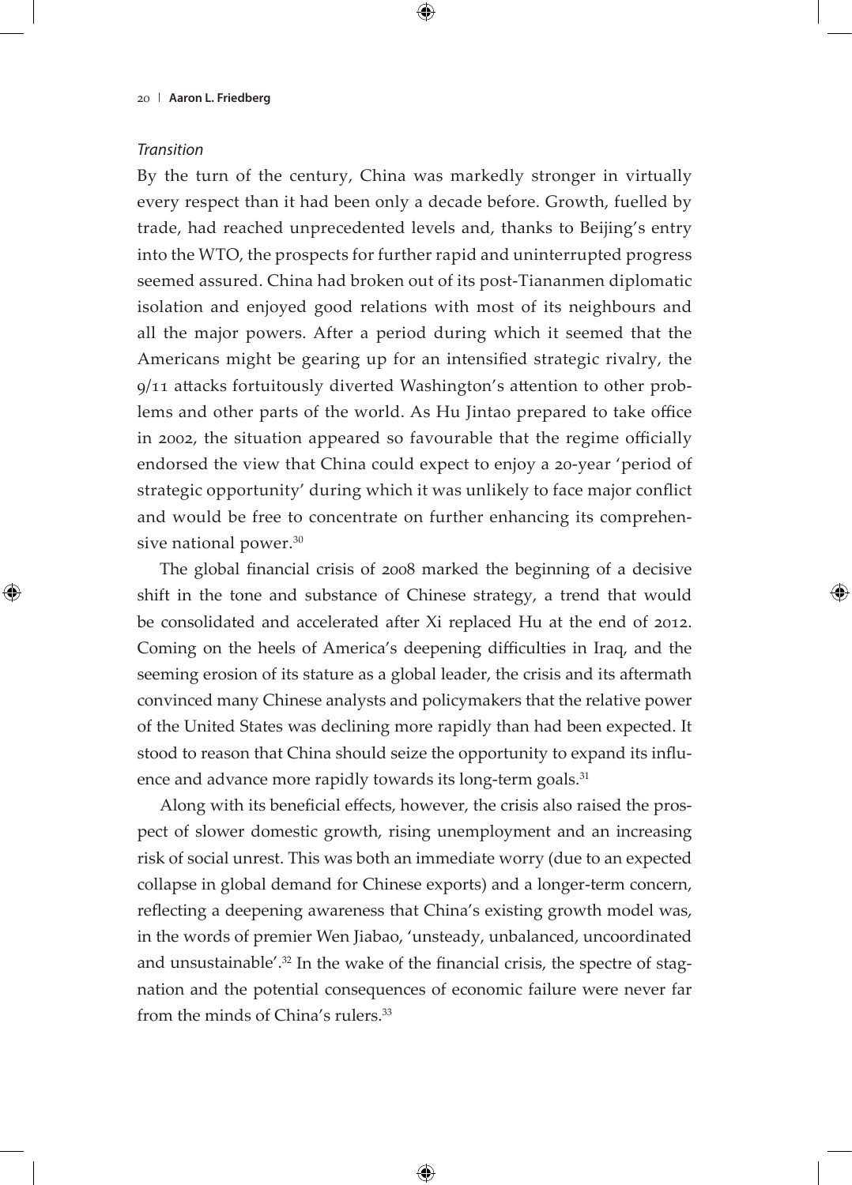*Transition*

By the turn of the century, China was markedly stronger in virtually every respect than it had been only a decade before. Growth, fuelled by trade, had reached unprecedented levels and, thanks to Beijing's entry into the WTO, the prospects for further rapid and uninterrupted progress seemed assured. China had broken out of its post-Tiananmen diplomatic isolation and enjoyed good relations with most of its neighbours and all the major powers. After a period during which it seemed that the Americans might be gearing up for an intensified strategic rivalry, the 9/11 attacks fortuitously diverted Washington's attention to other problems and other parts of the world. As Hu Jintao prepared to take office in 2002, the situation appeared so favourable that the regime officially endorsed the view that China could expect to enjoy a 20-year 'period of strategic opportunity' during which it was unlikely to face major conflict and would be free to concentrate on further enhancing its comprehensive national power.[30]

The global financial crisis of 2008 marked the beginning of a decisive shift in the tone and substance of Chinese strategy, a trend that would be consolidated and accelerated after Xi replaced Hu at the end of 2012. Coming on the heels of America's deepening difficulties in Iraq, and the seeming erosion of its stature as a global leader, the crisis and its aftermath convinced many Chinese analysts and policymakers that the relative power of the United States was declining more rapidly than had been expected. It stood to reason that China should seize the opportunity to expand its influence and advance more rapidly towards its long-term goals.[31]

Along with its beneficial effects, however, the crisis also raised the prospect of slower domestic growth, rising unemployment and an increasing risk of social unrest. This was both an immediate worry (due to an expected collapse in global demand for Chinese exports) and a longer-term concern, reflecting a deepening awareness that China's existing growth model was, in the words of premier Wen Jiabao, 'unsteady, unbalanced, uncoordinated and unsustainable'.[32] In the wake of the financial crisis, the spectre of stagnation and the potential consequences of economic failure were never far from the minds of China's rulers.[33]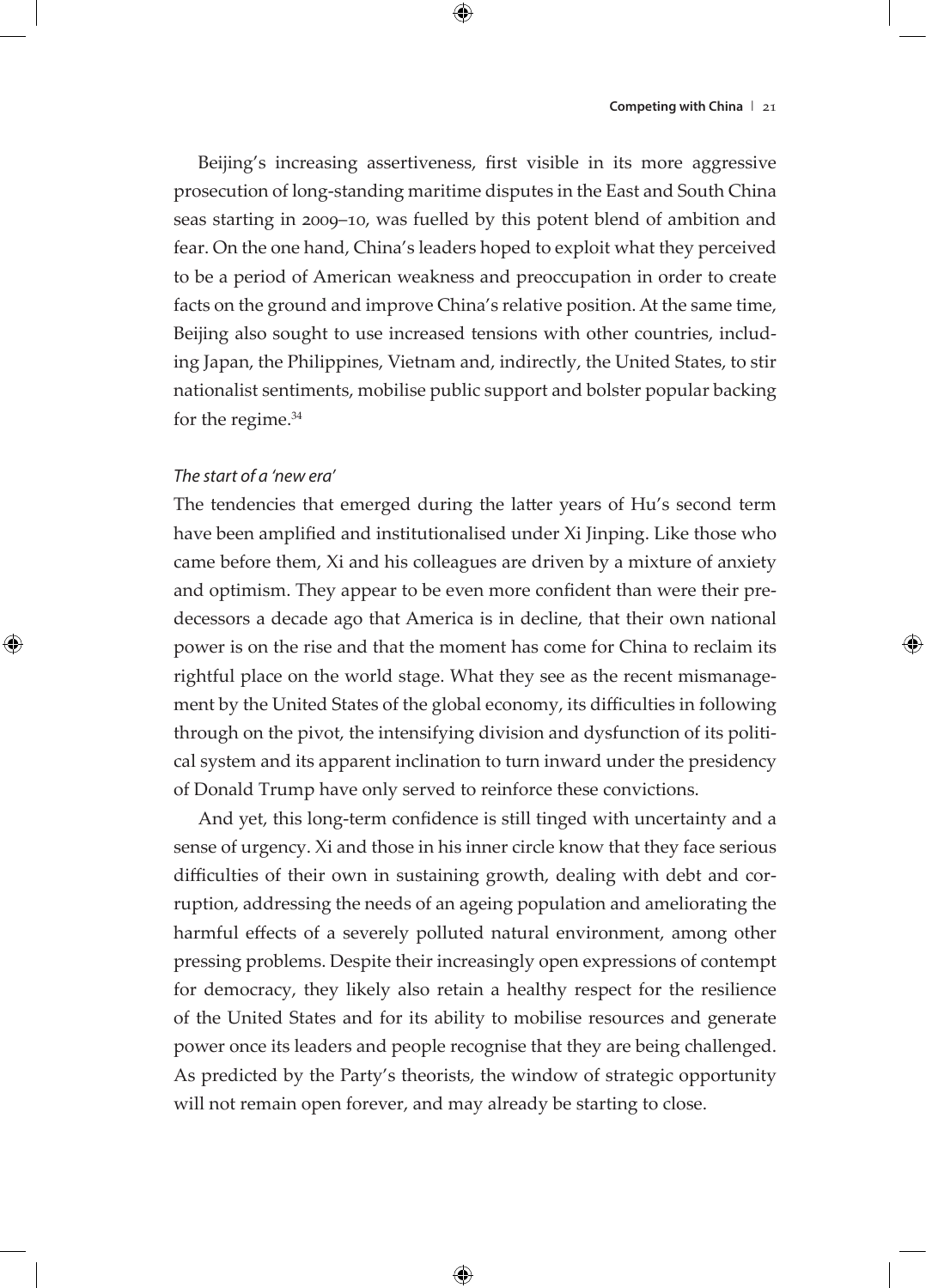Beijing's increasing assertiveness, first visible in its more aggressive prosecution of long-standing maritime disputes in the East and South China seas starting in 2009–10, was fuelled by this potent blend of ambition and fear. On the one hand, China's leaders hoped to exploit what they perceived to be a period of American weakness and preoccupation in order to create facts on the ground and improve China's relative position. At the same time, Beijing also sought to use increased tensions with other countries, including Japan, the Philippines, Vietnam and, indirectly, the United States, to stir nationalist sentiments, mobilise public support and bolster popular backing for the regime.[34]

### *The start of a 'new era'*

The tendencies that emerged during the latter years of Hu's second term have been amplified and institutionalised under Xi Jinping. Like those who came before them, Xi and his colleagues are driven by a mixture of anxiety and optimism. They appear to be even more confident than were their predecessors a decade ago that America is in decline, that their own national power is on the rise and that the moment has come for China to reclaim its rightful place on the world stage. What they see as the recent mismanagement by the United States of the global economy, its difficulties in following through on the pivot, the intensifying division and dysfunction of its political system and its apparent inclination to turn inward under the presidency of Donald Trump have only served to reinforce these convictions.

And yet, this long-term confidence is still tinged with uncertainty and a sense of urgency. Xi and those in his inner circle know that they face serious difficulties of their own in sustaining growth, dealing with debt and corruption, addressing the needs of an ageing population and ameliorating the harmful effects of a severely polluted natural environment, among other pressing problems. Despite their increasingly open expressions of contempt for democracy, they likely also retain a healthy respect for the resilience of the United States and for its ability to mobilise resources and generate power once its leaders and people recognise that they are being challenged. As predicted by the Party's theorists, the window of strategic opportunity will not remain open forever, and may already be starting to close.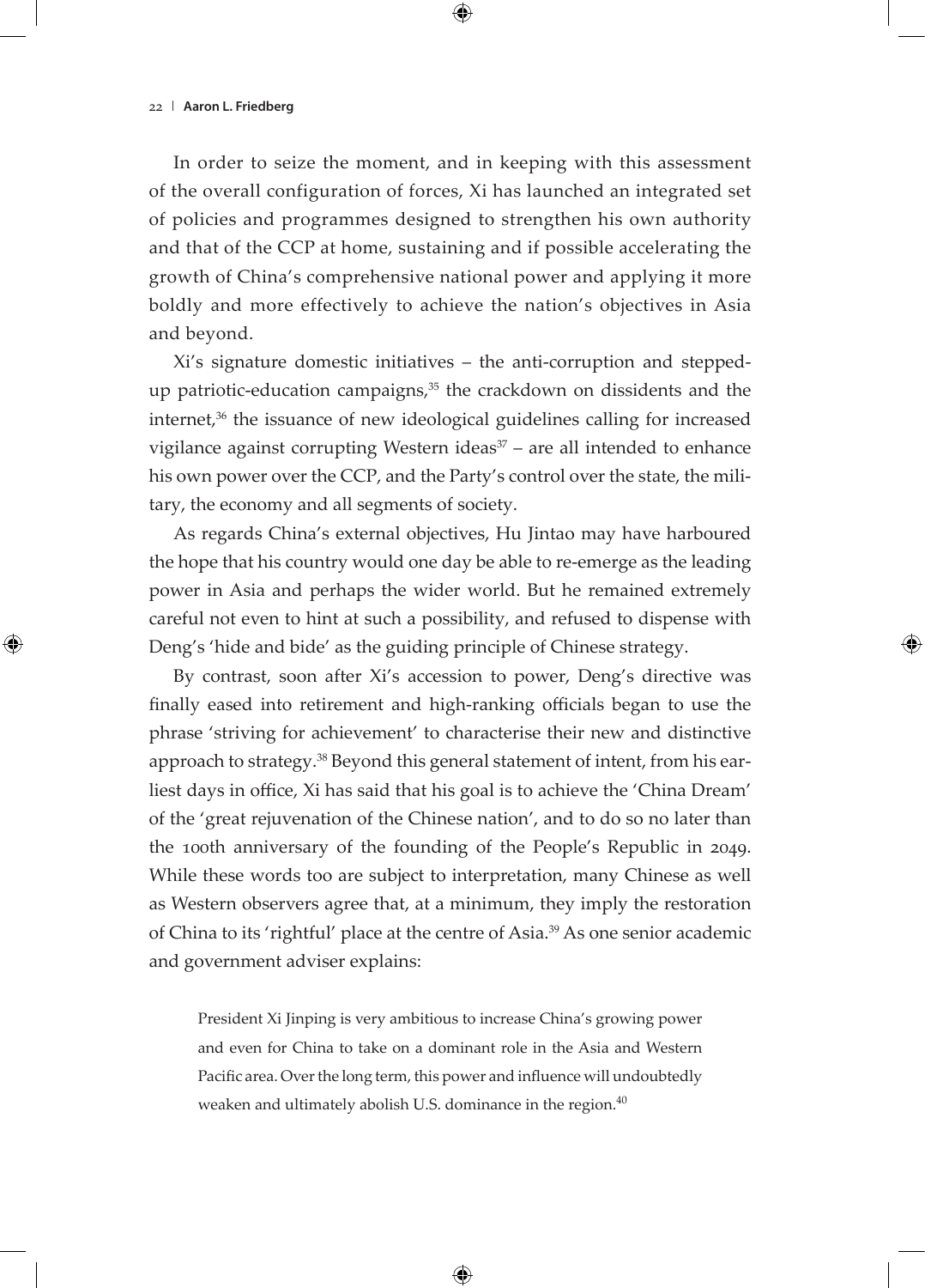In order to seize the moment, and in keeping with this assessment of the overall configuration of forces, Xi has launched an integrated set of policies and programmes designed to strengthen his own authority and that of the CCP at home, sustaining and if possible accelerating the growth of China's comprehensive national power and applying it more boldly and more effectively to achieve the nation's objectives in Asia and beyond.

Xi's signature domestic initiatives – the anti-corruption and stepped-up patriotic-education campaigns,[35] the crackdown on dissidents and the internet,[36] the issuance of new ideological guidelines calling for increased vigilance against corrupting Western ideas[37] – are all intended to enhance his own power over the CCP, and the Party's control over the state, the military, the economy and all segments of society.

As regards China's external objectives, Hu Jintao may have harboured the hope that his country would one day be able to re-emerge as the leading power in Asia and perhaps the wider world. But he remained extremely careful not even to hint at such a possibility, and refused to dispense with Deng's 'hide and bide' as the guiding principle of Chinese strategy.

By contrast, soon after Xi's accession to power, Deng's directive was finally eased into retirement and high-ranking officials began to use the phrase 'striving for achievement' to characterise their new and distinctive approach to strategy.[38] Beyond this general statement of intent, from his earliest days in office, Xi has said that his goal is to achieve the 'China Dream' of the 'great rejuvenation of the Chinese nation', and to do so no later than the 100th anniversary of the founding of the People's Republic in 2049. While these words too are subject to interpretation, many Chinese as well as Western observers agree that, at a minimum, they imply the restoration of China to its 'rightful' place at the centre of Asia.[39] As one senior academic and government adviser explains:

> President Xi Jinping is very ambitious to increase China's growing power and even for China to take on a dominant role in the Asia and Western Pacific area. Over the long term, this power and influence will undoubtedly weaken and ultimately abolish U.S. dominance in the region.[40]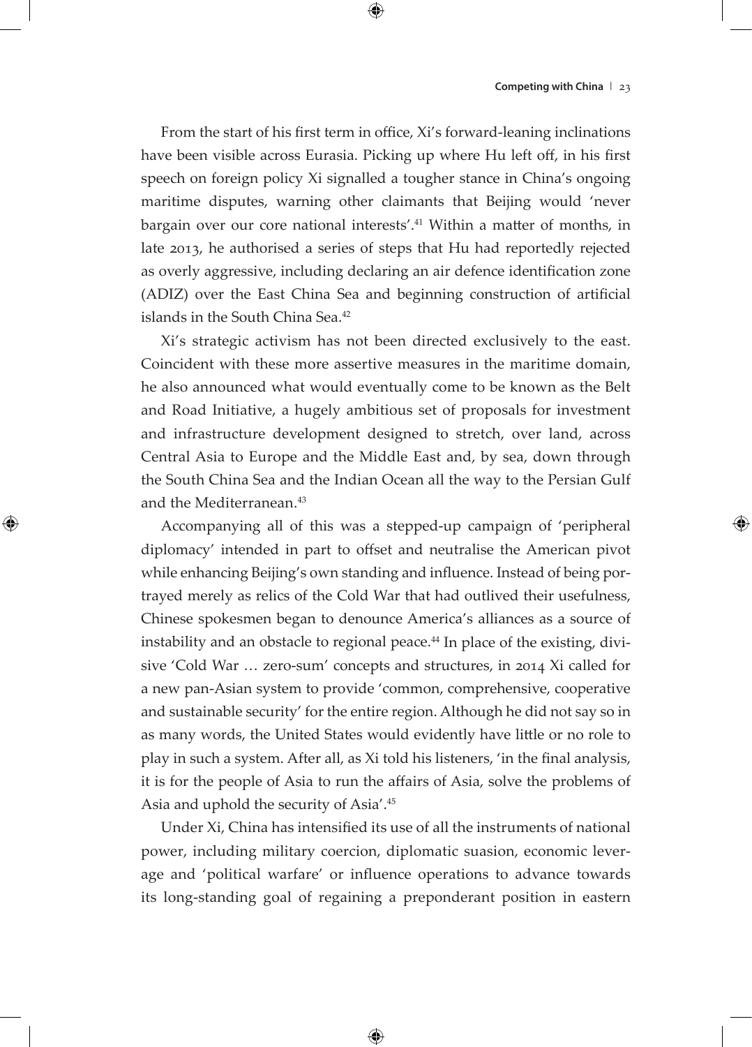From the start of his first term in office, Xi's forward-leaning inclinations have been visible across Eurasia. Picking up where Hu left off, in his first speech on foreign policy Xi signalled a tougher stance in China's ongoing maritime disputes, warning other claimants that Beijing would 'never bargain over our core national interests'.[41] Within a matter of months, in late 2013, he authorised a series of steps that Hu had reportedly rejected as overly aggressive, including declaring an air defence identification zone (ADIZ) over the East China Sea and beginning construction of artificial islands in the South China Sea.[42]

Xi's strategic activism has not been directed exclusively to the east. Coincident with these more assertive measures in the maritime domain, he also announced what would eventually come to be known as the Belt and Road Initiative, a hugely ambitious set of proposals for investment and infrastructure development designed to stretch, over land, across Central Asia to Europe and the Middle East and, by sea, down through the South China Sea and the Indian Ocean all the way to the Persian Gulf and the Mediterranean.[43]

Accompanying all of this was a stepped-up campaign of 'peripheral diplomacy' intended in part to offset and neutralise the American pivot while enhancing Beijing's own standing and influence. Instead of being portrayed merely as relics of the Cold War that had outlived their usefulness, Chinese spokesmen began to denounce America's alliances as a source of instability and an obstacle to regional peace.[44] In place of the existing, divisive 'Cold War … zero-sum' concepts and structures, in 2014 Xi called for a new pan-Asian system to provide 'common, comprehensive, cooperative and sustainable security' for the entire region. Although he did not say so in as many words, the United States would evidently have little or no role to play in such a system. After all, as Xi told his listeners, 'in the final analysis, it is for the people of Asia to run the affairs of Asia, solve the problems of Asia and uphold the security of Asia'.[45]

Under Xi, China has intensified its use of all the instruments of national power, including military coercion, diplomatic suasion, economic leverage and 'political warfare' or influence operations to advance towards its long-standing goal of regaining a preponderant position in eastern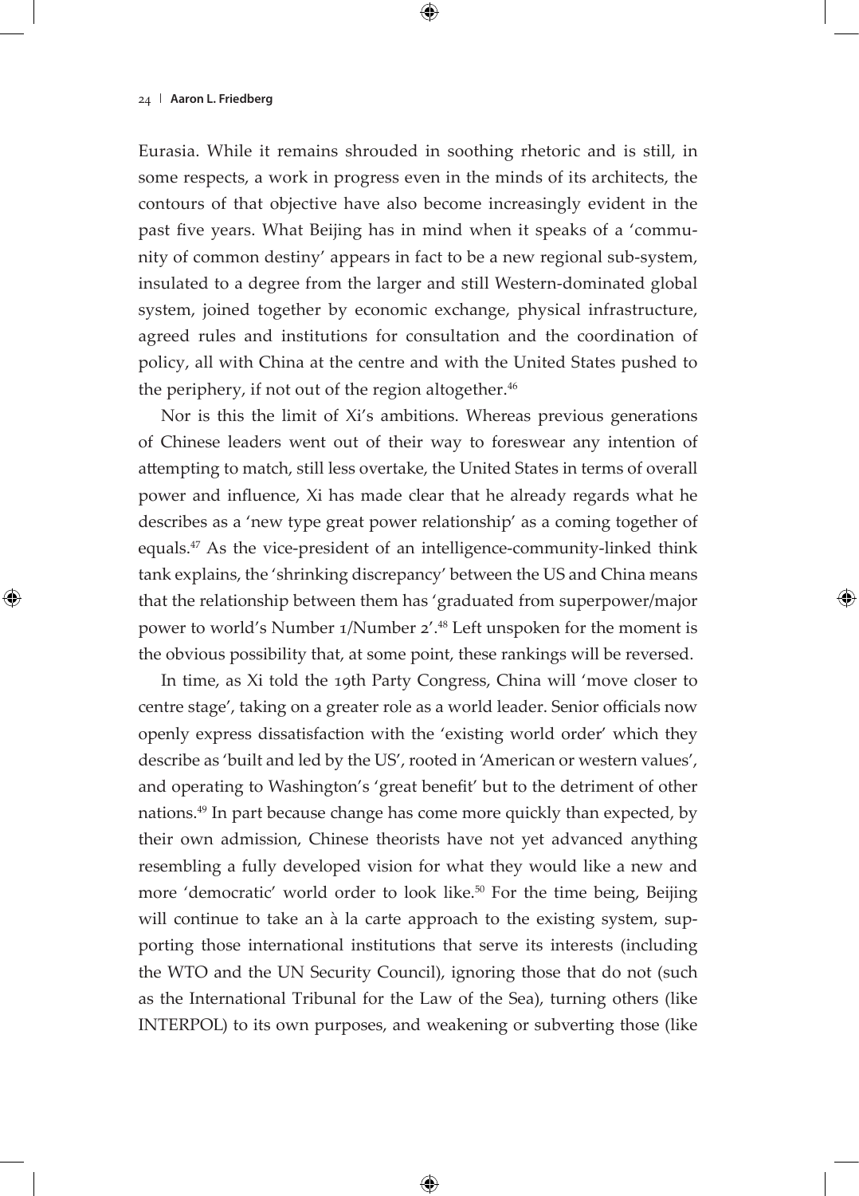Eurasia. While it remains shrouded in soothing rhetoric and is still, in some respects, a work in progress even in the minds of its architects, the contours of that objective have also become increasingly evident in the past five years. What Beijing has in mind when it speaks of a 'community of common destiny' appears in fact to be a new regional sub-system, insulated to a degree from the larger and still Western-dominated global system, joined together by economic exchange, physical infrastructure, agreed rules and institutions for consultation and the coordination of policy, all with China at the centre and with the United States pushed to the periphery, if not out of the region altogether.[46]

Nor is this the limit of Xi's ambitions. Whereas previous generations of Chinese leaders went out of their way to foreswear any intention of attempting to match, still less overtake, the United States in terms of overall power and influence, Xi has made clear that he already regards what he describes as a 'new type great power relationship' as a coming together of equals.[47] As the vice-president of an intelligence-community-linked think tank explains, the 'shrinking discrepancy' between the US and China means that the relationship between them has 'graduated from superpower/major power to world's Number 1/Number 2'.[48] Left unspoken for the moment is the obvious possibility that, at some point, these rankings will be reversed.

In time, as Xi told the 19th Party Congress, China will 'move closer to centre stage', taking on a greater role as a world leader. Senior officials now openly express dissatisfaction with the 'existing world order' which they describe as 'built and led by the US', rooted in 'American or western values', and operating to Washington's 'great benefit' but to the detriment of other nations.[49] In part because change has come more quickly than expected, by their own admission, Chinese theorists have not yet advanced anything resembling a fully developed vision for what they would like a new and more 'democratic' world order to look like.[50] For the time being, Beijing will continue to take an à la carte approach to the existing system, supporting those international institutions that serve its interests (including the WTO and the UN Security Council), ignoring those that do not (such as the International Tribunal for the Law of the Sea), turning others (like INTERPOL) to its own purposes, and weakening or subverting those (like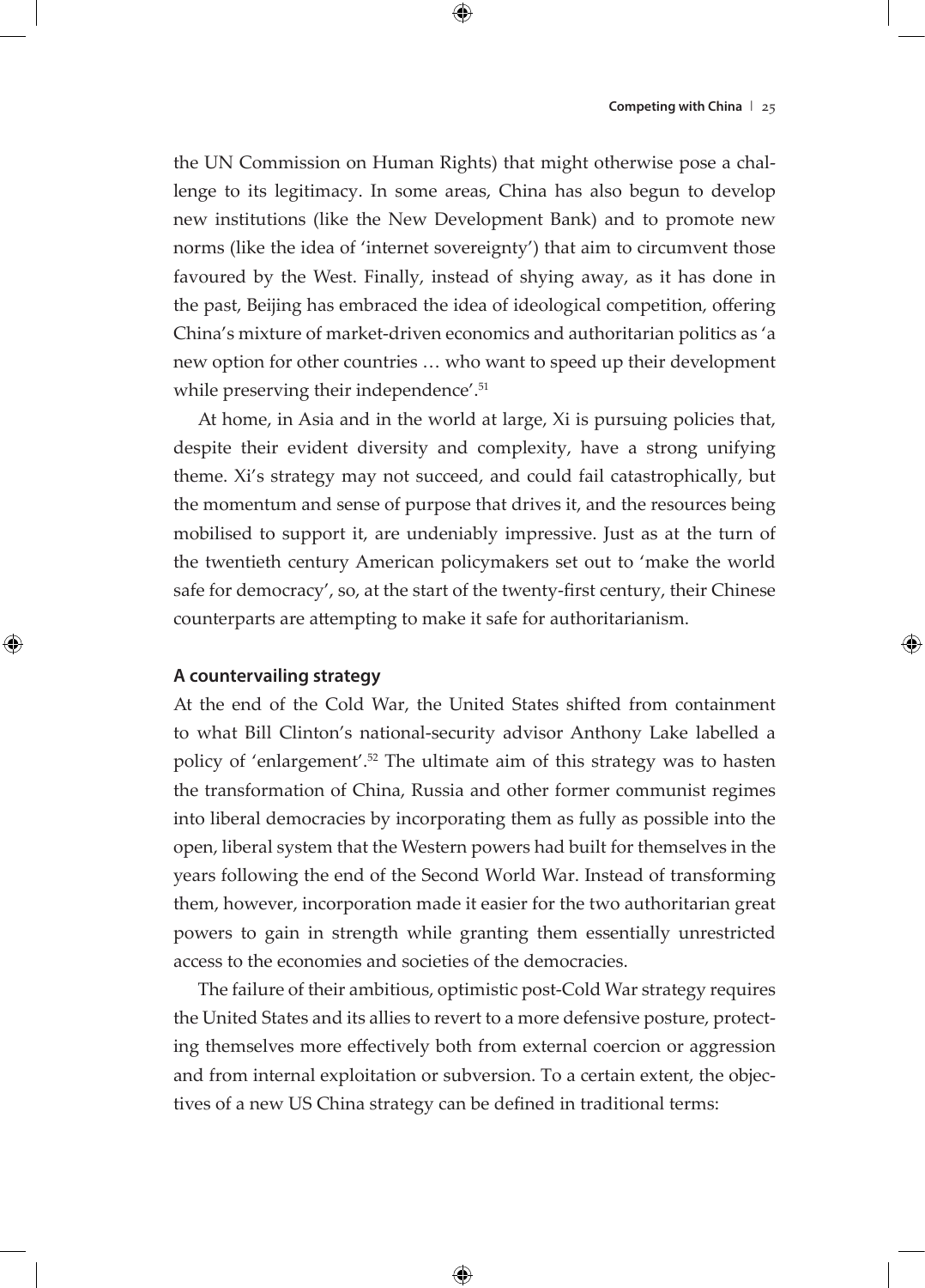the UN Commission on Human Rights) that might otherwise pose a challenge to its legitimacy. In some areas, China has also begun to develop new institutions (like the New Development Bank) and to promote new norms (like the idea of 'internet sovereignty') that aim to circumvent those favoured by the West. Finally, instead of shying away, as it has done in the past, Beijing has embraced the idea of ideological competition, offering China's mixture of market-driven economics and authoritarian politics as 'a new option for other countries … who want to speed up their development while preserving their independence'.[51]

At home, in Asia and in the world at large, Xi is pursuing policies that, despite their evident diversity and complexity, have a strong unifying theme. Xi's strategy may not succeed, and could fail catastrophically, but the momentum and sense of purpose that drives it, and the resources being mobilised to support it, are undeniably impressive. Just as at the turn of the twentieth century American policymakers set out to 'make the world safe for democracy', so, at the start of the twenty-first century, their Chinese counterparts are attempting to make it safe for authoritarianism.

### A countervailing strategy

At the end of the Cold War, the United States shifted from containment to what Bill Clinton's national-security advisor Anthony Lake labelled a policy of 'enlargement'.[52] The ultimate aim of this strategy was to hasten the transformation of China, Russia and other former communist regimes into liberal democracies by incorporating them as fully as possible into the open, liberal system that the Western powers had built for themselves in the years following the end of the Second World War. Instead of transforming them, however, incorporation made it easier for the two authoritarian great powers to gain in strength while granting them essentially unrestricted access to the economies and societies of the democracies.

The failure of their ambitious, optimistic post-Cold War strategy requires the United States and its allies to revert to a more defensive posture, protecting themselves more effectively both from external coercion or aggression and from internal exploitation or subversion. To a certain extent, the objectives of a new US China strategy can be defined in traditional terms: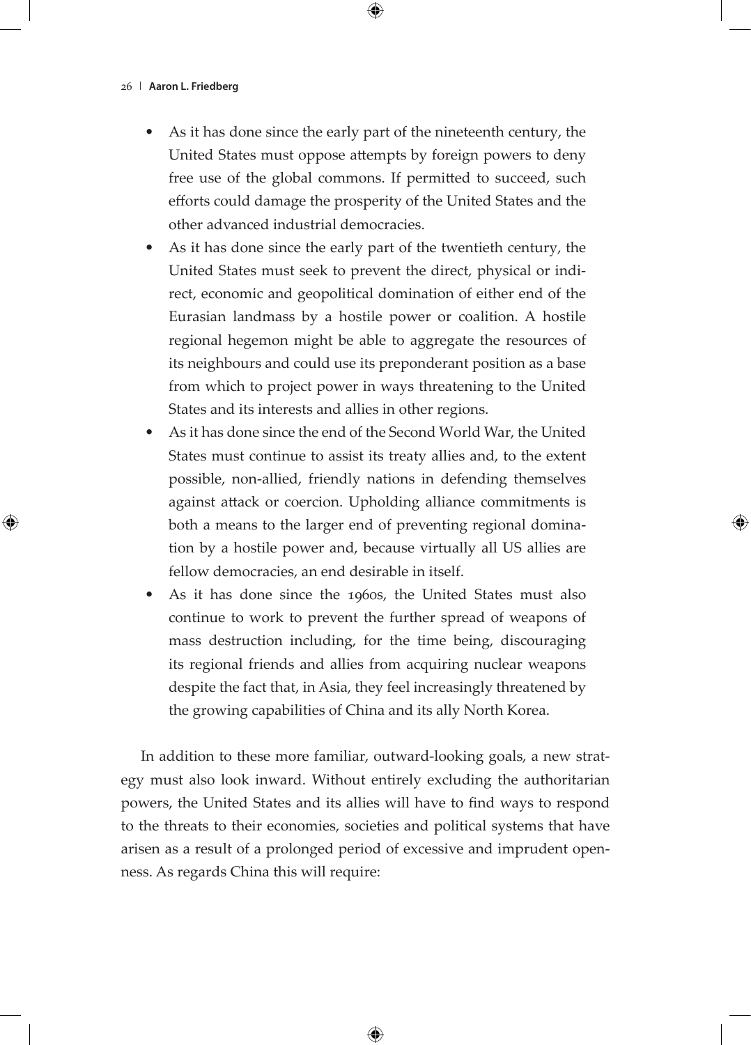- As it has done since the early part of the nineteenth century, the United States must oppose attempts by foreign powers to deny free use of the global commons. If permitted to succeed, such efforts could damage the prosperity of the United States and the other advanced industrial democracies.
- As it has done since the early part of the twentieth century, the United States must seek to prevent the direct, physical or indirect, economic and geopolitical domination of either end of the Eurasian landmass by a hostile power or coalition. A hostile regional hegemon might be able to aggregate the resources of its neighbours and could use its preponderant position as a base from which to project power in ways threatening to the United States and its interests and allies in other regions.
- As it has done since the end of the Second World War, the United States must continue to assist its treaty allies and, to the extent possible, non-allied, friendly nations in defending themselves against attack or coercion. Upholding alliance commitments is both a means to the larger end of preventing regional domination by a hostile power and, because virtually all US allies are fellow democracies, an end desirable in itself.
- As it has done since the 1960s, the United States must also continue to work to prevent the further spread of weapons of mass destruction including, for the time being, discouraging its regional friends and allies from acquiring nuclear weapons despite the fact that, in Asia, they feel increasingly threatened by the growing capabilities of China and its ally North Korea.

In addition to these more familiar, outward-looking goals, a new strategy must also look inward. Without entirely excluding the authoritarian powers, the United States and its allies will have to find ways to respond to the threats to their economies, societies and political systems that have arisen as a result of a prolonged period of excessive and imprudent openness. As regards China this will require: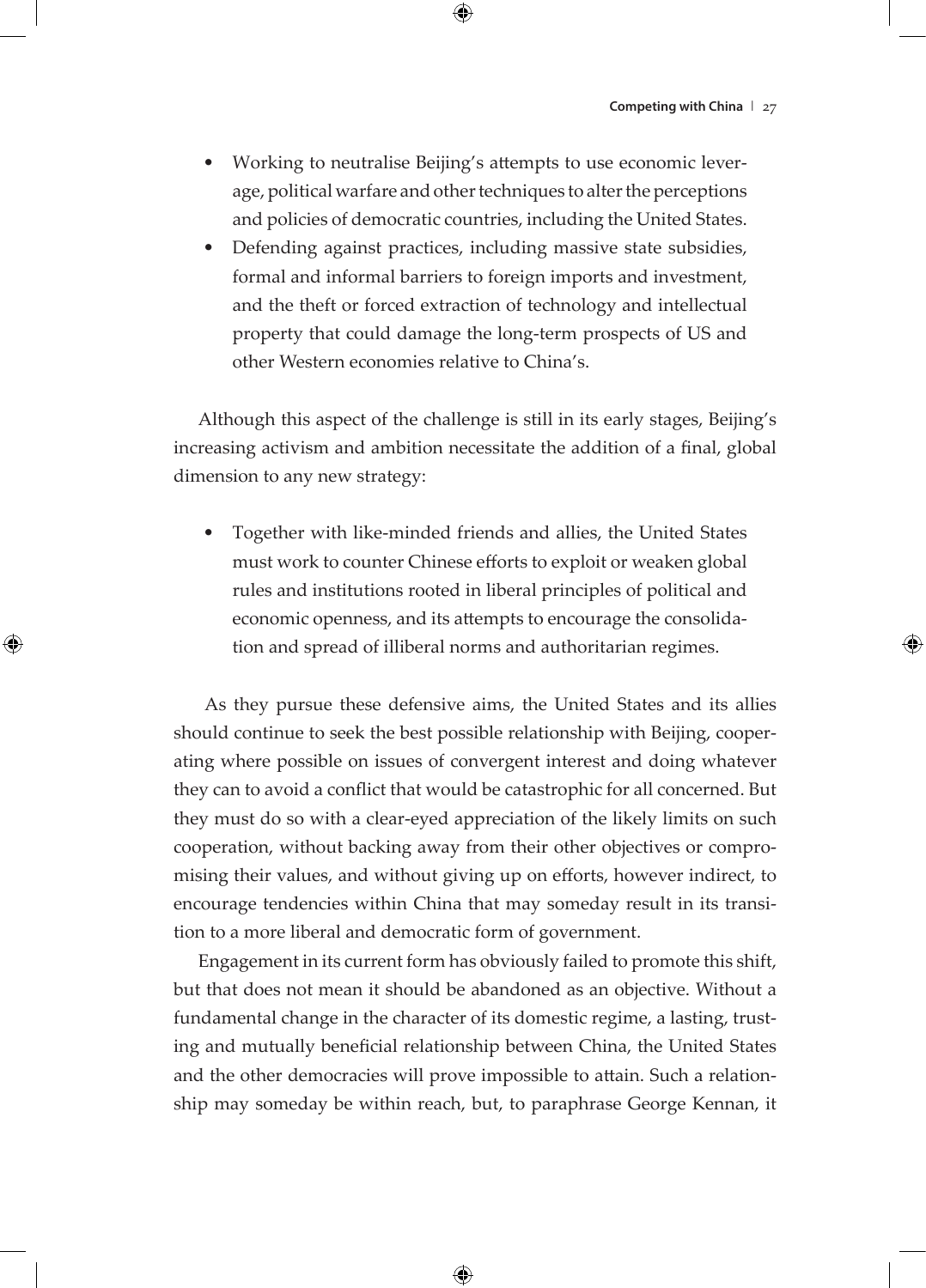- Working to neutralise Beijing's attempts to use economic leverage, political warfare and other techniques to alter the perceptions and policies of democratic countries, including the United States.
- Defending against practices, including massive state subsidies, formal and informal barriers to foreign imports and investment, and the theft or forced extraction of technology and intellectual property that could damage the long-term prospects of US and other Western economies relative to China's.

Although this aspect of the challenge is still in its early stages, Beijing's increasing activism and ambition necessitate the addition of a final, global dimension to any new strategy:

- Together with like-minded friends and allies, the United States must work to counter Chinese efforts to exploit or weaken global rules and institutions rooted in liberal principles of political and economic openness, and its attempts to encourage the consolidation and spread of illiberal norms and authoritarian regimes.

As they pursue these defensive aims, the United States and its allies should continue to seek the best possible relationship with Beijing, cooperating where possible on issues of convergent interest and doing whatever they can to avoid a conflict that would be catastrophic for all concerned. But they must do so with a clear-eyed appreciation of the likely limits on such cooperation, without backing away from their other objectives or compromising their values, and without giving up on efforts, however indirect, to encourage tendencies within China that may someday result in its transition to a more liberal and democratic form of government.

Engagement in its current form has obviously failed to promote this shift, but that does not mean it should be abandoned as an objective. Without a fundamental change in the character of its domestic regime, a lasting, trusting and mutually beneficial relationship between China, the United States and the other democracies will prove impossible to attain. Such a relationship may someday be within reach, but, to paraphrase George Kennan, it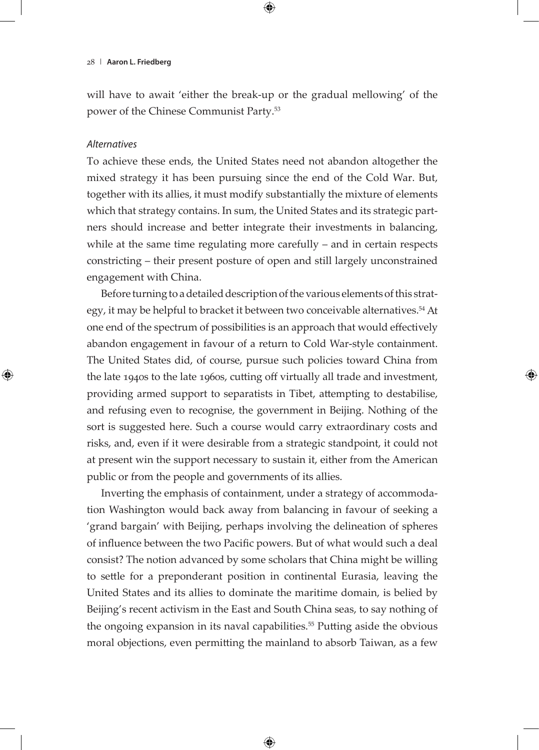will have to await 'either the break-up or the gradual mellowing' of the power of the Chinese Communist Party.[53]

*Alternatives*

To achieve these ends, the United States need not abandon altogether the mixed strategy it has been pursuing since the end of the Cold War. But, together with its allies, it must modify substantially the mixture of elements which that strategy contains. In sum, the United States and its strategic partners should increase and better integrate their investments in balancing, while at the same time regulating more carefully – and in certain respects constricting – their present posture of open and still largely unconstrained engagement with China.

Before turning to a detailed description of the various elements of this strategy, it may be helpful to bracket it between two conceivable alternatives.[54] At one end of the spectrum of possibilities is an approach that would effectively abandon engagement in favour of a return to Cold War-style containment. The United States did, of course, pursue such policies toward China from the late 1940s to the late 1960s, cutting off virtually all trade and investment, providing armed support to separatists in Tibet, attempting to destabilise, and refusing even to recognise, the government in Beijing. Nothing of the sort is suggested here. Such a course would carry extraordinary costs and risks, and, even if it were desirable from a strategic standpoint, it could not at present win the support necessary to sustain it, either from the American public or from the people and governments of its allies.

Inverting the emphasis of containment, under a strategy of accommodation Washington would back away from balancing in favour of seeking a 'grand bargain' with Beijing, perhaps involving the delineation of spheres of influence between the two Pacific powers. But of what would such a deal consist? The notion advanced by some scholars that China might be willing to settle for a preponderant position in continental Eurasia, leaving the United States and its allies to dominate the maritime domain, is belied by Beijing's recent activism in the East and South China seas, to say nothing of the ongoing expansion in its naval capabilities.[55] Putting aside the obvious moral objections, even permitting the mainland to absorb Taiwan, as a few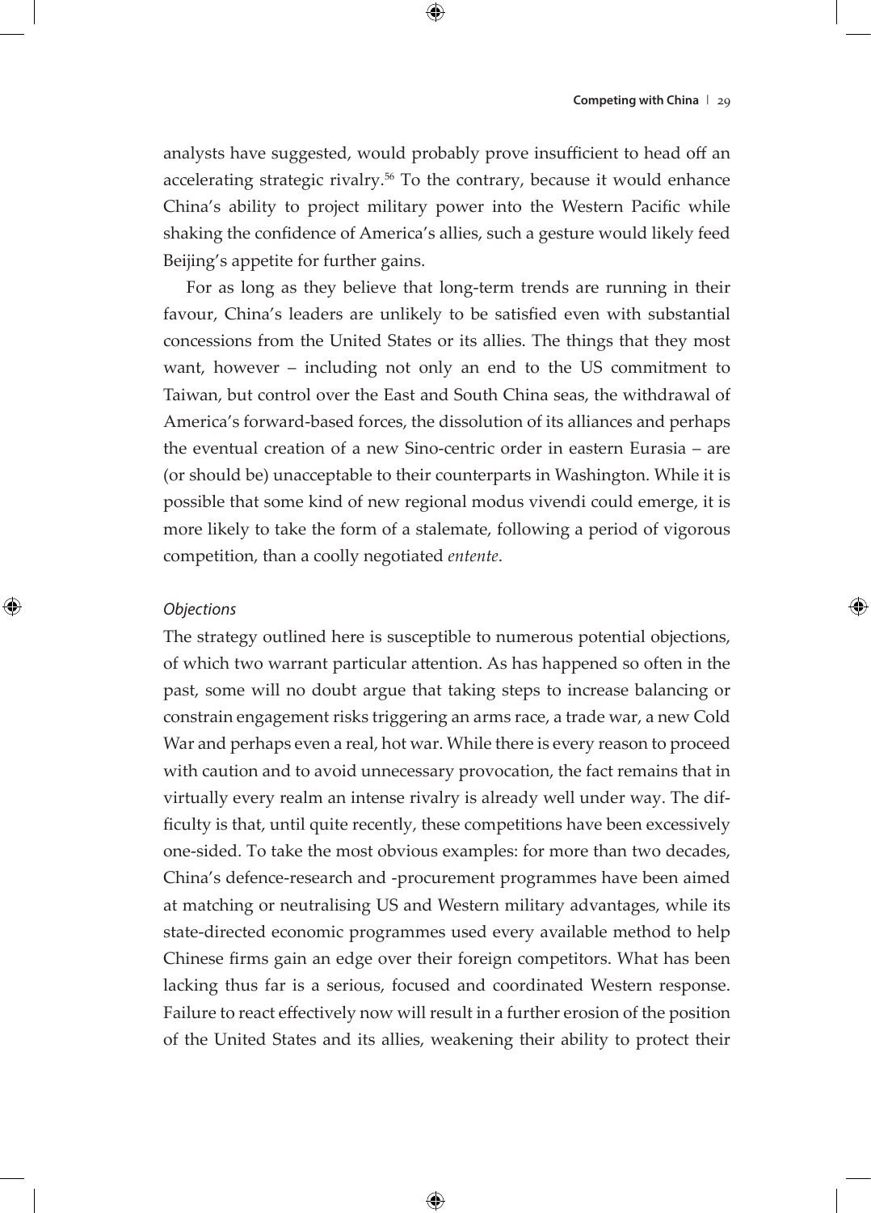analysts have suggested, would probably prove insufficient to head off an accelerating strategic rivalry.[56] To the contrary, because it would enhance China's ability to project military power into the Western Pacific while shaking the confidence of America's allies, such a gesture would likely feed Beijing's appetite for further gains.

For as long as they believe that long-term trends are running in their favour, China's leaders are unlikely to be satisfied even with substantial concessions from the United States or its allies. The things that they most want, however – including not only an end to the US commitment to Taiwan, but control over the East and South China seas, the withdrawal of America's forward-based forces, the dissolution of its alliances and perhaps the eventual creation of a new Sino-centric order in eastern Eurasia – are (or should be) unacceptable to their counterparts in Washington. While it is possible that some kind of new regional modus vivendi could emerge, it is more likely to take the form of a stalemate, following a period of vigorous competition, than a coolly negotiated *entente*.

### *Objections*

The strategy outlined here is susceptible to numerous potential objections, of which two warrant particular attention. As has happened so often in the past, some will no doubt argue that taking steps to increase balancing or constrain engagement risks triggering an arms race, a trade war, a new Cold War and perhaps even a real, hot war. While there is every reason to proceed with caution and to avoid unnecessary provocation, the fact remains that in virtually every realm an intense rivalry is already well under way. The difficulty is that, until quite recently, these competitions have been excessively one-sided. To take the most obvious examples: for more than two decades, China's defence-research and -procurement programmes have been aimed at matching or neutralising US and Western military advantages, while its state-directed economic programmes used every available method to help Chinese firms gain an edge over their foreign competitors. What has been lacking thus far is a serious, focused and coordinated Western response. Failure to react effectively now will result in a further erosion of the position of the United States and its allies, weakening their ability to protect their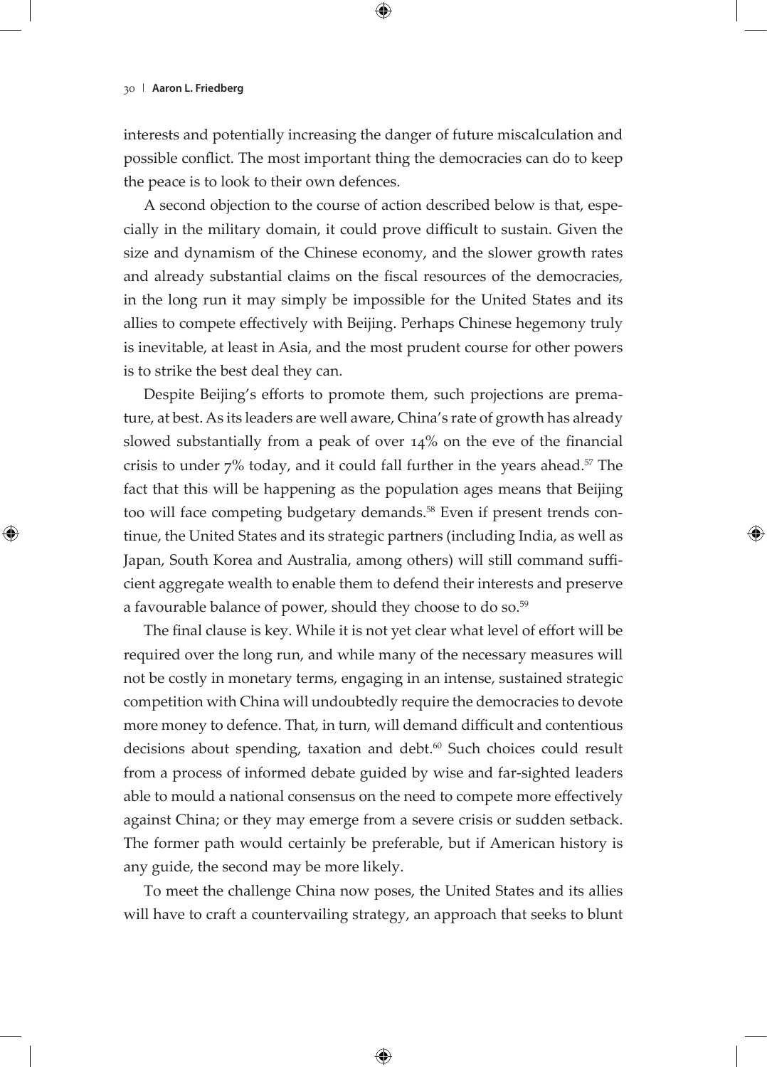interests and potentially increasing the danger of future miscalculation and possible conflict. The most important thing the democracies can do to keep the peace is to look to their own defences.

A second objection to the course of action described below is that, especially in the military domain, it could prove difficult to sustain. Given the size and dynamism of the Chinese economy, and the slower growth rates and already substantial claims on the fiscal resources of the democracies, in the long run it may simply be impossible for the United States and its allies to compete effectively with Beijing. Perhaps Chinese hegemony truly is inevitable, at least in Asia, and the most prudent course for other powers is to strike the best deal they can.

Despite Beijing's efforts to promote them, such projections are premature, at best. As its leaders are well aware, China's rate of growth has already slowed substantially from a peak of over 14% on the eve of the financial crisis to under 7% today, and it could fall further in the years ahead.[57] The fact that this will be happening as the population ages means that Beijing too will face competing budgetary demands.[58] Even if present trends continue, the United States and its strategic partners (including India, as well as Japan, South Korea and Australia, among others) will still command sufficient aggregate wealth to enable them to defend their interests and preserve a favourable balance of power, should they choose to do so.[59]

The final clause is key. While it is not yet clear what level of effort will be required over the long run, and while many of the necessary measures will not be costly in monetary terms, engaging in an intense, sustained strategic competition with China will undoubtedly require the democracies to devote more money to defence. That, in turn, will demand difficult and contentious decisions about spending, taxation and debt.[60] Such choices could result from a process of informed debate guided by wise and far-sighted leaders able to mould a national consensus on the need to compete more effectively against China; or they may emerge from a severe crisis or sudden setback. The former path would certainly be preferable, but if American history is any guide, the second may be more likely.

To meet the challenge China now poses, the United States and its allies will have to craft a countervailing strategy, an approach that seeks to blunt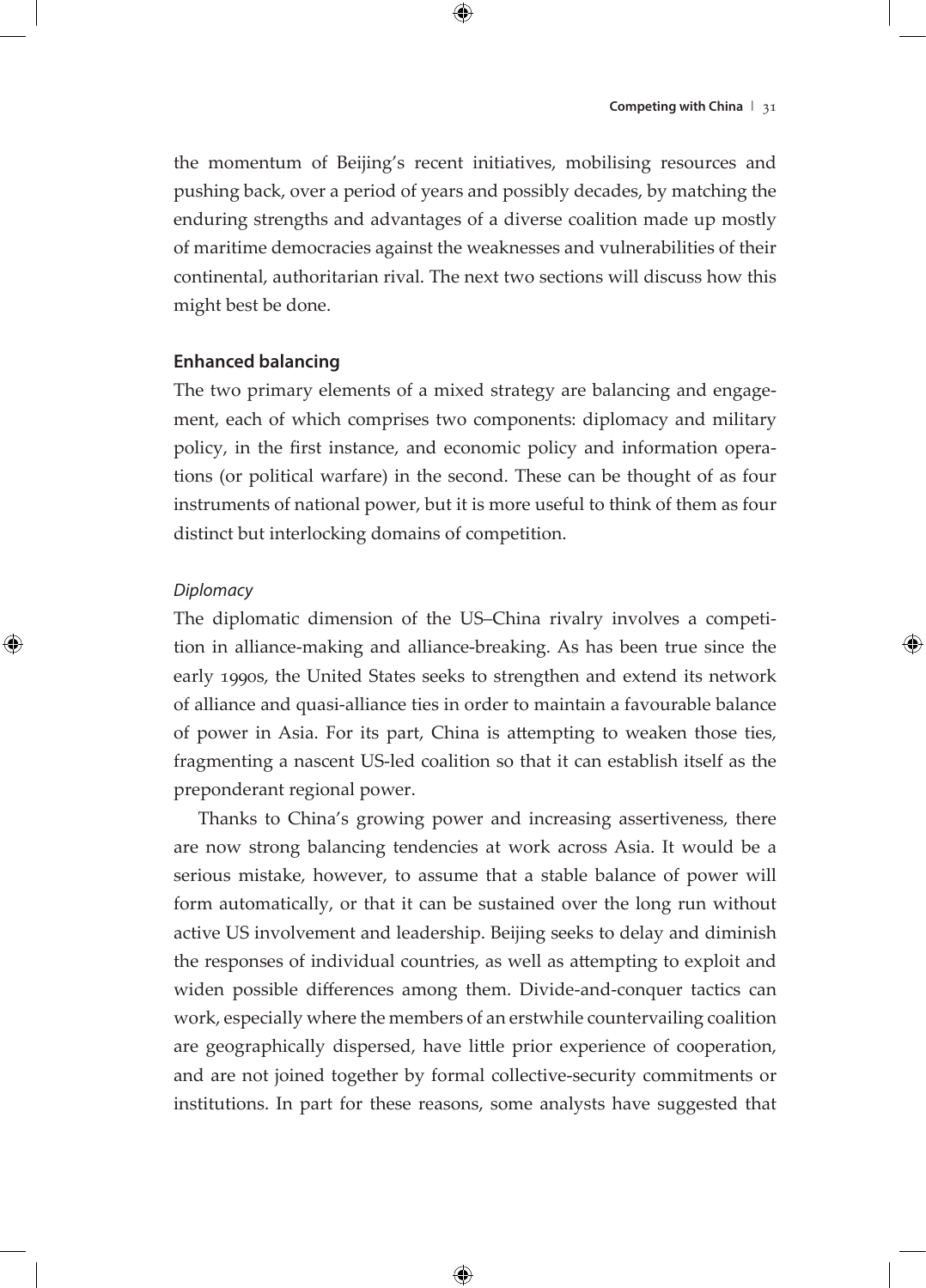the momentum of Beijing's recent initiatives, mobilising resources and pushing back, over a period of years and possibly decades, by matching the enduring strengths and advantages of a diverse coalition made up mostly of maritime democracies against the weaknesses and vulnerabilities of their continental, authoritarian rival. The next two sections will discuss how this might best be done.

## Enhanced balancing

The two primary elements of a mixed strategy are balancing and engagement, each of which comprises two components: diplomacy and military policy, in the first instance, and economic policy and information operations (or political warfare) in the second. These can be thought of as four instruments of national power, but it is more useful to think of them as four distinct but interlocking domains of competition.

### *Diplomacy*

The diplomatic dimension of the US–China rivalry involves a competition in alliance-making and alliance-breaking. As has been true since the early 1990s, the United States seeks to strengthen and extend its network of alliance and quasi-alliance ties in order to maintain a favourable balance of power in Asia. For its part, China is attempting to weaken those ties, fragmenting a nascent US-led coalition so that it can establish itself as the preponderant regional power.

Thanks to China's growing power and increasing assertiveness, there are now strong balancing tendencies at work across Asia. It would be a serious mistake, however, to assume that a stable balance of power will form automatically, or that it can be sustained over the long run without active US involvement and leadership. Beijing seeks to delay and diminish the responses of individual countries, as well as attempting to exploit and widen possible differences among them. Divide-and-conquer tactics can work, especially where the members of an erstwhile countervailing coalition are geographically dispersed, have little prior experience of cooperation, and are not joined together by formal collective-security commitments or institutions. In part for these reasons, some analysts have suggested that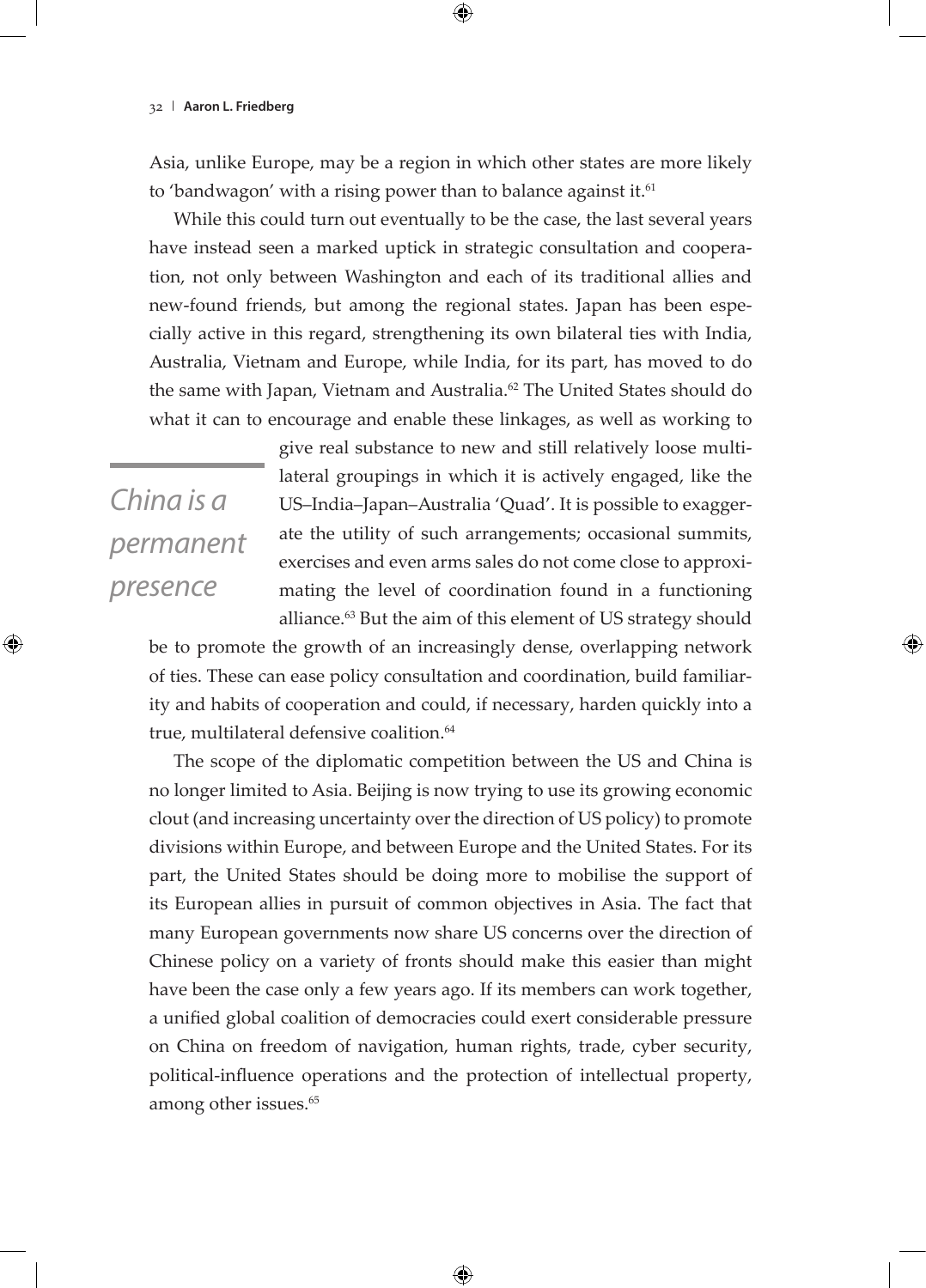Asia, unlike Europe, may be a region in which other states are more likely to 'bandwagon' with a rising power than to balance against it.[61]

While this could turn out eventually to be the case, the last several years have instead seen a marked uptick in strategic consultation and cooperation, not only between Washington and each of its traditional allies and new-found friends, but among the regional states. Japan has been especially active in this regard, strengthening its own bilateral ties with India, Australia, Vietnam and Europe, while India, for its part, has moved to do the same with Japan, Vietnam and Australia.[62] The United States should do what it can to encourage and enable these linkages, as well as working to give real substance to new and still relatively loose multilateral groupings in which it is actively engaged, like the US–India–Japan–Australia 'Quad'. It is possible to exaggerate the utility of such arrangements; occasional summits, exercises and even arms sales do not come close to approximating the level of coordination found in a functioning alliance.[63] But the aim of this element of US strategy should be to promote the growth of an increasingly dense, overlapping network of ties. These can ease policy consultation and coordination, build familiarity and habits of cooperation and could, if necessary, harden quickly into a true, multilateral defensive coalition.[64]

*China is a permanent presence*

The scope of the diplomatic competition between the US and China is no longer limited to Asia. Beijing is now trying to use its growing economic clout (and increasing uncertainty over the direction of US policy) to promote divisions within Europe, and between Europe and the United States. For its part, the United States should be doing more to mobilise the support of its European allies in pursuit of common objectives in Asia. The fact that many European governments now share US concerns over the direction of Chinese policy on a variety of fronts should make this easier than might have been the case only a few years ago. If its members can work together, a unified global coalition of democracies could exert considerable pressure on China on freedom of navigation, human rights, trade, cyber security, political-influence operations and the protection of intellectual property, among other issues.[65]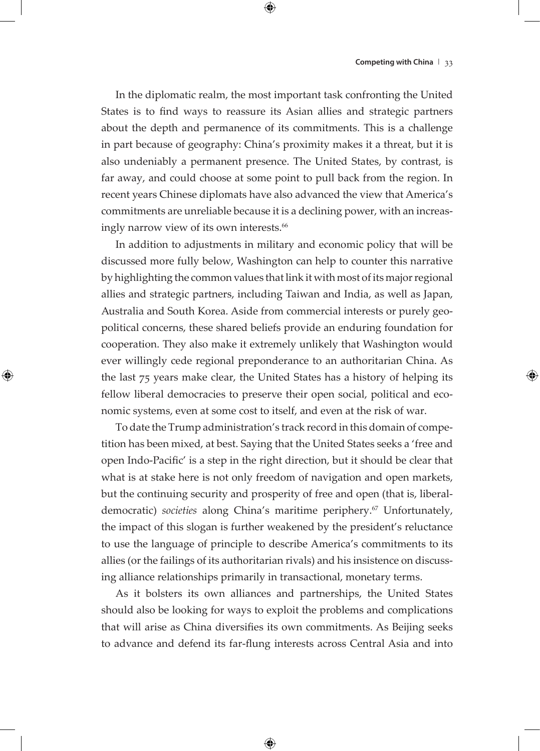In the diplomatic realm, the most important task confronting the United States is to find ways to reassure its Asian allies and strategic partners about the depth and permanence of its commitments. This is a challenge in part because of geography: China's proximity makes it a threat, but it is also undeniably a permanent presence. The United States, by contrast, is far away, and could choose at some point to pull back from the region. In recent years Chinese diplomats have also advanced the view that America's commitments are unreliable because it is a declining power, with an increasingly narrow view of its own interests.[66]

In addition to adjustments in military and economic policy that will be discussed more fully below, Washington can help to counter this narrative by highlighting the common values that link it with most of its major regional allies and strategic partners, including Taiwan and India, as well as Japan, Australia and South Korea. Aside from commercial interests or purely geopolitical concerns, these shared beliefs provide an enduring foundation for cooperation. They also make it extremely unlikely that Washington would ever willingly cede regional preponderance to an authoritarian China. As the last 75 years make clear, the United States has a history of helping its fellow liberal democracies to preserve their open social, political and economic systems, even at some cost to itself, and even at the risk of war.

To date the Trump administration's track record in this domain of competition has been mixed, at best. Saying that the United States seeks a 'free and open Indo-Pacific' is a step in the right direction, but it should be clear that what is at stake here is not only freedom of navigation and open markets, but the continuing security and prosperity of free and open (that is, liberal-democratic) *societies* along China's maritime periphery.[67] Unfortunately, the impact of this slogan is further weakened by the president's reluctance to use the language of principle to describe America's commitments to its allies (or the failings of its authoritarian rivals) and his insistence on discussing alliance relationships primarily in transactional, monetary terms.

As it bolsters its own alliances and partnerships, the United States should also be looking for ways to exploit the problems and complications that will arise as China diversifies its own commitments. As Beijing seeks to advance and defend its far-flung interests across Central Asia and into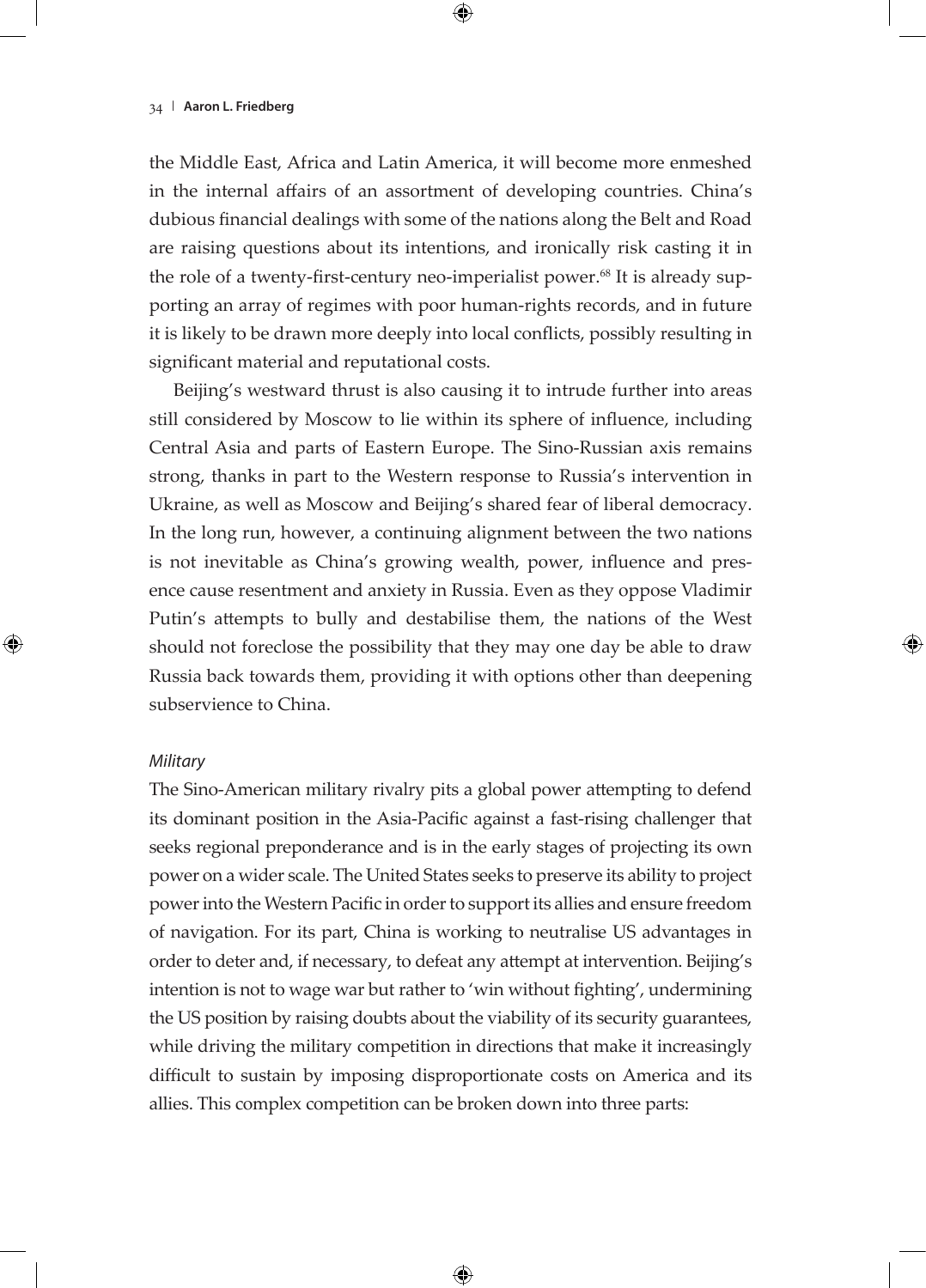the Middle East, Africa and Latin America, it will become more enmeshed in the internal affairs of an assortment of developing countries. China's dubious financial dealings with some of the nations along the Belt and Road are raising questions about its intentions, and ironically risk casting it in the role of a twenty-first-century neo-imperialist power.[68] It is already supporting an array of regimes with poor human-rights records, and in future it is likely to be drawn more deeply into local conflicts, possibly resulting in significant material and reputational costs.

Beijing's westward thrust is also causing it to intrude further into areas still considered by Moscow to lie within its sphere of influence, including Central Asia and parts of Eastern Europe. The Sino-Russian axis remains strong, thanks in part to the Western response to Russia's intervention in Ukraine, as well as Moscow and Beijing's shared fear of liberal democracy. In the long run, however, a continuing alignment between the two nations is not inevitable as China's growing wealth, power, influence and presence cause resentment and anxiety in Russia. Even as they oppose Vladimir Putin's attempts to bully and destabilise them, the nations of the West should not foreclose the possibility that they may one day be able to draw Russia back towards them, providing it with options other than deepening subservience to China.

### *Military*

The Sino-American military rivalry pits a global power attempting to defend its dominant position in the Asia-Pacific against a fast-rising challenger that seeks regional preponderance and is in the early stages of projecting its own power on a wider scale. The United States seeks to preserve its ability to project power into the Western Pacific in order to support its allies and ensure freedom of navigation. For its part, China is working to neutralise US advantages in order to deter and, if necessary, to defeat any attempt at intervention. Beijing's intention is not to wage war but rather to 'win without fighting', undermining the US position by raising doubts about the viability of its security guarantees, while driving the military competition in directions that make it increasingly difficult to sustain by imposing disproportionate costs on America and its allies. This complex competition can be broken down into three parts: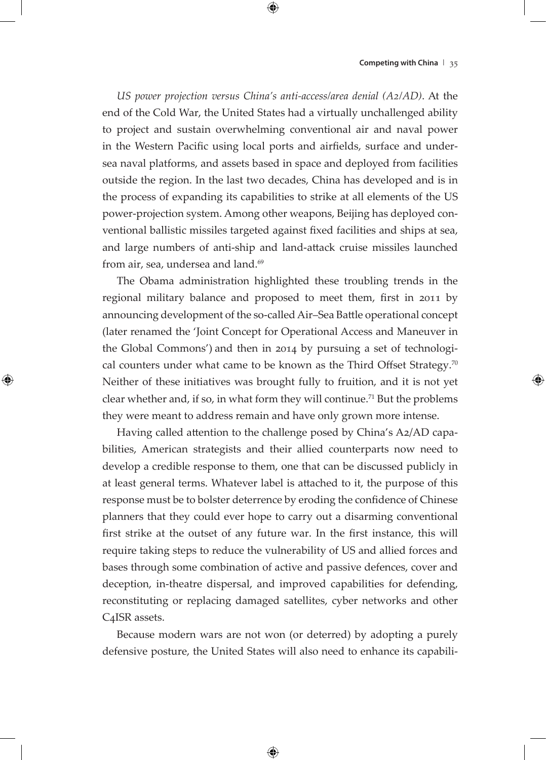*US power projection versus China's anti-access/area denial (A2/AD)*. At the end of the Cold War, the United States had a virtually unchallenged ability to project and sustain overwhelming conventional air and naval power in the Western Pacific using local ports and airfields, surface and undersea naval platforms, and assets based in space and deployed from facilities outside the region. In the last two decades, China has developed and is in the process of expanding its capabilities to strike at all elements of the US power-projection system. Among other weapons, Beijing has deployed conventional ballistic missiles targeted against fixed facilities and ships at sea, and large numbers of anti-ship and land-attack cruise missiles launched from air, sea, undersea and land.[69]

The Obama administration highlighted these troubling trends in the regional military balance and proposed to meet them, first in 2011 by announcing development of the so-called Air–Sea Battle operational concept (later renamed the 'Joint Concept for Operational Access and Maneuver in the Global Commons') and then in 2014 by pursuing a set of technological counters under what came to be known as the Third Offset Strategy.[70] Neither of these initiatives was brought fully to fruition, and it is not yet clear whether and, if so, in what form they will continue.[71] But the problems they were meant to address remain and have only grown more intense.

Having called attention to the challenge posed by China's A2/AD capabilities, American strategists and their allied counterparts now need to develop a credible response to them, one that can be discussed publicly in at least general terms. Whatever label is attached to it, the purpose of this response must be to bolster deterrence by eroding the confidence of Chinese planners that they could ever hope to carry out a disarming conventional first strike at the outset of any future war. In the first instance, this will require taking steps to reduce the vulnerability of US and allied forces and bases through some combination of active and passive defences, cover and deception, in-theatre dispersal, and improved capabilities for defending, reconstituting or replacing damaged satellites, cyber networks and other C4ISR assets.

Because modern wars are not won (or deterred) by adopting a purely defensive posture, the United States will also need to enhance its capabili-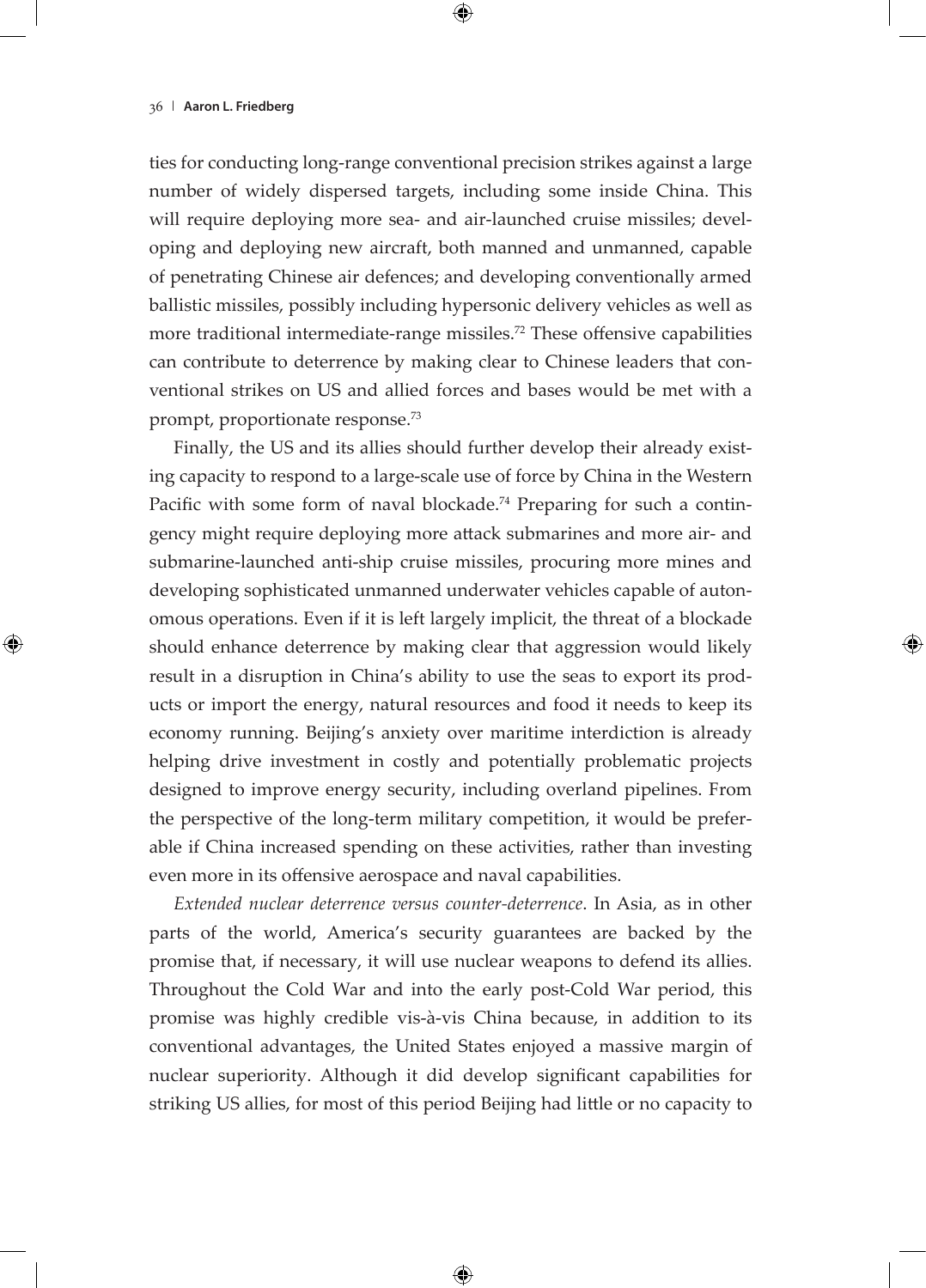ties for conducting long-range conventional precision strikes against a large number of widely dispersed targets, including some inside China. This will require deploying more sea- and air-launched cruise missiles; developing and deploying new aircraft, both manned and unmanned, capable of penetrating Chinese air defences; and developing conventionally armed ballistic missiles, possibly including hypersonic delivery vehicles as well as more traditional intermediate-range missiles.[72] These offensive capabilities can contribute to deterrence by making clear to Chinese leaders that conventional strikes on US and allied forces and bases would be met with a prompt, proportionate response.[73]

Finally, the US and its allies should further develop their already existing capacity to respond to a large-scale use of force by China in the Western Pacific with some form of naval blockade.[74] Preparing for such a contingency might require deploying more attack submarines and more air- and submarine-launched anti-ship cruise missiles, procuring more mines and developing sophisticated unmanned underwater vehicles capable of autonomous operations. Even if it is left largely implicit, the threat of a blockade should enhance deterrence by making clear that aggression would likely result in a disruption in China's ability to use the seas to export its products or import the energy, natural resources and food it needs to keep its economy running. Beijing's anxiety over maritime interdiction is already helping drive investment in costly and potentially problematic projects designed to improve energy security, including overland pipelines. From the perspective of the long-term military competition, it would be preferable if China increased spending on these activities, rather than investing even more in its offensive aerospace and naval capabilities.

*Extended nuclear deterrence versus counter-deterrence*. In Asia, as in other parts of the world, America's security guarantees are backed by the promise that, if necessary, it will use nuclear weapons to defend its allies. Throughout the Cold War and into the early post-Cold War period, this promise was highly credible vis-à-vis China because, in addition to its conventional advantages, the United States enjoyed a massive margin of nuclear superiority. Although it did develop significant capabilities for striking US allies, for most of this period Beijing had little or no capacity to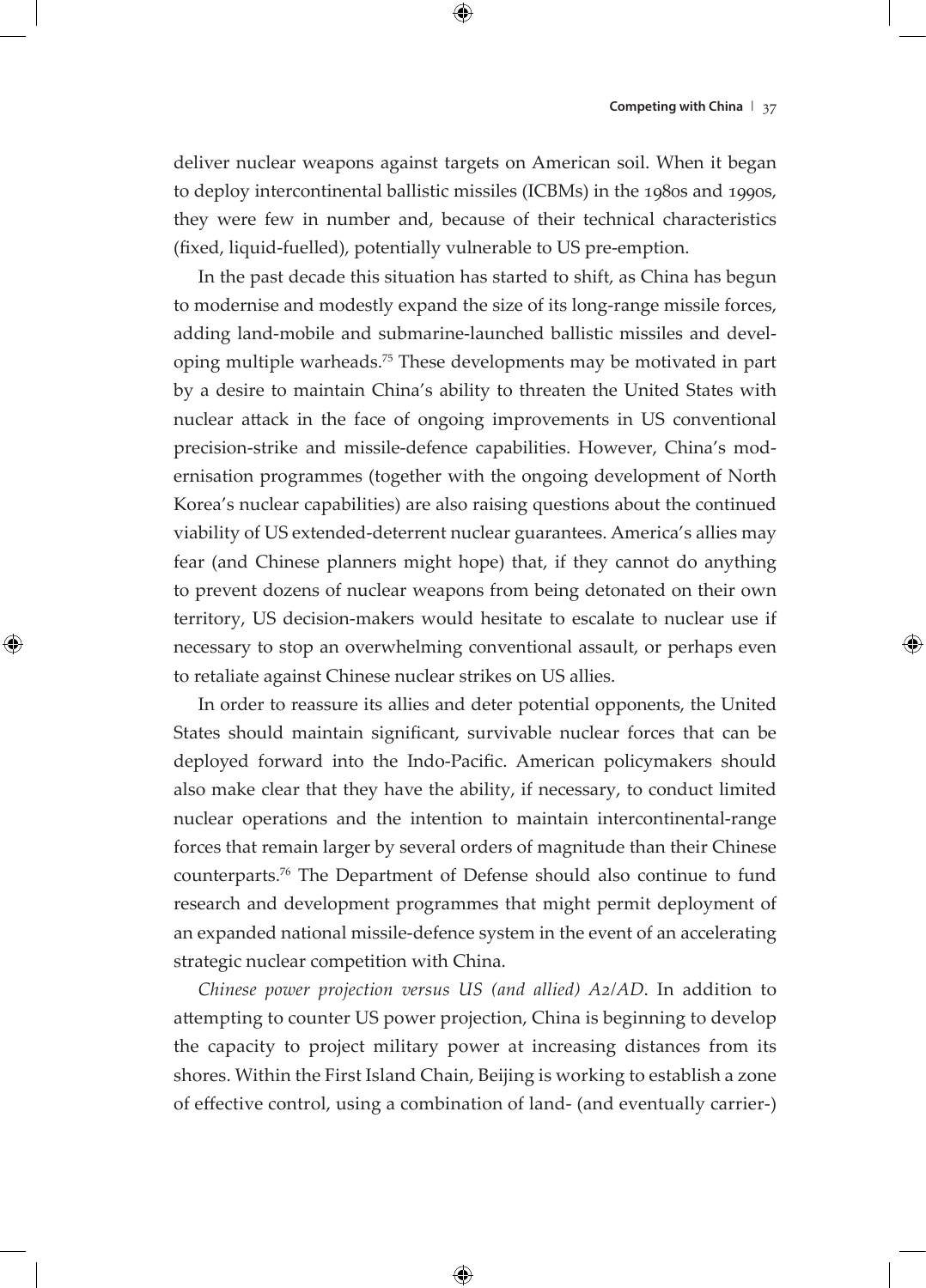deliver nuclear weapons against targets on American soil. When it began to deploy intercontinental ballistic missiles (ICBMs) in the 1980s and 1990s, they were few in number and, because of their technical characteristics (fixed, liquid-fuelled), potentially vulnerable to US pre-emption.

In the past decade this situation has started to shift, as China has begun to modernise and modestly expand the size of its long-range missile forces, adding land-mobile and submarine-launched ballistic missiles and developing multiple warheads.[75] These developments may be motivated in part by a desire to maintain China's ability to threaten the United States with nuclear attack in the face of ongoing improvements in US conventional precision-strike and missile-defence capabilities. However, China's modernisation programmes (together with the ongoing development of North Korea's nuclear capabilities) are also raising questions about the continued viability of US extended-deterrent nuclear guarantees. America's allies may fear (and Chinese planners might hope) that, if they cannot do anything to prevent dozens of nuclear weapons from being detonated on their own territory, US decision-makers would hesitate to escalate to nuclear use if necessary to stop an overwhelming conventional assault, or perhaps even to retaliate against Chinese nuclear strikes on US allies.

In order to reassure its allies and deter potential opponents, the United States should maintain significant, survivable nuclear forces that can be deployed forward into the Indo-Pacific. American policymakers should also make clear that they have the ability, if necessary, to conduct limited nuclear operations and the intention to maintain intercontinental-range forces that remain larger by several orders of magnitude than their Chinese counterparts.[76] The Department of Defense should also continue to fund research and development programmes that might permit deployment of an expanded national missile-defence system in the event of an accelerating strategic nuclear competition with China.

*Chinese power projection versus US (and allied) A2/AD*. In addition to attempting to counter US power projection, China is beginning to develop the capacity to project military power at increasing distances from its shores. Within the First Island Chain, Beijing is working to establish a zone of effective control, using a combination of land- (and eventually carrier-)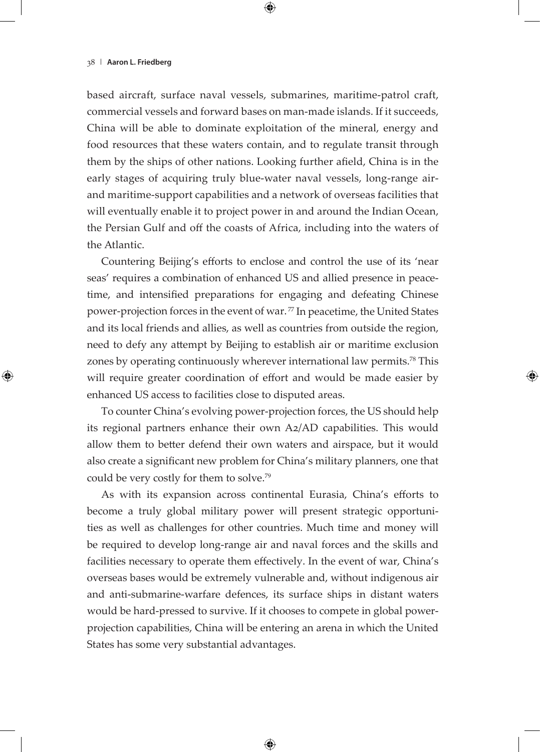based aircraft, surface naval vessels, submarines, maritime-patrol craft, commercial vessels and forward bases on man-made islands. If it succeeds, China will be able to dominate exploitation of the mineral, energy and food resources that these waters contain, and to regulate transit through them by the ships of other nations. Looking further afield, China is in the early stages of acquiring truly blue-water naval vessels, long-range air- and maritime-support capabilities and a network of overseas facilities that will eventually enable it to project power in and around the Indian Ocean, the Persian Gulf and off the coasts of Africa, including into the waters of the Atlantic.

Countering Beijing's efforts to enclose and control the use of its 'near seas' requires a combination of enhanced US and allied presence in peacetime, and intensified preparations for engaging and defeating Chinese power-projection forces in the event of war.[77] In peacetime, the United States and its local friends and allies, as well as countries from outside the region, need to defy any attempt by Beijing to establish air or maritime exclusion zones by operating continuously wherever international law permits.[78] This will require greater coordination of effort and would be made easier by enhanced US access to facilities close to disputed areas.

To counter China's evolving power-projection forces, the US should help its regional partners enhance their own A2/AD capabilities. This would allow them to better defend their own waters and airspace, but it would also create a significant new problem for China's military planners, one that could be very costly for them to solve.[79]

As with its expansion across continental Eurasia, China's efforts to become a truly global military power will present strategic opportunities as well as challenges for other countries. Much time and money will be required to develop long-range air and naval forces and the skills and facilities necessary to operate them effectively. In the event of war, China's overseas bases would be extremely vulnerable and, without indigenous air and anti-submarine-warfare defences, its surface ships in distant waters would be hard-pressed to survive. If it chooses to compete in global power-projection capabilities, China will be entering an arena in which the United States has some very substantial advantages.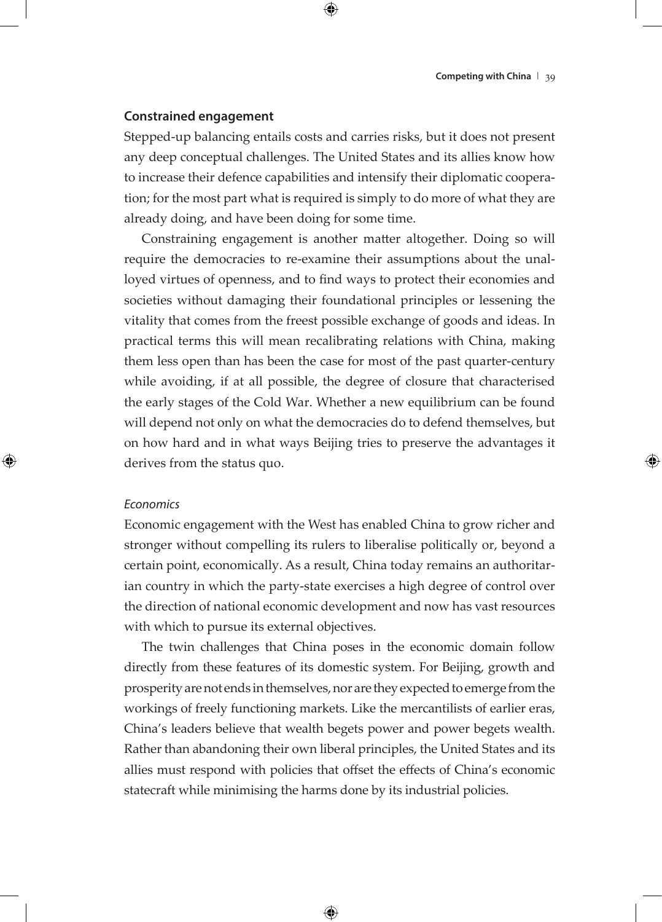## Constrained engagement

Stepped-up balancing entails costs and carries risks, but it does not present any deep conceptual challenges. The United States and its allies know how to increase their defence capabilities and intensify their diplomatic cooperation; for the most part what is required is simply to do more of what they are already doing, and have been doing for some time.

Constraining engagement is another matter altogether. Doing so will require the democracies to re-examine their assumptions about the unalloyed virtues of openness, and to find ways to protect their economies and societies without damaging their foundational principles or lessening the vitality that comes from the freest possible exchange of goods and ideas. In practical terms this will mean recalibrating relations with China, making them less open than has been the case for most of the past quarter-century while avoiding, if at all possible, the degree of closure that characterised the early stages of the Cold War. Whether a new equilibrium can be found will depend not only on what the democracies do to defend themselves, but on how hard and in what ways Beijing tries to preserve the advantages it derives from the status quo.

### *Economics*

Economic engagement with the West has enabled China to grow richer and stronger without compelling its rulers to liberalise politically or, beyond a certain point, economically. As a result, China today remains an authoritarian country in which the party-state exercises a high degree of control over the direction of national economic development and now has vast resources with which to pursue its external objectives.

The twin challenges that China poses in the economic domain follow directly from these features of its domestic system. For Beijing, growth and prosperity are not ends in themselves, nor are they expected to emerge from the workings of freely functioning markets. Like the mercantilists of earlier eras, China's leaders believe that wealth begets power and power begets wealth. Rather than abandoning their own liberal principles, the United States and its allies must respond with policies that offset the effects of China's economic statecraft while minimising the harms done by its industrial policies.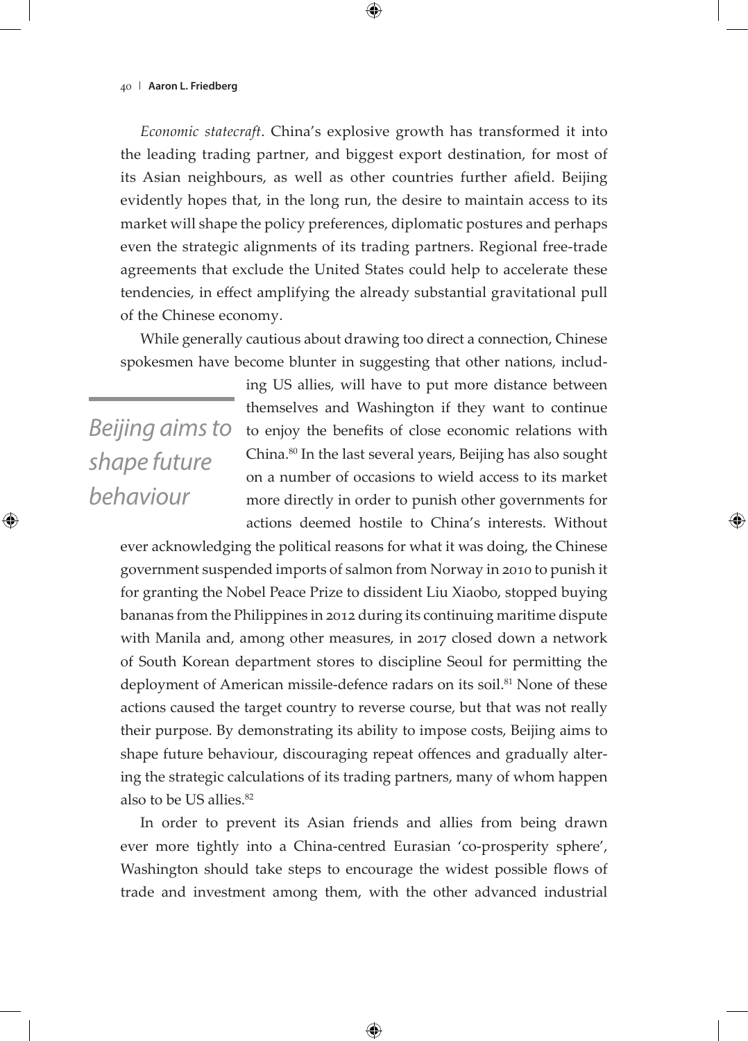*Economic statecraft*. China's explosive growth has transformed it into the leading trading partner, and biggest export destination, for most of its Asian neighbours, as well as other countries further afield. Beijing evidently hopes that, in the long run, the desire to maintain access to its market will shape the policy preferences, diplomatic postures and perhaps even the strategic alignments of its trading partners. Regional free-trade agreements that exclude the United States could help to accelerate these tendencies, in effect amplifying the already substantial gravitational pull of the Chinese economy.

While generally cautious about drawing too direct a connection, Chinese spokesmen have become blunter in suggesting that other nations, including US allies, will have to put more distance between themselves and Washington if they want to continue to enjoy the benefits of close economic relations with China.[80] In the last several years, Beijing has also sought on a number of occasions to wield access to its market more directly in order to punish other governments for actions deemed hostile to China's interests. Without ever acknowledging the political reasons for what it was doing, the Chinese government suspended imports of salmon from Norway in 2010 to punish it for granting the Nobel Peace Prize to dissident Liu Xiaobo, stopped buying bananas from the Philippines in 2012 during its continuing maritime dispute with Manila and, among other measures, in 2017 closed down a network of South Korean department stores to discipline Seoul for permitting the deployment of American missile-defence radars on its soil.[81] None of these actions caused the target country to reverse course, but that was not really their purpose. By demonstrating its ability to impose costs, Beijing aims to shape future behaviour, discouraging repeat offences and gradually altering the strategic calculations of its trading partners, many of whom happen also to be US allies.[82]

In order to prevent its Asian friends and allies from being drawn ever more tightly into a China-centred Eurasian 'co-prosperity sphere', Washington should take steps to encourage the widest possible flows of trade and investment among them, with the other advanced industrial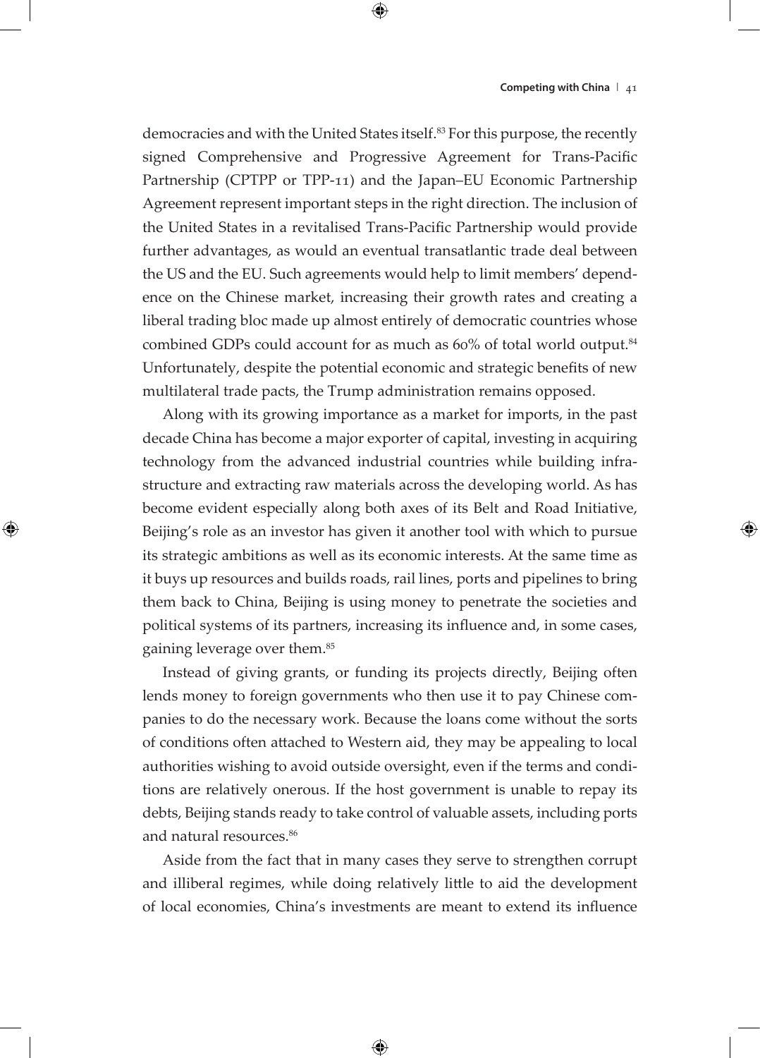democracies and with the United States itself.[83] For this purpose, the recently signed Comprehensive and Progressive Agreement for Trans-Pacific Partnership (CPTPP or TPP-11) and the Japan–EU Economic Partnership Agreement represent important steps in the right direction. The inclusion of the United States in a revitalised Trans-Pacific Partnership would provide further advantages, as would an eventual transatlantic trade deal between the US and the EU. Such agreements would help to limit members' dependence on the Chinese market, increasing their growth rates and creating a liberal trading bloc made up almost entirely of democratic countries whose combined GDPs could account for as much as 60% of total world output.[84] Unfortunately, despite the potential economic and strategic benefits of new multilateral trade pacts, the Trump administration remains opposed.

Along with its growing importance as a market for imports, in the past decade China has become a major exporter of capital, investing in acquiring technology from the advanced industrial countries while building infrastructure and extracting raw materials across the developing world. As has become evident especially along both axes of its Belt and Road Initiative, Beijing's role as an investor has given it another tool with which to pursue its strategic ambitions as well as its economic interests. At the same time as it buys up resources and builds roads, rail lines, ports and pipelines to bring them back to China, Beijing is using money to penetrate the societies and political systems of its partners, increasing its influence and, in some cases, gaining leverage over them.[85]

Instead of giving grants, or funding its projects directly, Beijing often lends money to foreign governments who then use it to pay Chinese companies to do the necessary work. Because the loans come without the sorts of conditions often attached to Western aid, they may be appealing to local authorities wishing to avoid outside oversight, even if the terms and conditions are relatively onerous. If the host government is unable to repay its debts, Beijing stands ready to take control of valuable assets, including ports and natural resources.[86]

Aside from the fact that in many cases they serve to strengthen corrupt and illiberal regimes, while doing relatively little to aid the development of local economies, China's investments are meant to extend its influence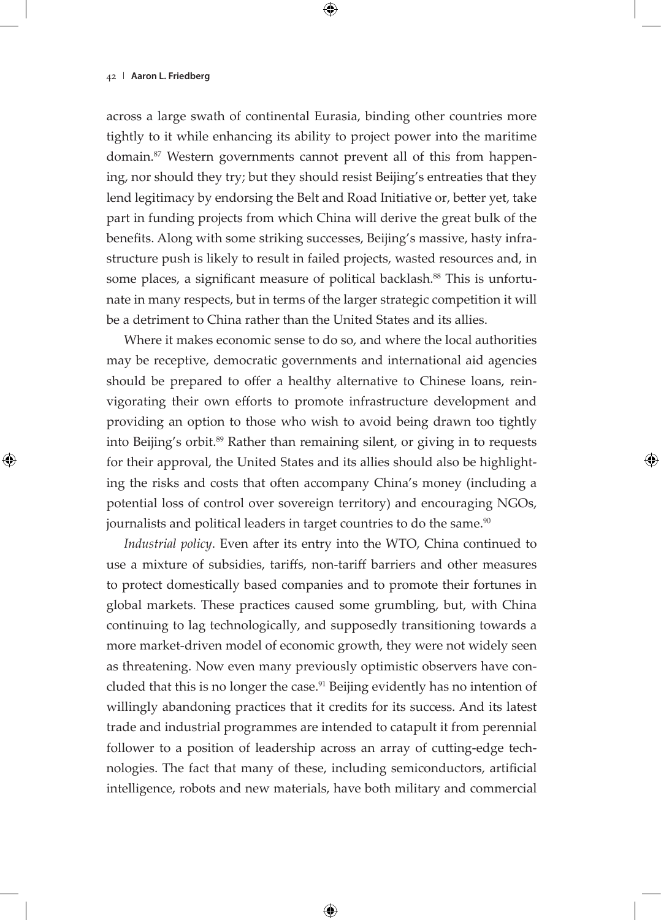across a large swath of continental Eurasia, binding other countries more tightly to it while enhancing its ability to project power into the maritime domain.[87] Western governments cannot prevent all of this from happening, nor should they try; but they should resist Beijing's entreaties that they lend legitimacy by endorsing the Belt and Road Initiative or, better yet, take part in funding projects from which China will derive the great bulk of the benefits. Along with some striking successes, Beijing's massive, hasty infrastructure push is likely to result in failed projects, wasted resources and, in some places, a significant measure of political backlash.[88] This is unfortunate in many respects, but in terms of the larger strategic competition it will be a detriment to China rather than the United States and its allies.

Where it makes economic sense to do so, and where the local authorities may be receptive, democratic governments and international aid agencies should be prepared to offer a healthy alternative to Chinese loans, reinvigorating their own efforts to promote infrastructure development and providing an option to those who wish to avoid being drawn too tightly into Beijing's orbit.[89] Rather than remaining silent, or giving in to requests for their approval, the United States and its allies should also be highlighting the risks and costs that often accompany China's money (including a potential loss of control over sovereign territory) and encouraging NGOs, journalists and political leaders in target countries to do the same.[90]

*Industrial policy*. Even after its entry into the WTO, China continued to use a mixture of subsidies, tariffs, non-tariff barriers and other measures to protect domestically based companies and to promote their fortunes in global markets. These practices caused some grumbling, but, with China continuing to lag technologically, and supposedly transitioning towards a more market-driven model of economic growth, they were not widely seen as threatening. Now even many previously optimistic observers have concluded that this is no longer the case.[91] Beijing evidently has no intention of willingly abandoning practices that it credits for its success. And its latest trade and industrial programmes are intended to catapult it from perennial follower to a position of leadership across an array of cutting-edge technologies. The fact that many of these, including semiconductors, artificial intelligence, robots and new materials, have both military and commercial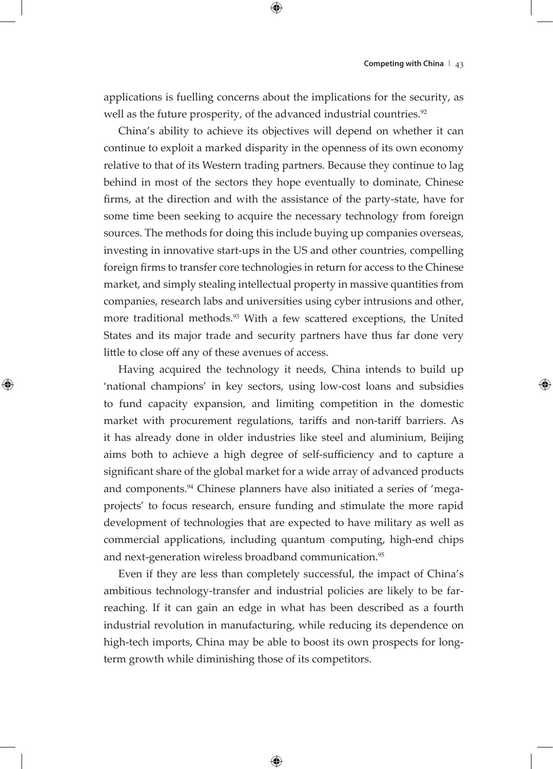applications is fuelling concerns about the implications for the security, as well as the future prosperity, of the advanced industrial countries.[92]

China's ability to achieve its objectives will depend on whether it can continue to exploit a marked disparity in the openness of its own economy relative to that of its Western trading partners. Because they continue to lag behind in most of the sectors they hope eventually to dominate, Chinese firms, at the direction and with the assistance of the party-state, have for some time been seeking to acquire the necessary technology from foreign sources. The methods for doing this include buying up companies overseas, investing in innovative start-ups in the US and other countries, compelling foreign firms to transfer core technologies in return for access to the Chinese market, and simply stealing intellectual property in massive quantities from companies, research labs and universities using cyber intrusions and other, more traditional methods.[93] With a few scattered exceptions, the United States and its major trade and security partners have thus far done very little to close off any of these avenues of access.

Having acquired the technology it needs, China intends to build up 'national champions' in key sectors, using low-cost loans and subsidies to fund capacity expansion, and limiting competition in the domestic market with procurement regulations, tariffs and non-tariff barriers. As it has already done in older industries like steel and aluminium, Beijing aims both to achieve a high degree of self-sufficiency and to capture a significant share of the global market for a wide array of advanced products and components.[94] Chinese planners have also initiated a series of 'mega-projects' to focus research, ensure funding and stimulate the more rapid development of technologies that are expected to have military as well as commercial applications, including quantum computing, high-end chips and next-generation wireless broadband communication.[95]

Even if they are less than completely successful, the impact of China's ambitious technology-transfer and industrial policies are likely to be far-reaching. If it can gain an edge in what has been described as a fourth industrial revolution in manufacturing, while reducing its dependence on high-tech imports, China may be able to boost its own prospects for long-term growth while diminishing those of its competitors.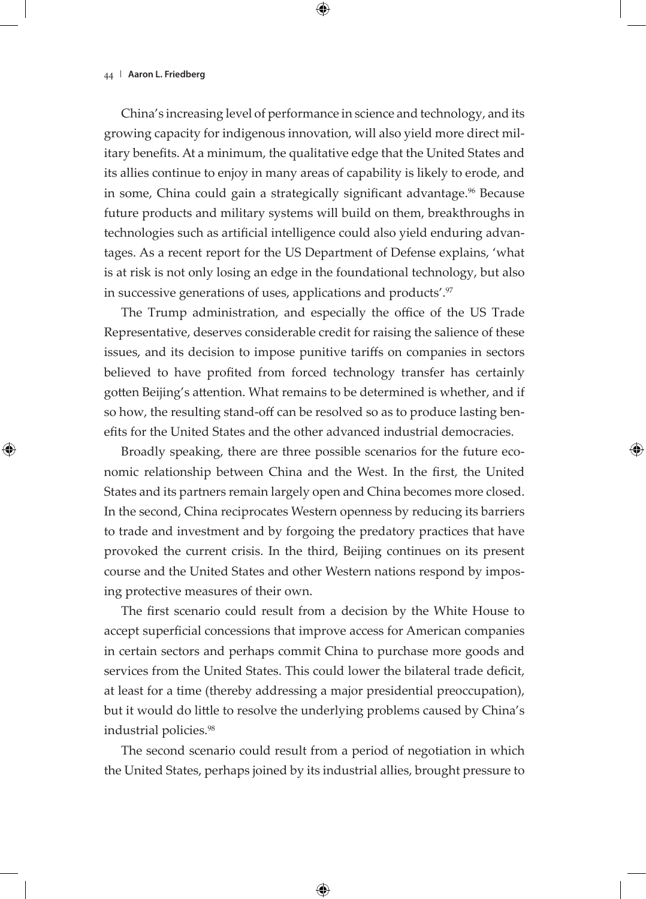China's increasing level of performance in science and technology, and its growing capacity for indigenous innovation, will also yield more direct military benefits. At a minimum, the qualitative edge that the United States and its allies continue to enjoy in many areas of capability is likely to erode, and in some, China could gain a strategically significant advantage.[96] Because future products and military systems will build on them, breakthroughs in technologies such as artificial intelligence could also yield enduring advantages. As a recent report for the US Department of Defense explains, 'what is at risk is not only losing an edge in the foundational technology, but also in successive generations of uses, applications and products'.[97]

The Trump administration, and especially the office of the US Trade Representative, deserves considerable credit for raising the salience of these issues, and its decision to impose punitive tariffs on companies in sectors believed to have profited from forced technology transfer has certainly gotten Beijing's attention. What remains to be determined is whether, and if so how, the resulting stand-off can be resolved so as to produce lasting benefits for the United States and the other advanced industrial democracies.

Broadly speaking, there are three possible scenarios for the future economic relationship between China and the West. In the first, the United States and its partners remain largely open and China becomes more closed. In the second, China reciprocates Western openness by reducing its barriers to trade and investment and by forgoing the predatory practices that have provoked the current crisis. In the third, Beijing continues on its present course and the United States and other Western nations respond by imposing protective measures of their own.

The first scenario could result from a decision by the White House to accept superficial concessions that improve access for American companies in certain sectors and perhaps commit China to purchase more goods and services from the United States. This could lower the bilateral trade deficit, at least for a time (thereby addressing a major presidential preoccupation), but it would do little to resolve the underlying problems caused by China's industrial policies.[98]

The second scenario could result from a period of negotiation in which the United States, perhaps joined by its industrial allies, brought pressure to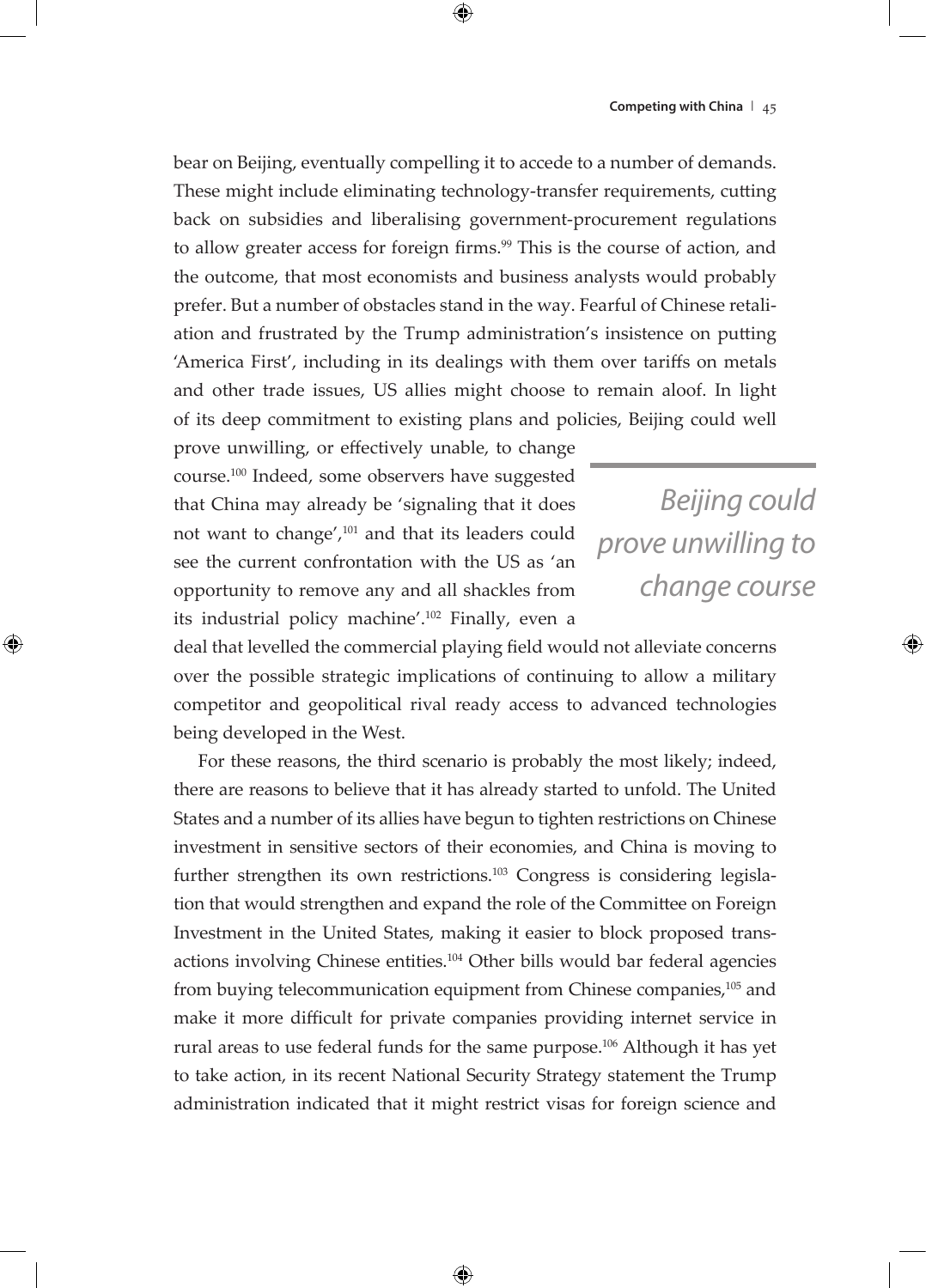bear on Beijing, eventually compelling it to accede to a number of demands. These might include eliminating technology-transfer requirements, cutting back on subsidies and liberalising government-procurement regulations to allow greater access for foreign firms.[99] This is the course of action, and the outcome, that most economists and business analysts would probably prefer. But a number of obstacles stand in the way. Fearful of Chinese retaliation and frustrated by the Trump administration's insistence on putting 'America First', including in its dealings with them over tariffs on metals and other trade issues, US allies might choose to remain aloof. In light of its deep commitment to existing plans and policies, Beijing could well prove unwilling, or effectively unable, to change course.[100] Indeed, some observers have suggested that China may already be 'signaling that it does not want to change',[101] and that its leaders could see the current confrontation with the US as 'an opportunity to remove any and all shackles from its industrial policy machine'.[102] Finally, even a deal that levelled the commercial playing field would not alleviate concerns over the possible strategic implications of continuing to allow a military competitor and geopolitical rival ready access to advanced technologies being developed in the West.

*Beijing could prove unwilling to change course*

For these reasons, the third scenario is probably the most likely; indeed, there are reasons to believe that it has already started to unfold. The United States and a number of its allies have begun to tighten restrictions on Chinese investment in sensitive sectors of their economies, and China is moving to further strengthen its own restrictions.[103] Congress is considering legislation that would strengthen and expand the role of the Committee on Foreign Investment in the United States, making it easier to block proposed transactions involving Chinese entities.[104] Other bills would bar federal agencies from buying telecommunication equipment from Chinese companies,[105] and make it more difficult for private companies providing internet service in rural areas to use federal funds for the same purpose.[106] Although it has yet to take action, in its recent National Security Strategy statement the Trump administration indicated that it might restrict visas for foreign science and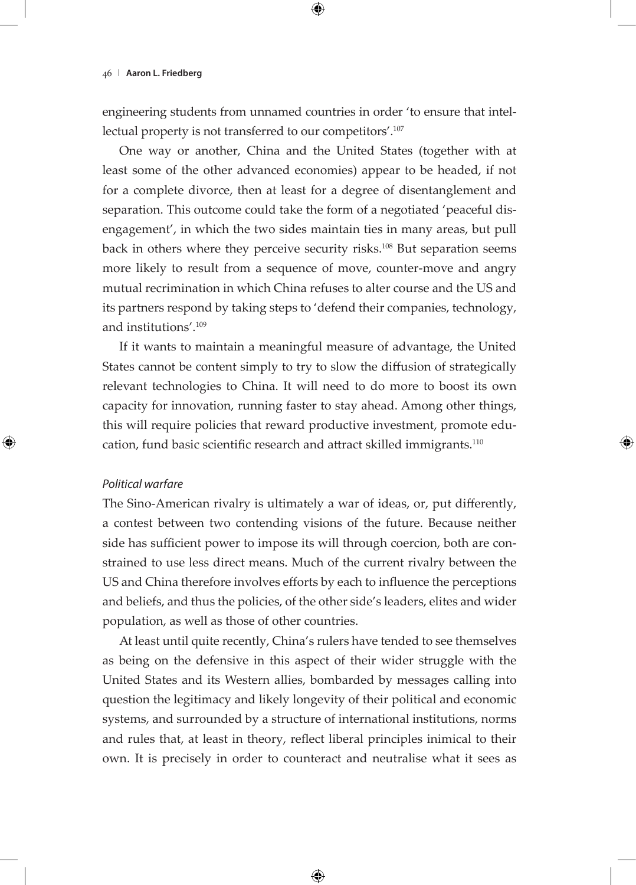engineering students from unnamed countries in order 'to ensure that intellectual property is not transferred to our competitors'.[107]

One way or another, China and the United States (together with at least some of the other advanced economies) appear to be headed, if not for a complete divorce, then at least for a degree of disentanglement and separation. This outcome could take the form of a negotiated 'peaceful disengagement', in which the two sides maintain ties in many areas, but pull back in others where they perceive security risks.[108] But separation seems more likely to result from a sequence of move, counter-move and angry mutual recrimination in which China refuses to alter course and the US and its partners respond by taking steps to 'defend their companies, technology, and institutions'.[109]

If it wants to maintain a meaningful measure of advantage, the United States cannot be content simply to try to slow the diffusion of strategically relevant technologies to China. It will need to do more to boost its own capacity for innovation, running faster to stay ahead. Among other things, this will require policies that reward productive investment, promote education, fund basic scientific research and attract skilled immigrants.[110]

### *Political warfare*

The Sino-American rivalry is ultimately a war of ideas, or, put differently, a contest between two contending visions of the future. Because neither side has sufficient power to impose its will through coercion, both are constrained to use less direct means. Much of the current rivalry between the US and China therefore involves efforts by each to influence the perceptions and beliefs, and thus the policies, of the other side's leaders, elites and wider population, as well as those of other countries.

At least until quite recently, China's rulers have tended to see themselves as being on the defensive in this aspect of their wider struggle with the United States and its Western allies, bombarded by messages calling into question the legitimacy and likely longevity of their political and economic systems, and surrounded by a structure of international institutions, norms and rules that, at least in theory, reflect liberal principles inimical to their own. It is precisely in order to counteract and neutralise what it sees as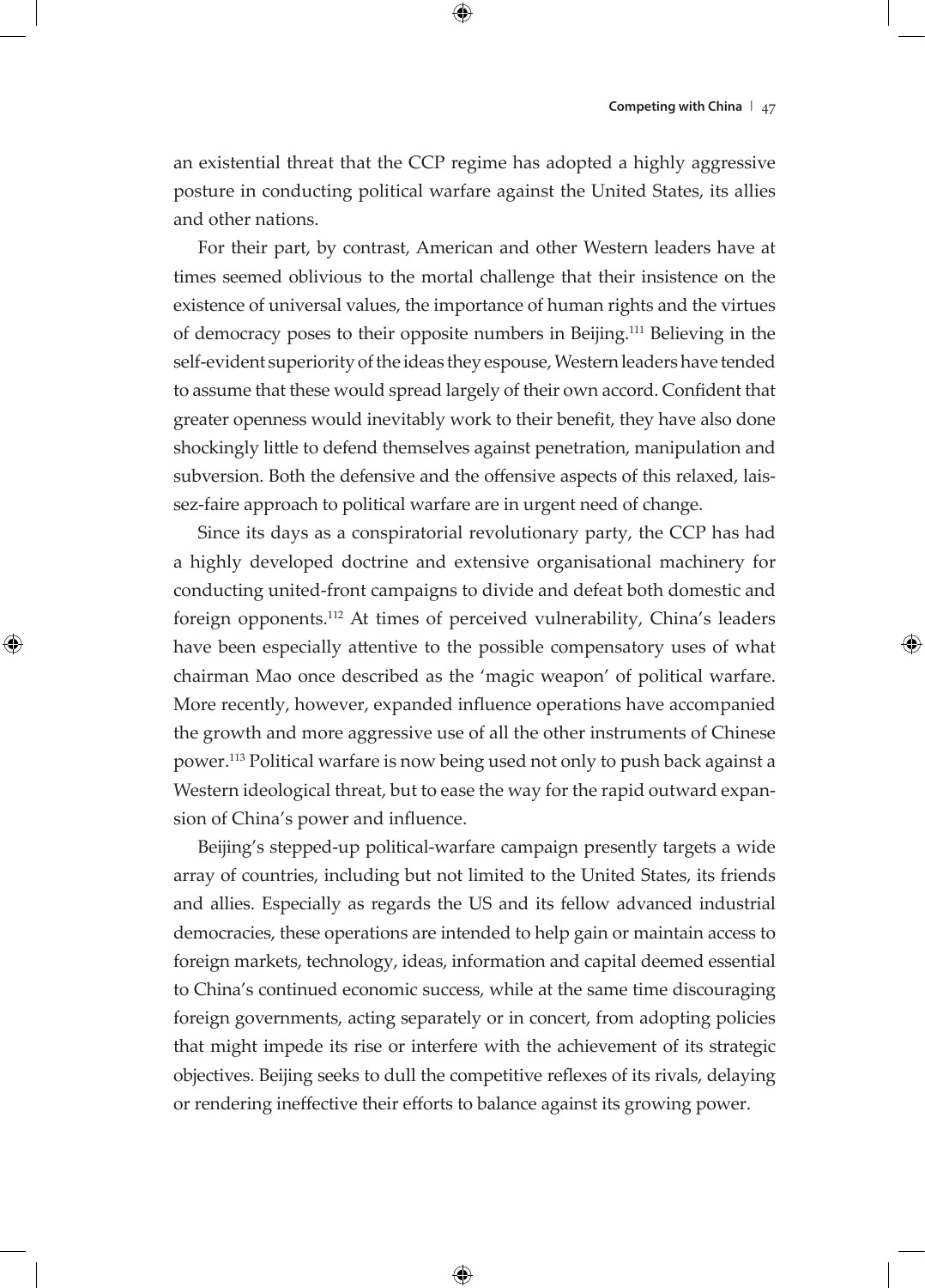an existential threat that the CCP regime has adopted a highly aggressive posture in conducting political warfare against the United States, its allies and other nations.

For their part, by contrast, American and other Western leaders have at times seemed oblivious to the mortal challenge that their insistence on the existence of universal values, the importance of human rights and the virtues of democracy poses to their opposite numbers in Beijing.[111] Believing in the self-evident superiority of the ideas they espouse, Western leaders have tended to assume that these would spread largely of their own accord. Confident that greater openness would inevitably work to their benefit, they have also done shockingly little to defend themselves against penetration, manipulation and subversion. Both the defensive and the offensive aspects of this relaxed, laissez-faire approach to political warfare are in urgent need of change.

Since its days as a conspiratorial revolutionary party, the CCP has had a highly developed doctrine and extensive organisational machinery for conducting united-front campaigns to divide and defeat both domestic and foreign opponents.[112] At times of perceived vulnerability, China's leaders have been especially attentive to the possible compensatory uses of what chairman Mao once described as the 'magic weapon' of political warfare. More recently, however, expanded influence operations have accompanied the growth and more aggressive use of all the other instruments of Chinese power.[113] Political warfare is now being used not only to push back against a Western ideological threat, but to ease the way for the rapid outward expansion of China's power and influence.

Beijing's stepped-up political-warfare campaign presently targets a wide array of countries, including but not limited to the United States, its friends and allies. Especially as regards the US and its fellow advanced industrial democracies, these operations are intended to help gain or maintain access to foreign markets, technology, ideas, information and capital deemed essential to China's continued economic success, while at the same time discouraging foreign governments, acting separately or in concert, from adopting policies that might impede its rise or interfere with the achievement of its strategic objectives. Beijing seeks to dull the competitive reflexes of its rivals, delaying or rendering ineffective their efforts to balance against its growing power.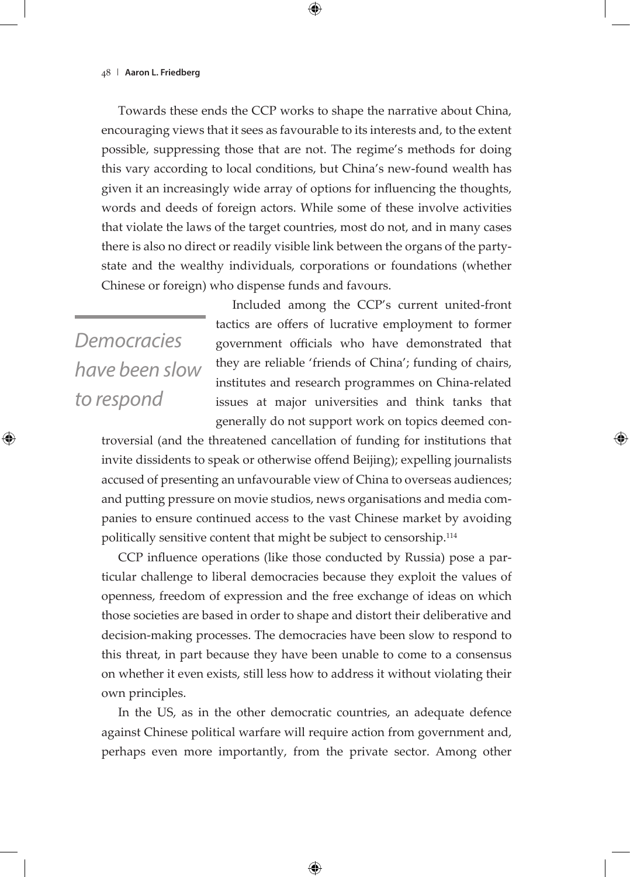Towards these ends the CCP works to shape the narrative about China, encouraging views that it sees as favourable to its interests and, to the extent possible, suppressing those that are not. The regime's methods for doing this vary according to local conditions, but China's new-found wealth has given it an increasingly wide array of options for influencing the thoughts, words and deeds of foreign actors. While some of these involve activities that violate the laws of the target countries, most do not, and in many cases there is also no direct or readily visible link between the organs of the party-state and the wealthy individuals, corporations or foundations (whether Chinese or foreign) who dispense funds and favours.

> *Democracies have been slow to respond*

Included among the CCP's current united-front tactics are offers of lucrative employment to former government officials who have demonstrated that they are reliable 'friends of China'; funding of chairs, institutes and research programmes on China-related issues at major universities and think tanks that generally do not support work on topics deemed controversial (and the threatened cancellation of funding for institutions that invite dissidents to speak or otherwise offend Beijing); expelling journalists accused of presenting an unfavourable view of China to overseas audiences; and putting pressure on movie studios, news organisations and media companies to ensure continued access to the vast Chinese market by avoiding politically sensitive content that might be subject to censorship.[114]

CCP influence operations (like those conducted by Russia) pose a particular challenge to liberal democracies because they exploit the values of openness, freedom of expression and the free exchange of ideas on which those societies are based in order to shape and distort their deliberative and decision-making processes. The democracies have been slow to respond to this threat, in part because they have been unable to come to a consensus on whether it even exists, still less how to address it without violating their own principles.

In the US, as in the other democratic countries, an adequate defence against Chinese political warfare will require action from government and, perhaps even more importantly, from the private sector. Among other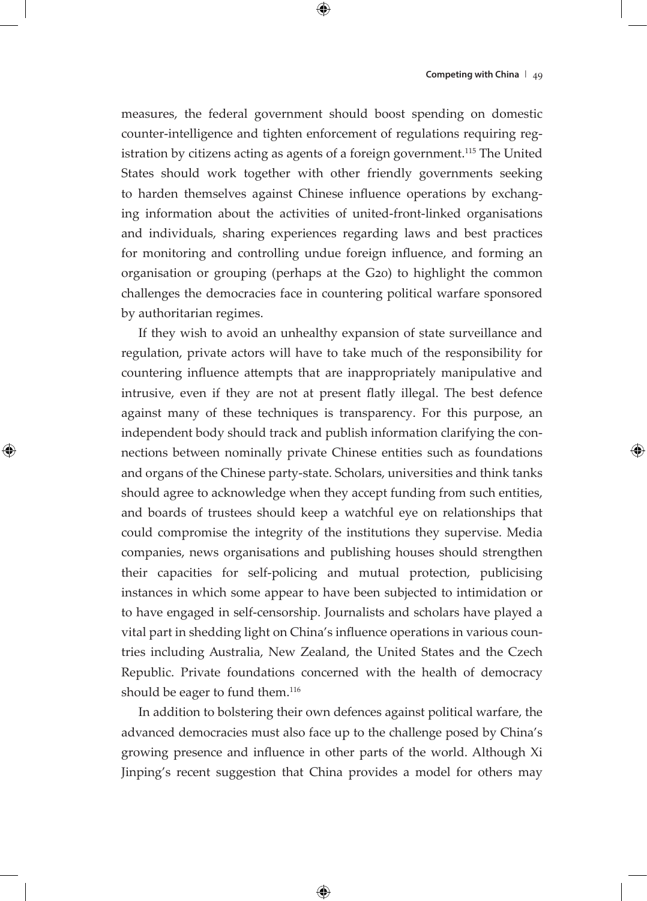measures, the federal government should boost spending on domestic counter-intelligence and tighten enforcement of regulations requiring registration by citizens acting as agents of a foreign government.[115] The United States should work together with other friendly governments seeking to harden themselves against Chinese influence operations by exchanging information about the activities of united-front-linked organisations and individuals, sharing experiences regarding laws and best practices for monitoring and controlling undue foreign influence, and forming an organisation or grouping (perhaps at the G20) to highlight the common challenges the democracies face in countering political warfare sponsored by authoritarian regimes.

If they wish to avoid an unhealthy expansion of state surveillance and regulation, private actors will have to take much of the responsibility for countering influence attempts that are inappropriately manipulative and intrusive, even if they are not at present flatly illegal. The best defence against many of these techniques is transparency. For this purpose, an independent body should track and publish information clarifying the connections between nominally private Chinese entities such as foundations and organs of the Chinese party-state. Scholars, universities and think tanks should agree to acknowledge when they accept funding from such entities, and boards of trustees should keep a watchful eye on relationships that could compromise the integrity of the institutions they supervise. Media companies, news organisations and publishing houses should strengthen their capacities for self-policing and mutual protection, publicising instances in which some appear to have been subjected to intimidation or to have engaged in self-censorship. Journalists and scholars have played a vital part in shedding light on China's influence operations in various countries including Australia, New Zealand, the United States and the Czech Republic. Private foundations concerned with the health of democracy should be eager to fund them.[116]

In addition to bolstering their own defences against political warfare, the advanced democracies must also face up to the challenge posed by China's growing presence and influence in other parts of the world. Although Xi Jinping's recent suggestion that China provides a model for others may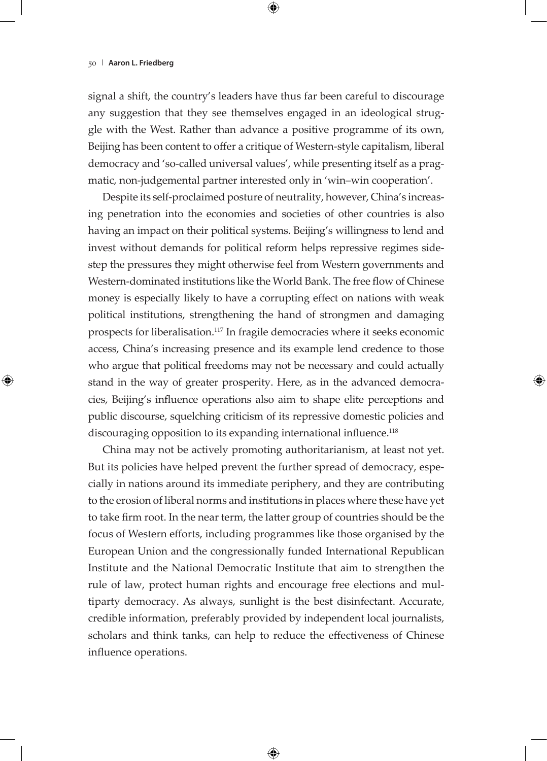signal a shift, the country's leaders have thus far been careful to discourage any suggestion that they see themselves engaged in an ideological struggle with the West. Rather than advance a positive programme of its own, Beijing has been content to offer a critique of Western-style capitalism, liberal democracy and 'so-called universal values', while presenting itself as a pragmatic, non-judgemental partner interested only in 'win–win cooperation'.

Despite its self-proclaimed posture of neutrality, however, China's increasing penetration into the economies and societies of other countries is also having an impact on their political systems. Beijing's willingness to lend and invest without demands for political reform helps repressive regimes sidestep the pressures they might otherwise feel from Western governments and Western-dominated institutions like the World Bank. The free flow of Chinese money is especially likely to have a corrupting effect on nations with weak political institutions, strengthening the hand of strongmen and damaging prospects for liberalisation.[117] In fragile democracies where it seeks economic access, China's increasing presence and its example lend credence to those who argue that political freedoms may not be necessary and could actually stand in the way of greater prosperity. Here, as in the advanced democracies, Beijing's influence operations also aim to shape elite perceptions and public discourse, squelching criticism of its repressive domestic policies and discouraging opposition to its expanding international influence.[118]

China may not be actively promoting authoritarianism, at least not yet. But its policies have helped prevent the further spread of democracy, especially in nations around its immediate periphery, and they are contributing to the erosion of liberal norms and institutions in places where these have yet to take firm root. In the near term, the latter group of countries should be the focus of Western efforts, including programmes like those organised by the European Union and the congressionally funded International Republican Institute and the National Democratic Institute that aim to strengthen the rule of law, protect human rights and encourage free elections and multiparty democracy. As always, sunlight is the best disinfectant. Accurate, credible information, preferably provided by independent local journalists, scholars and think tanks, can help to reduce the effectiveness of Chinese influence operations.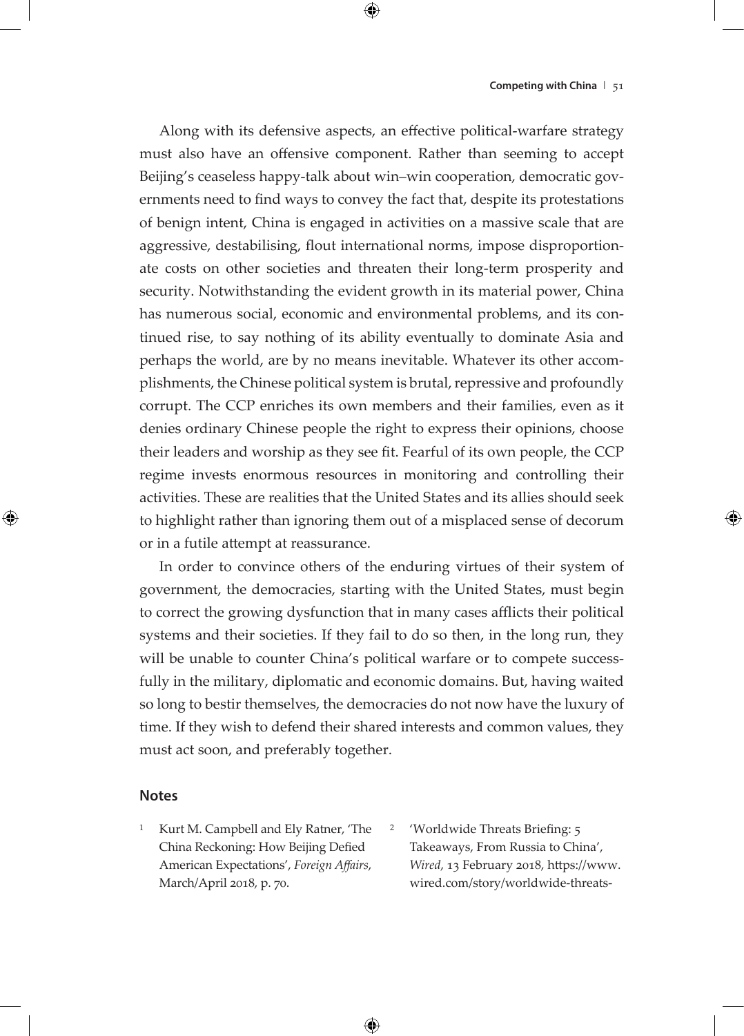Along with its defensive aspects, an effective political-warfare strategy must also have an offensive component. Rather than seeming to accept Beijing's ceaseless happy-talk about win–win cooperation, democratic governments need to find ways to convey the fact that, despite its protestations of benign intent, China is engaged in activities on a massive scale that are aggressive, destabilising, flout international norms, impose disproportionate costs on other societies and threaten their long-term prosperity and security. Notwithstanding the evident growth in its material power, China has numerous social, economic and environmental problems, and its continued rise, to say nothing of its ability eventually to dominate Asia and perhaps the world, are by no means inevitable. Whatever its other accomplishments, the Chinese political system is brutal, repressive and profoundly corrupt. The CCP enriches its own members and their families, even as it denies ordinary Chinese people the right to express their opinions, choose their leaders and worship as they see fit. Fearful of its own people, the CCP regime invests enormous resources in monitoring and controlling their activities. These are realities that the United States and its allies should seek to highlight rather than ignoring them out of a misplaced sense of decorum or in a futile attempt at reassurance.

In order to convince others of the enduring virtues of their system of government, the democracies, starting with the United States, must begin to correct the growing dysfunction that in many cases afflicts their political systems and their societies. If they fail to do so then, in the long run, they will be unable to counter China's political warfare or to compete successfully in the military, diplomatic and economic domains. But, having waited so long to bestir themselves, the democracies do not now have the luxury of time. If they wish to defend their shared interests and common values, they must act soon, and preferably together.

## Notes

1. Kurt M. Campbell and Ely Ratner, 'The China Reckoning: How Beijing Defied American Expectations', *Foreign Affairs*, March/April 2018, p. 70.
2. 'Worldwide Threats Briefing: 5 Takeaways, From Russia to China', *Wired*, 13 February 2018, https://www.wired.com/story/worldwide-threats-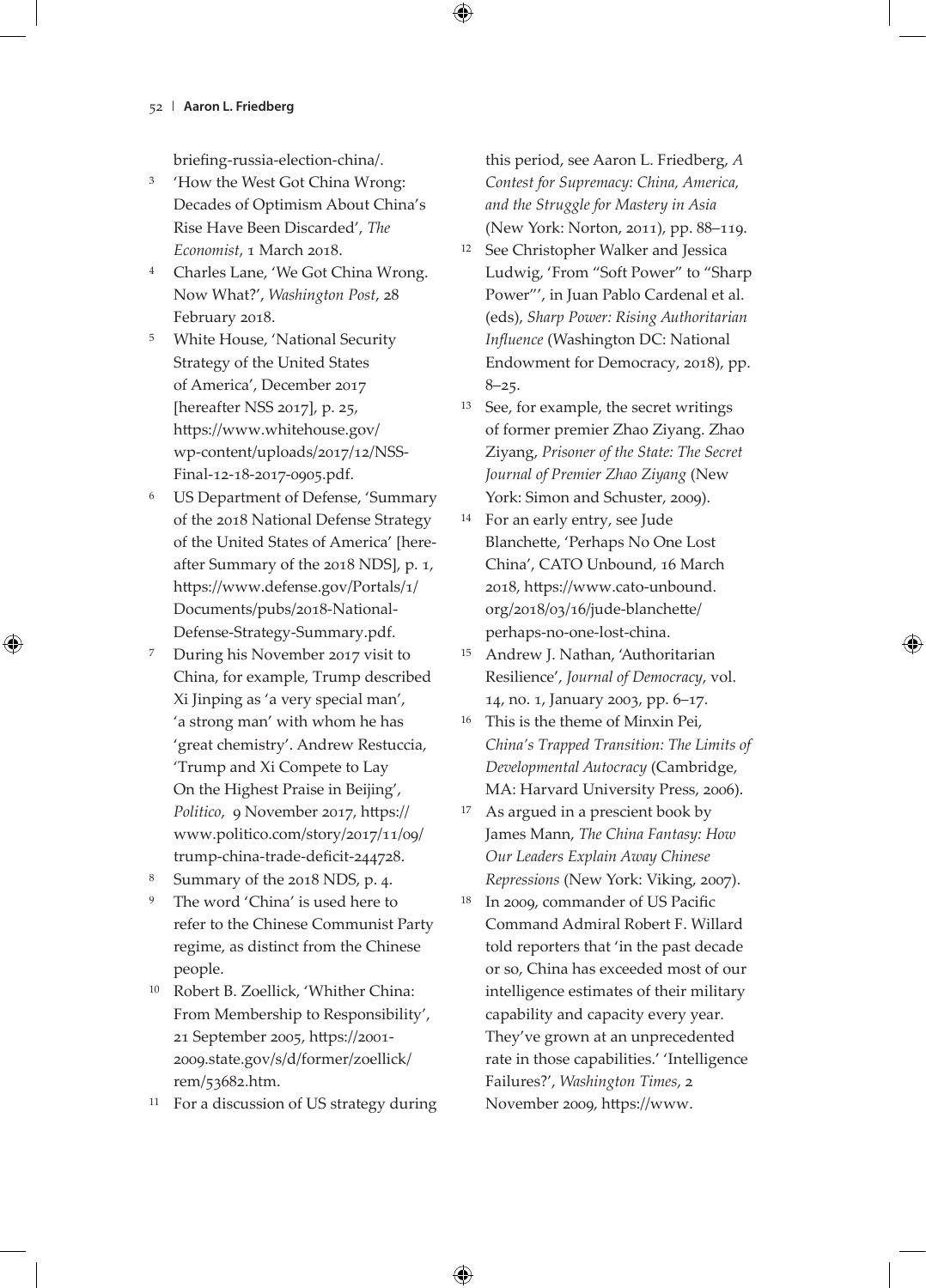briefing-russia-election-china/.

3. 'How the West Got China Wrong: Decades of Optimism About China's Rise Have Been Discarded', *The Economist*, 1 March 2018.
4. Charles Lane, 'We Got China Wrong. Now What?', *Washington Post*, 28 February 2018.
5. White House, 'National Security Strategy of the United States of America', December 2017 [hereafter NSS 2017], p. 25, https://www.whitehouse.gov/wp-content/uploads/2017/12/NSS-Final-12-18-2017-0905.pdf.
6. US Department of Defense, 'Summary of the 2018 National Defense Strategy of the United States of America' [hereafter Summary of the 2018 NDS], p. 1, https://www.defense.gov/Portals/1/Documents/pubs/2018-National-Defense-Strategy-Summary.pdf.
7. During his November 2017 visit to China, for example, Trump described Xi Jinping as 'a very special man', 'a strong man' with whom he has 'great chemistry'. Andrew Restuccia, 'Trump and Xi Compete to Lay On the Highest Praise in Beijing', *Politico*, 9 November 2017, https://www.politico.com/story/2017/11/09/trump-china-trade-deficit-244728.
8. Summary of the 2018 NDS, p. 4.
9. The word 'China' is used here to refer to the Chinese Communist Party regime, as distinct from the Chinese people.
10. Robert B. Zoellick, 'Whither China: From Membership to Responsibility', 21 September 2005, https://2001-2009.state.gov/s/d/former/zoellick/rem/53682.htm.
11. For a discussion of US strategy during this period, see Aaron L. Friedberg, *A Contest for Supremacy: China, America, and the Struggle for Mastery in Asia* (New York: Norton, 2011), pp. 88–119.
12. See Christopher Walker and Jessica Ludwig, 'From "Soft Power" to "Sharp Power"', in Juan Pablo Cardenal et al. (eds), *Sharp Power: Rising Authoritarian Influence* (Washington DC: National Endowment for Democracy, 2018), pp. 8–25.
13. See, for example, the secret writings of former premier Zhao Ziyang. Zhao Ziyang, *Prisoner of the State: The Secret Journal of Premier Zhao Ziyang* (New York: Simon and Schuster, 2009).
14. For an early entry, see Jude Blanchette, 'Perhaps No One Lost China', CATO Unbound, 16 March 2018, https://www.cato-unbound.org/2018/03/16/jude-blanchette/perhaps-no-one-lost-china.
15. Andrew J. Nathan, 'Authoritarian Resilience', *Journal of Democracy*, vol. 14, no. 1, January 2003, pp. 6–17.
16. This is the theme of Minxin Pei, *China's Trapped Transition: The Limits of Developmental Autocracy* (Cambridge, MA: Harvard University Press, 2006).
17. As argued in a prescient book by James Mann, *The China Fantasy: How Our Leaders Explain Away Chinese Repressions* (New York: Viking, 2007).
18. In 2009, commander of US Pacific Command Admiral Robert F. Willard told reporters that 'in the past decade or so, China has exceeded most of our intelligence estimates of their military capability and capacity every year. They've grown at an unprecedented rate in those capabilities.' 'Intelligence Failures?', *Washington Times*, 2 November 2009, https://www.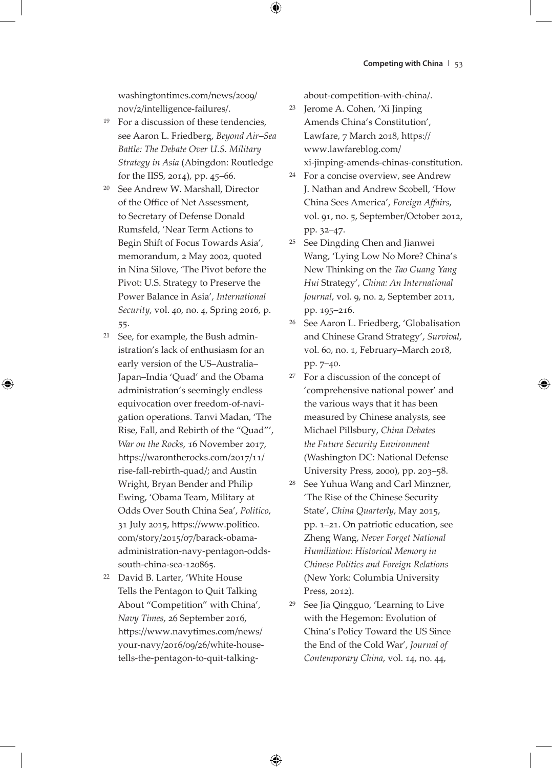washingtontimes.com/news/2009/nov/2/intelligence-failures/.

19 For a discussion of these tendencies, see Aaron L. Friedberg, *Beyond Air–Sea Battle: The Debate Over U.S. Military Strategy in Asia* (Abingdon: Routledge for the IISS, 2014), pp. 45–66.

20 See Andrew W. Marshall, Director of the Office of Net Assessment, to Secretary of Defense Donald Rumsfeld, 'Near Term Actions to Begin Shift of Focus Towards Asia', memorandum, 2 May 2002, quoted in Nina Silove, 'The Pivot before the Pivot: U.S. Strategy to Preserve the Power Balance in Asia', *International Security*, vol. 40, no. 4, Spring 2016, p. 55.

21 See, for example, the Bush administration's lack of enthusiasm for an early version of the US–Australia–Japan–India 'Quad' and the Obama administration's seemingly endless equivocation over freedom-of-navigation operations. Tanvi Madan, 'The Rise, Fall, and Rebirth of the "Quad"', *War on the Rocks*, 16 November 2017, https://warontherocks.com/2017/11/rise-fall-rebirth-quad/; and Austin Wright, Bryan Bender and Philip Ewing, 'Obama Team, Military at Odds Over South China Sea', *Politico*, 31 July 2015, https://www.politico.com/story/2015/07/barack-obama-administration-navy-pentagon-odds-south-china-sea-120865.

22 David B. Larter, 'White House Tells the Pentagon to Quit Talking About "Competition" with China', *Navy Times*, 26 September 2016, https://www.navytimes.com/news/your-navy/2016/09/26/white-house-tells-the-pentagon-to-quit-talking-about-competition-with-china/.

23 Jerome A. Cohen, 'Xi Jinping Amends China's Constitution', Lawfare, 7 March 2018, https://www.lawfareblog.com/xi-jinping-amends-chinas-constitution.

24 For a concise overview, see Andrew J. Nathan and Andrew Scobell, 'How China Sees America', *Foreign Affairs*, vol. 91, no. 5, September/October 2012, pp. 32–47.

25 See Dingding Chen and Jianwei Wang, 'Lying Low No More? China's New Thinking on the *Tao Guang Yang Hui* Strategy', *China: An International Journal*, vol. 9, no. 2, September 2011, pp. 195–216.

26 See Aaron L. Friedberg, 'Globalisation and Chinese Grand Strategy', *Survival*, vol. 60, no. 1, February–March 2018, pp. 7–40.

27 For a discussion of the concept of 'comprehensive national power' and the various ways that it has been measured by Chinese analysts, see Michael Pillsbury, *China Debates the Future Security Environment* (Washington DC: National Defense University Press, 2000), pp. 203–58.

28 See Yuhua Wang and Carl Minzner, 'The Rise of the Chinese Security State', *China Quarterly*, May 2015, pp. 1–21. On patriotic education, see Zheng Wang, *Never Forget National Humiliation: Historical Memory in Chinese Politics and Foreign Relations* (New York: Columbia University Press, 2012).

29 See Jia Qingguo, 'Learning to Live with the Hegemon: Evolution of China's Policy Toward the US Since the End of the Cold War', *Journal of Contemporary China*, vol. 14, no. 44,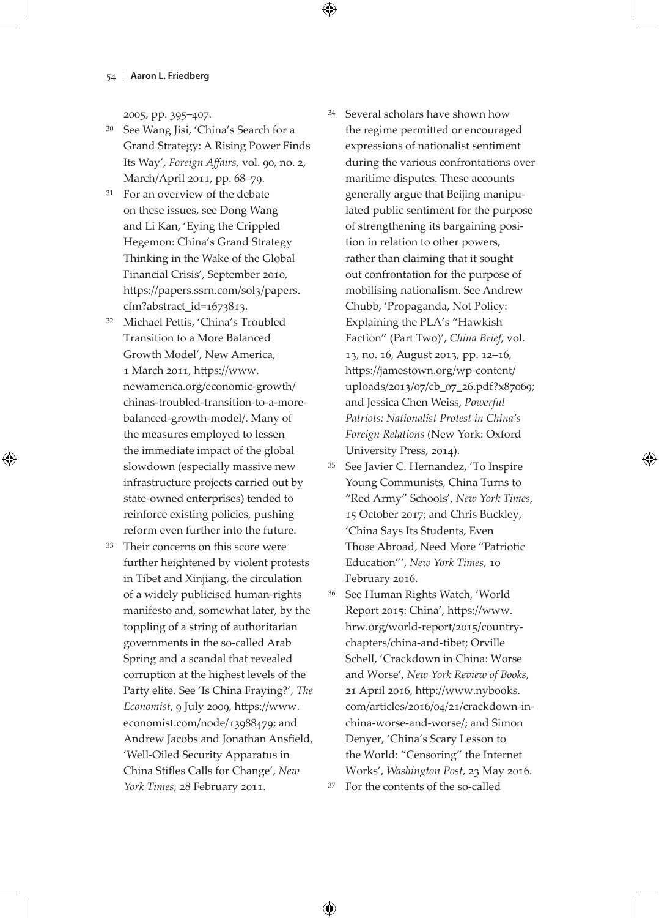2005, pp. 395–407.

30. See Wang Jisi, 'China's Search for a Grand Strategy: A Rising Power Finds Its Way', *Foreign Affairs*, vol. 90, no. 2, March/April 2011, pp. 68–79.

31. For an overview of the debate on these issues, see Dong Wang and Li Kan, 'Eying the Crippled Hegemon: China's Grand Strategy Thinking in the Wake of the Global Financial Crisis', September 2010, https://papers.ssrn.com/sol3/papers.cfm?abstract_id=1673813.

32. Michael Pettis, 'China's Troubled Transition to a More Balanced Growth Model', New America, 1 March 2011, https://www.newamerica.org/economic-growth/chinas-troubled-transition-to-a-more-balanced-growth-model/. Many of the measures employed to lessen the immediate impact of the global slowdown (especially massive new infrastructure projects carried out by state-owned enterprises) tended to reinforce existing policies, pushing reform even further into the future.

33. Their concerns on this score were further heightened by violent protests in Tibet and Xinjiang, the circulation of a widely publicised human-rights manifesto and, somewhat later, by the toppling of a string of authoritarian governments in the so-called Arab Spring and a scandal that revealed corruption at the highest levels of the Party elite. See 'Is China Fraying?', *The Economist*, 9 July 2009, https://www.economist.com/node/13988479; and Andrew Jacobs and Jonathan Ansfield, 'Well-Oiled Security Apparatus in China Stifles Calls for Change', *New York Times*, 28 February 2011.

34. Several scholars have shown how the regime permitted or encouraged expressions of nationalist sentiment during the various confrontations over maritime disputes. These accounts generally argue that Beijing manipulated public sentiment for the purpose of strengthening its bargaining position in relation to other powers, rather than claiming that it sought out confrontation for the purpose of mobilising nationalism. See Andrew Chubb, 'Propaganda, Not Policy: Explaining the PLA's "Hawkish Faction" (Part Two)', *China Brief*, vol. 13, no. 16, August 2013, pp. 12–16, https://jamestown.org/wp-content/uploads/2013/07/cb_07_26.pdf?x87069; and Jessica Chen Weiss, *Powerful Patriots: Nationalist Protest in China's Foreign Relations* (New York: Oxford University Press, 2014).

35. See Javier C. Hernandez, 'To Inspire Young Communists, China Turns to "Red Army" Schools', *New York Times*, 15 October 2017; and Chris Buckley, 'China Says Its Students, Even Those Abroad, Need More "Patriotic Education"', *New York Times*, 10 February 2016.

36. See Human Rights Watch, 'World Report 2015: China', https://www.hrw.org/world-report/2015/country-chapters/china-and-tibet; Orville Schell, 'Crackdown in China: Worse and Worse', *New York Review of Books*, 21 April 2016, http://www.nybooks.com/articles/2016/04/21/crackdown-in-china-worse-and-worse/; and Simon Denyer, 'China's Scary Lesson to the World: "Censoring" the Internet Works', *Washington Post*, 23 May 2016.

37. For the contents of the so-called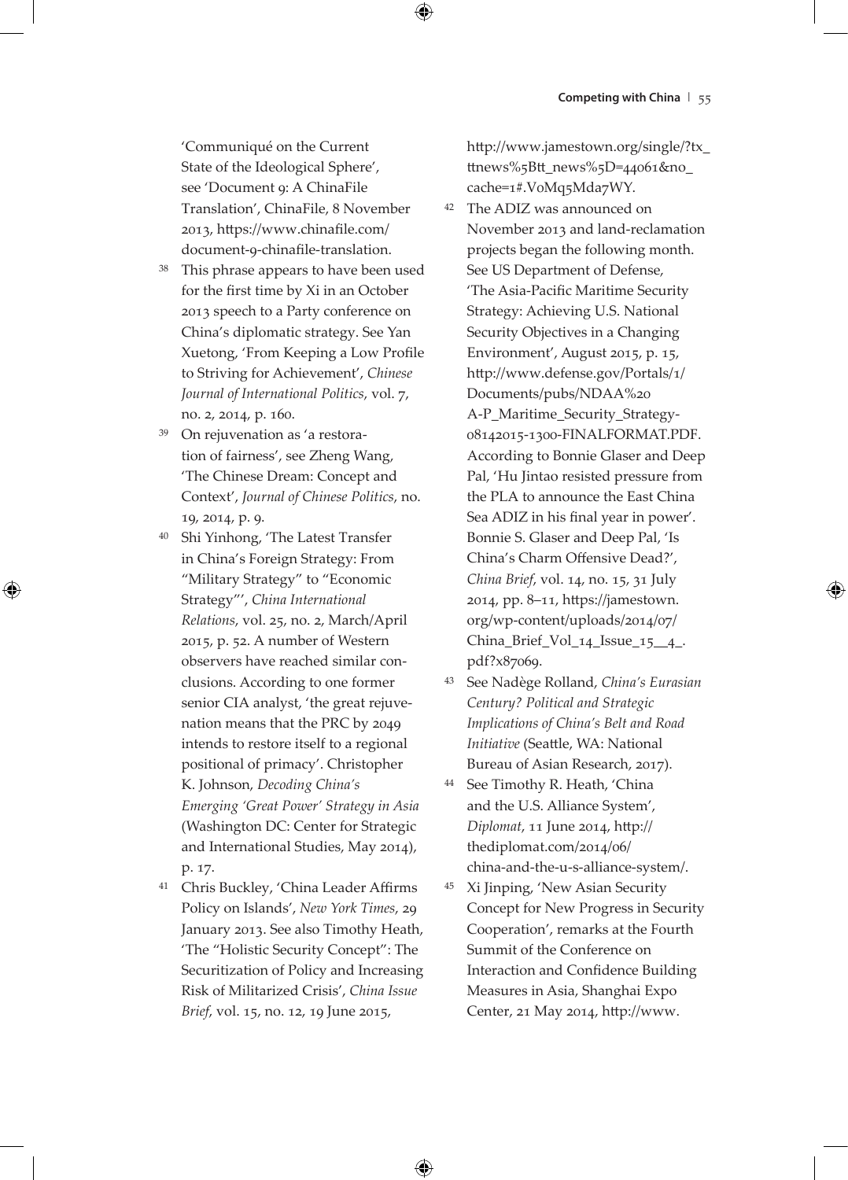'Communiqué on the Current State of the Ideological Sphere', see 'Document 9: A ChinaFile Translation', ChinaFile, 8 November 2013, https://www.chinafile.com/document-9-chinafile-translation.

38 This phrase appears to have been used for the first time by Xi in an October 2013 speech to a Party conference on China's diplomatic strategy. See Yan Xuetong, 'From Keeping a Low Profile to Striving for Achievement', *Chinese Journal of International Politics*, vol. 7, no. 2, 2014, p. 160.

39 On rejuvenation as 'a restoration of fairness', see Zheng Wang, 'The Chinese Dream: Concept and Context', *Journal of Chinese Politics*, no. 19, 2014, p. 9.

40 Shi Yinhong, 'The Latest Transfer in China's Foreign Strategy: From "Military Strategy" to "Economic Strategy"', *China International Relations*, vol. 25, no. 2, March/April 2015, p. 52. A number of Western observers have reached similar conclusions. According to one former senior CIA analyst, 'the great rejuvenation means that the PRC by 2049 intends to restore itself to a regional positional of primacy'. Christopher K. Johnson, *Decoding China's Emerging 'Great Power' Strategy in Asia* (Washington DC: Center for Strategic and International Studies, May 2014), p. 17.

41 Chris Buckley, 'China Leader Affirms Policy on Islands', *New York Times*, 29 January 2013. See also Timothy Heath, 'The "Holistic Security Concept": The Securitization of Policy and Increasing Risk of Militarized Crisis', *China Issue Brief*, vol. 15, no. 12, 19 June 2015, http://www.jamestown.org/single/?tx_ttnews%5Btt_news%5D=44061&no_cache=1#.V0Mq5Mda7WY.

42 The ADIZ was announced on November 2013 and land-reclamation projects began the following month. See US Department of Defense, 'The Asia-Pacific Maritime Security Strategy: Achieving U.S. National Security Objectives in a Changing Environment', August 2015, p. 15, http://www.defense.gov/Portals/1/Documents/pubs/NDAA%20A-P_Maritime_Security_Strategy-08142015-1300-FINALFORMAT.PDF. According to Bonnie Glaser and Deep Pal, 'Hu Jintao resisted pressure from the PLA to announce the East China Sea ADIZ in his final year in power'. Bonnie S. Glaser and Deep Pal, 'Is China's Charm Offensive Dead?', *China Brief*, vol. 14, no. 15, 31 July 2014, pp. 8–11, https://jamestown.org/wp-content/uploads/2014/07/China_Brief_Vol_14_Issue_15__4_.pdf?x87069.

43 See Nadège Rolland, *China's Eurasian Century? Political and Strategic Implications of China's Belt and Road Initiative* (Seattle, WA: National Bureau of Asian Research, 2017).

44 See Timothy R. Heath, 'China and the U.S. Alliance System', *Diplomat*, 11 June 2014, http://thediplomat.com/2014/06/china-and-the-u-s-alliance-system/.

45 Xi Jinping, 'New Asian Security Concept for New Progress in Security Cooperation', remarks at the Fourth Summit of the Conference on Interaction and Confidence Building Measures in Asia, Shanghai Expo Center, 21 May 2014, http://www.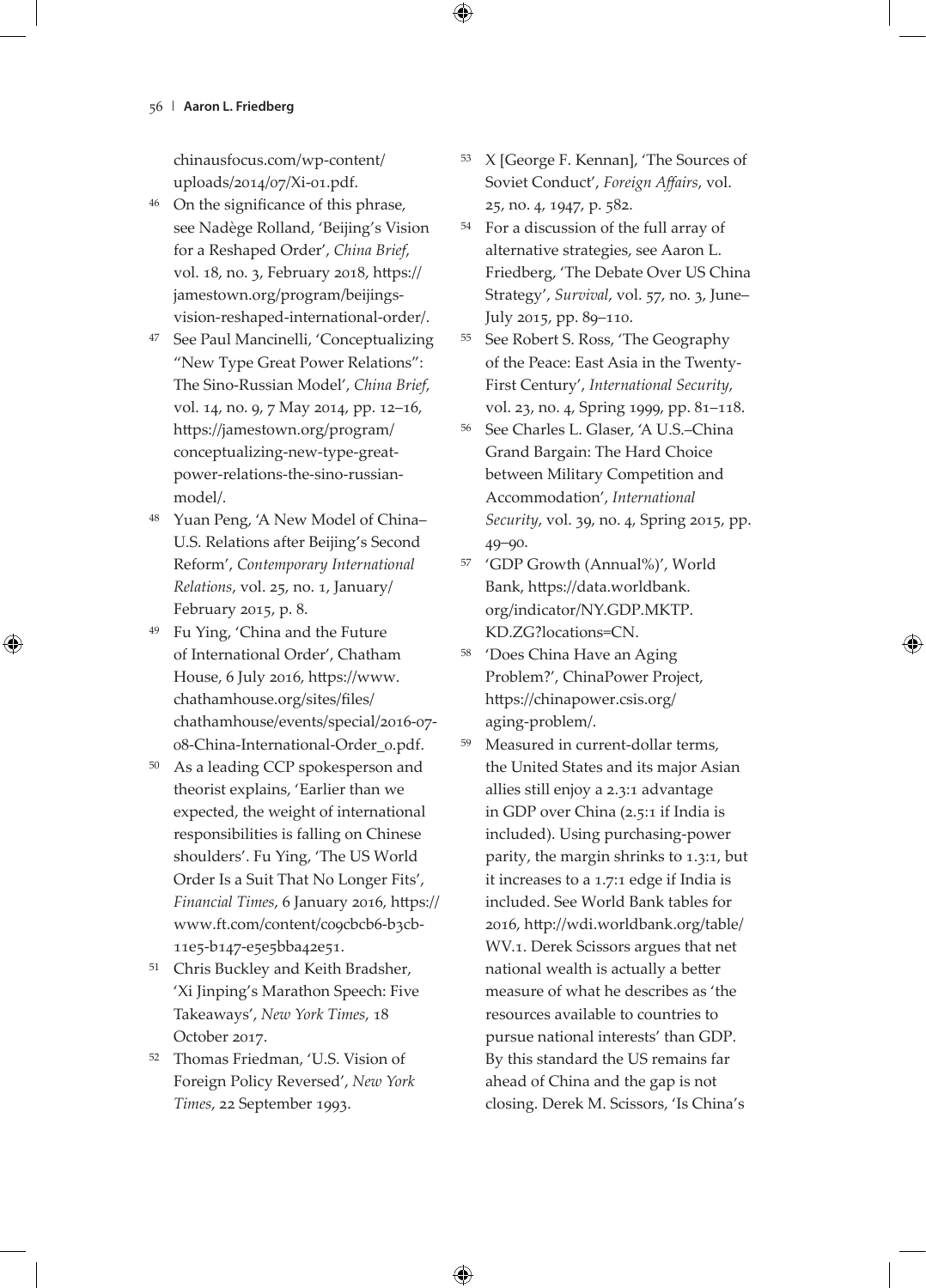chinausfocus.com/wp-content/uploads/2014/07/Xi-01.pdf.

46 On the significance of this phrase, see Nadège Rolland, 'Beijing's Vision for a Reshaped Order', *China Brief*, vol. 18, no. 3, February 2018, https://jamestown.org/program/beijings-vision-reshaped-international-order/.

47 See Paul Mancinelli, 'Conceptualizing "New Type Great Power Relations": The Sino-Russian Model', *China Brief*, vol. 14, no. 9, 7 May 2014, pp. 12–16, https://jamestown.org/program/conceptualizing-new-type-great-power-relations-the-sino-russian-model/.

48 Yuan Peng, 'A New Model of China–U.S. Relations after Beijing's Second Reform', *Contemporary International Relations*, vol. 25, no. 1, January/February 2015, p. 8.

49 Fu Ying, 'China and the Future of International Order', Chatham House, 6 July 2016, https://www.chathamhouse.org/sites/files/chathamhouse/events/special/2016-07-08-China-International-Order_0.pdf.

50 As a leading CCP spokesperson and theorist explains, 'Earlier than we expected, the weight of international responsibilities is falling on Chinese shoulders'. Fu Ying, 'The US World Order Is a Suit That No Longer Fits', *Financial Times*, 6 January 2016, https://www.ft.com/content/c09cbcb6-b3cb-11e5-b147-e5e5bba42e51.

51 Chris Buckley and Keith Bradsher, 'Xi Jinping's Marathon Speech: Five Takeaways', *New York Times*, 18 October 2017.

52 Thomas Friedman, 'U.S. Vision of Foreign Policy Reversed', *New York Times*, 22 September 1993.

53 X [George F. Kennan], 'The Sources of Soviet Conduct', *Foreign Affairs*, vol. 25, no. 4, 1947, p. 582.

54 For a discussion of the full array of alternative strategies, see Aaron L. Friedberg, 'The Debate Over US China Strategy', *Survival*, vol. 57, no. 3, June–July 2015, pp. 89–110.

55 See Robert S. Ross, 'The Geography of the Peace: East Asia in the Twenty-First Century', *International Security*, vol. 23, no. 4, Spring 1999, pp. 81–118.

56 See Charles L. Glaser, 'A U.S.–China Grand Bargain: The Hard Choice between Military Competition and Accommodation', *International Security*, vol. 39, no. 4, Spring 2015, pp. 49–90.

57 'GDP Growth (Annual%)', World Bank, https://data.worldbank.org/indicator/NY.GDP.MKTP.KD.ZG?locations=CN.

58 'Does China Have an Aging Problem?', ChinaPower Project, https://chinapower.csis.org/aging-problem/.

59 Measured in current-dollar terms, the United States and its major Asian allies still enjoy a 2.3:1 advantage in GDP over China (2.5:1 if India is included). Using purchasing-power parity, the margin shrinks to 1.3:1, but it increases to a 1.7:1 edge if India is included. See World Bank tables for 2016, http://wdi.worldbank.org/table/WV.1. Derek Scissors argues that net national wealth is actually a better measure of what he describes as 'the resources available to countries to pursue national interests' than GDP. By this standard the US remains far ahead of China and the gap is not closing. Derek M. Scissors, 'Is China's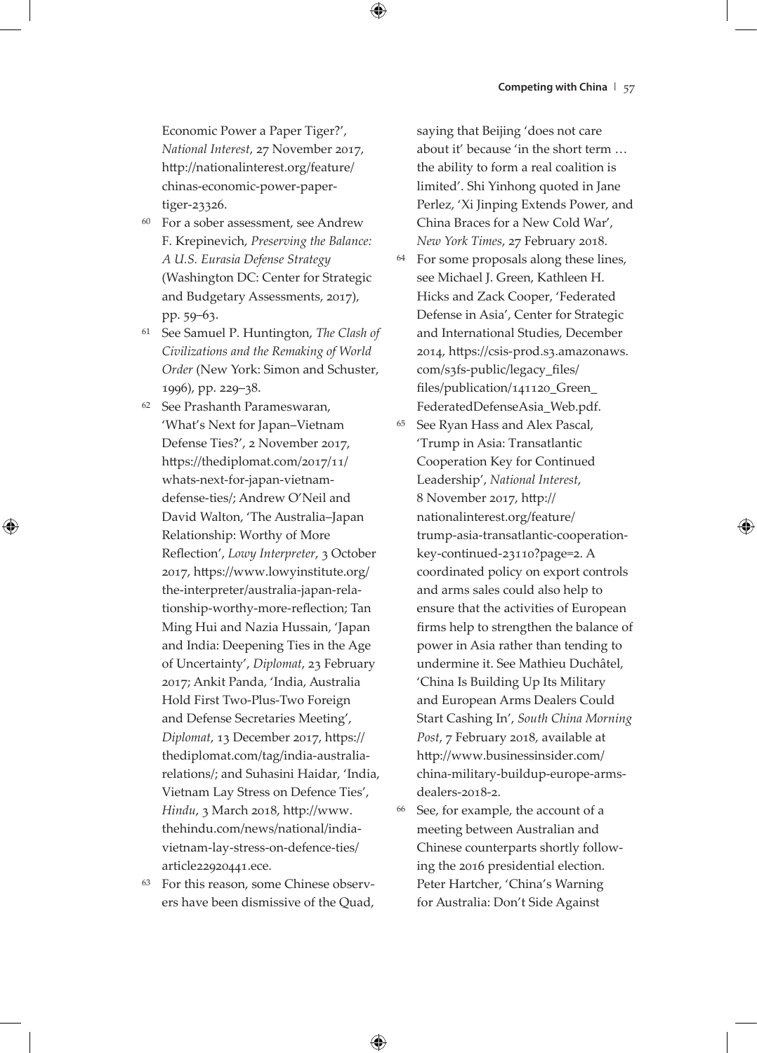Economic Power a Paper Tiger?', *National Interest*, 27 November 2017, http://nationalinterest.org/feature/chinas-economic-power-paper-tiger-23326.

60 For a sober assessment, see Andrew F. Krepinevich, *Preserving the Balance: A U.S. Eurasia Defense Strategy* (Washington DC: Center for Strategic and Budgetary Assessments, 2017), pp. 59–63.

61 See Samuel P. Huntington, *The Clash of Civilizations and the Remaking of World Order* (New York: Simon and Schuster, 1996), pp. 229–38.

62 See Prashanth Parameswaran, 'What's Next for Japan–Vietnam Defense Ties?', 2 November 2017, https://thediplomat.com/2017/11/whats-next-for-japan-vietnam-defense-ties/; Andrew O'Neil and David Walton, 'The Australia–Japan Relationship: Worthy of More Reflection', *Lowy Interpreter*, 3 October 2017, https://www.lowyinstitute.org/the-interpreter/australia-japan-relationship-worthy-more-reflection; Tan Ming Hui and Nazia Hussain, 'Japan and India: Deepening Ties in the Age of Uncertainty', *Diplomat*, 23 February 2017; Ankit Panda, 'India, Australia Hold First Two-Plus-Two Foreign and Defense Secretaries Meeting', *Diplomat*, 13 December 2017, https://thediplomat.com/tag/india-australia-relations/; and Suhasini Haidar, 'India, Vietnam Lay Stress on Defence Ties', *Hindu*, 3 March 2018, http://www.thehindu.com/news/national/india-vietnam-lay-stress-on-defence-ties/article22920441.ece.

63 For this reason, some Chinese observers have been dismissive of the Quad, saying that Beijing 'does not care about it' because 'in the short term … the ability to form a real coalition is limited'. Shi Yinhong quoted in Jane Perlez, 'Xi Jinping Extends Power, and China Braces for a New Cold War', *New York Times*, 27 February 2018.

64 For some proposals along these lines, see Michael J. Green, Kathleen H. Hicks and Zack Cooper, 'Federated Defense in Asia', Center for Strategic and International Studies, December 2014, https://csis-prod.s3.amazonaws.com/s3fs-public/legacy_files/files/publication/141120_Green_FederatedDefenseAsia_Web.pdf.

65 See Ryan Hass and Alex Pascal, 'Trump in Asia: Transatlantic Cooperation Key for Continued Leadership', *National Interest*, 8 November 2017, http://nationalinterest.org/feature/trump-asia-transatlantic-cooperation-key-continued-23110?page=2. A coordinated policy on export controls and arms sales could also help to ensure that the activities of European firms help to strengthen the balance of power in Asia rather than tending to undermine it. See Mathieu Duchâtel, 'China Is Building Up Its Military and European Arms Dealers Could Start Cashing In', *South China Morning Post*, 7 February 2018, available at http://www.businessinsider.com/china-military-buildup-europe-arms-dealers-2018-2.

66 See, for example, the account of a meeting between Australian and Chinese counterparts shortly following the 2016 presidential election. Peter Hartcher, 'China's Warning for Australia: Don't Side Against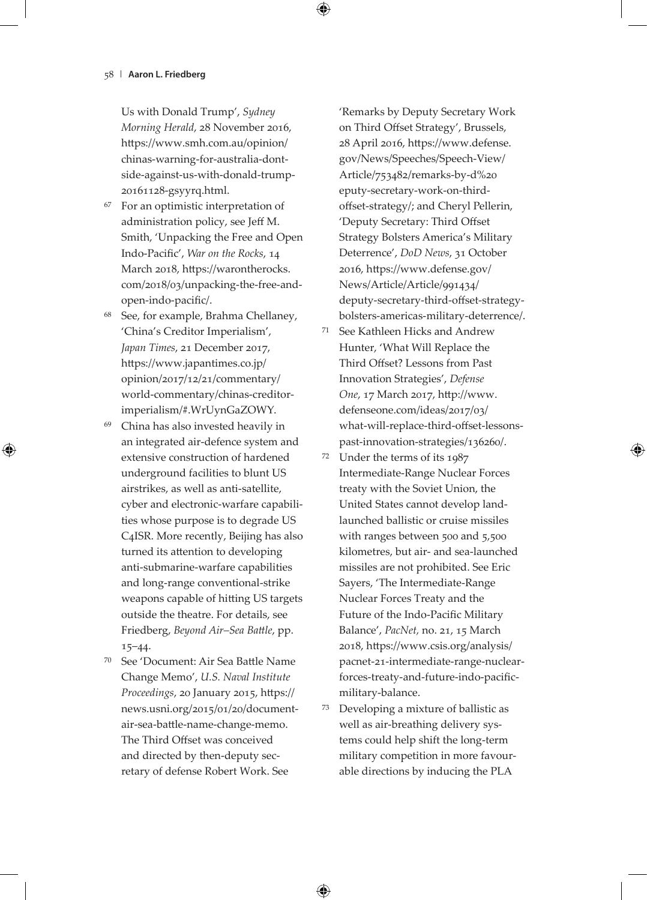Us with Donald Trump', *Sydney Morning Herald*, 28 November 2016, https://www.smh.com.au/opinion/chinas-warning-for-australia-dont-side-against-us-with-donald-trump-20161128-gsyyrq.html.

67 For an optimistic interpretation of administration policy, see Jeff M. Smith, 'Unpacking the Free and Open Indo-Pacific', *War on the Rocks*, 14 March 2018, https://warontherocks.com/2018/03/unpacking-the-free-and-open-indo-pacific/.

68 See, for example, Brahma Chellaney, 'China's Creditor Imperialism', *Japan Times*, 21 December 2017, https://www.japantimes.co.jp/opinion/2017/12/21/commentary/world-commentary/chinas-creditor-imperialism/#.WrUynGaZOWY.

69 China has also invested heavily in an integrated air-defence system and extensive construction of hardened underground facilities to blunt US airstrikes, as well as anti-satellite, cyber and electronic-warfare capabilities whose purpose is to degrade US C4ISR. More recently, Beijing has also turned its attention to developing anti-submarine-warfare capabilities and long-range conventional-strike weapons capable of hitting US targets outside the theatre. For details, see Friedberg, *Beyond Air–Sea Battle*, pp. 15–44.

70 See 'Document: Air Sea Battle Name Change Memo', *U.S. Naval Institute Proceedings*, 20 January 2015, https://news.usni.org/2015/01/20/document-air-sea-battle-name-change-memo. The Third Offset was conceived and directed by then-deputy secretary of defense Robert Work. See 'Remarks by Deputy Secretary Work on Third Offset Strategy', Brussels, 28 April 2016, https://www.defense.gov/News/Speeches/Speech-View/Article/753482/remarks-by-d%20eputy-secretary-work-on-third-offset-strategy/; and Cheryl Pellerin, 'Deputy Secretary: Third Offset Strategy Bolsters America's Military Deterrence', *DoD News*, 31 October 2016, https://www.defense.gov/News/Article/Article/991434/deputy-secretary-third-offset-strategy-bolsters-americas-military-deterrence/.

71 See Kathleen Hicks and Andrew Hunter, 'What Will Replace the Third Offset? Lessons from Past Innovation Strategies', *Defense One*, 17 March 2017, http://www.defenseone.com/ideas/2017/03/what-will-replace-third-offset-lessons-past-innovation-strategies/136260/.

72 Under the terms of its 1987 Intermediate-Range Nuclear Forces treaty with the Soviet Union, the United States cannot develop land-launched ballistic or cruise missiles with ranges between 500 and 5,500 kilometres, but air- and sea-launched missiles are not prohibited. See Eric Sayers, 'The Intermediate-Range Nuclear Forces Treaty and the Future of the Indo-Pacific Military Balance', *PacNet*, no. 21, 15 March 2018, https://www.csis.org/analysis/pacnet-21-intermediate-range-nuclear-forces-treaty-and-future-indo-pacific-military-balance.

73 Developing a mixture of ballistic as well as air-breathing delivery systems could help shift the long-term military competition in more favourable directions by inducing the PLA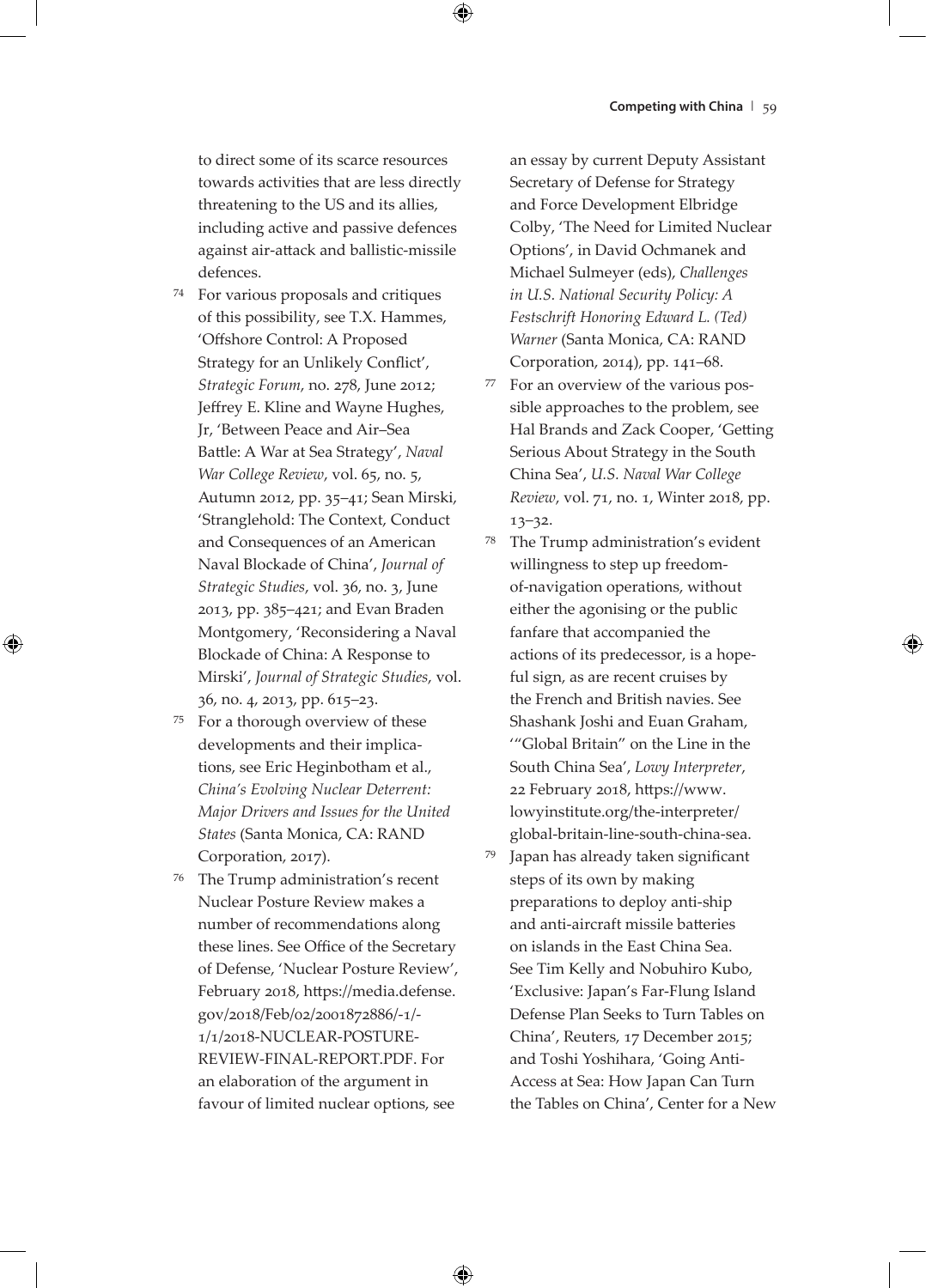to direct some of its scarce resources towards activities that are less directly threatening to the US and its allies, including active and passive defences against air-attack and ballistic-missile defences.

[74] For various proposals and critiques of this possibility, see T.X. Hammes, 'Offshore Control: A Proposed Strategy for an Unlikely Conflict', *Strategic Forum*, no. 278, June 2012; Jeffrey E. Kline and Wayne Hughes, Jr, 'Between Peace and Air–Sea Battle: A War at Sea Strategy', *Naval War College Review*, vol. 65, no. 5, Autumn 2012, pp. 35–41; Sean Mirski, 'Stranglehold: The Context, Conduct and Consequences of an American Naval Blockade of China', *Journal of Strategic Studies*, vol. 36, no. 3, June 2013, pp. 385–421; and Evan Braden Montgomery, 'Reconsidering a Naval Blockade of China: A Response to Mirski', *Journal of Strategic Studies*, vol. 36, no. 4, 2013, pp. 615–23.

[75] For a thorough overview of these developments and their implications, see Eric Heginbotham et al., *China's Evolving Nuclear Deterrent: Major Drivers and Issues for the United States* (Santa Monica, CA: RAND Corporation, 2017).

[76] The Trump administration's recent Nuclear Posture Review makes a number of recommendations along these lines. See Office of the Secretary of Defense, 'Nuclear Posture Review', February 2018, https://media.defense.gov/2018/Feb/02/2001872886/-1/-1/1/2018-NUCLEAR-POSTURE-REVIEW-FINAL-REPORT.PDF. For an elaboration of the argument in favour of limited nuclear options, see an essay by current Deputy Assistant Secretary of Defense for Strategy and Force Development Elbridge Colby, 'The Need for Limited Nuclear Options', in David Ochmanek and Michael Sulmeyer (eds), *Challenges in U.S. National Security Policy: A Festschrift Honoring Edward L. (Ted) Warner* (Santa Monica, CA: RAND Corporation, 2014), pp. 141–68.

[77] For an overview of the various possible approaches to the problem, see Hal Brands and Zack Cooper, 'Getting Serious About Strategy in the South China Sea', *U.S. Naval War College Review*, vol. 71, no. 1, Winter 2018, pp. 13–32.

[78] The Trump administration's evident willingness to step up freedom-of-navigation operations, without either the agonising or the public fanfare that accompanied the actions of its predecessor, is a hopeful sign, as are recent cruises by the French and British navies. See Shashank Joshi and Euan Graham, '"Global Britain" on the Line in the South China Sea', *Lowy Interpreter*, 22 February 2018, https://www.lowyinstitute.org/the-interpreter/global-britain-line-south-china-sea.

[79] Japan has already taken significant steps of its own by making preparations to deploy anti-ship and anti-aircraft missile batteries on islands in the East China Sea. See Tim Kelly and Nobuhiro Kubo, 'Exclusive: Japan's Far-Flung Island Defense Plan Seeks to Turn Tables on China', Reuters, 17 December 2015; and Toshi Yoshihara, 'Going Anti-Access at Sea: How Japan Can Turn the Tables on China', Center for a New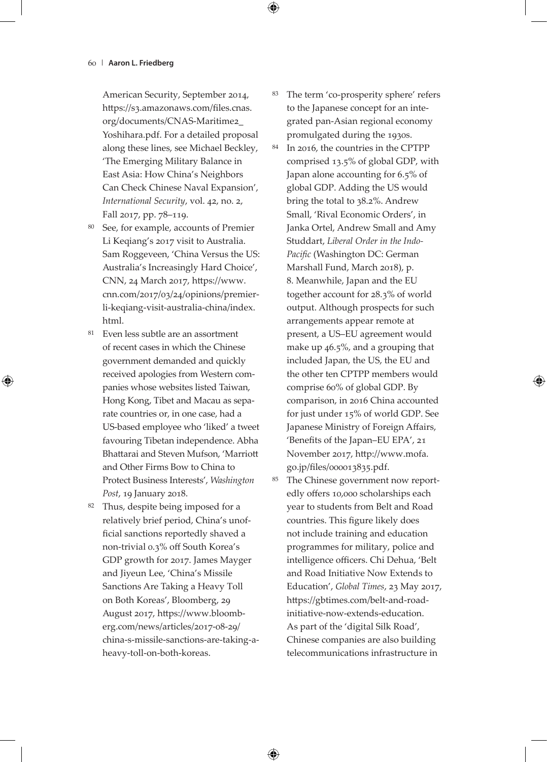American Security, September 2014, https://s3.amazonaws.com/files.cnas.org/documents/CNAS-Maritime2_Yoshihara.pdf. For a detailed proposal along these lines, see Michael Beckley, 'The Emerging Military Balance in East Asia: How China's Neighbors Can Check Chinese Naval Expansion', *International Security*, vol. 42, no. 2, Fall 2017, pp. 78–119.

80 See, for example, accounts of Premier Li Keqiang's 2017 visit to Australia. Sam Roggeveen, 'China Versus the US: Australia's Increasingly Hard Choice', CNN, 24 March 2017, https://www.cnn.com/2017/03/24/opinions/premier-li-keqiang-visit-australia-china/index.html.

81 Even less subtle are an assortment of recent cases in which the Chinese government demanded and quickly received apologies from Western companies whose websites listed Taiwan, Hong Kong, Tibet and Macau as separate countries or, in one case, had a US-based employee who 'liked' a tweet favouring Tibetan independence. Abha Bhattarai and Steven Mufson, 'Marriott and Other Firms Bow to China to Protect Business Interests', *Washington Post*, 19 January 2018.

82 Thus, despite being imposed for a relatively brief period, China's unofficial sanctions reportedly shaved a non-trivial 0.3% off South Korea's GDP growth for 2017. James Mayger and Jiyeun Lee, 'China's Missile Sanctions Are Taking a Heavy Toll on Both Koreas', Bloomberg, 29 August 2017, https://www.bloomberg.com/news/articles/2017-08-29/china-s-missile-sanctions-are-taking-a-heavy-toll-on-both-koreas.

83 The term 'co-prosperity sphere' refers to the Japanese concept for an integrated pan-Asian regional economy promulgated during the 1930s.

84 In 2016, the countries in the CPTPP comprised 13.5% of global GDP, with Japan alone accounting for 6.5% of global GDP. Adding the US would bring the total to 38.2%. Andrew Small, 'Rival Economic Orders', in Janka Ortel, Andrew Small and Amy Studdart, *Liberal Order in the Indo-Pacific* (Washington DC: German Marshall Fund, March 2018), p. 8. Meanwhile, Japan and the EU together account for 28.3% of world output. Although prospects for such arrangements appear remote at present, a US–EU agreement would make up 46.5%, and a grouping that included Japan, the US, the EU and the other ten CPTPP members would comprise 60% of global GDP. By comparison, in 2016 China accounted for just under 15% of world GDP. See Japanese Ministry of Foreign Affairs, 'Benefits of the Japan–EU EPA', 21 November 2017, http://www.mofa.go.jp/files/000013835.pdf.

85 The Chinese government now reportedly offers 10,000 scholarships each year to students from Belt and Road countries. This figure likely does not include training and education programmes for military, police and intelligence officers. Chi Dehua, 'Belt and Road Initiative Now Extends to Education', *Global Times*, 23 May 2017, https://gbtimes.com/belt-and-road-initiative-now-extends-education. As part of the 'digital Silk Road', Chinese companies are also building telecommunications infrastructure in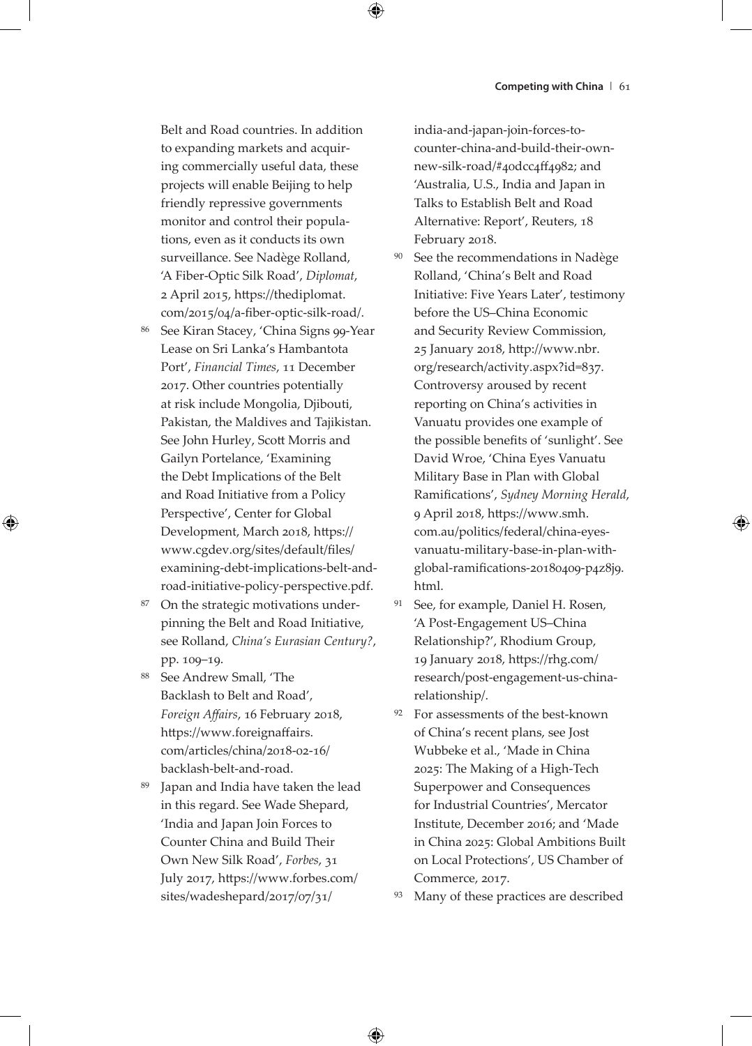Belt and Road countries. In addition to expanding markets and acquiring commercially useful data, these projects will enable Beijing to help friendly repressive governments monitor and control their populations, even as it conducts its own surveillance. See Nadège Rolland, 'A Fiber-Optic Silk Road', *Diplomat*, 2 April 2015, https://thediplomat.com/2015/04/a-fiber-optic-silk-road/.

[86] See Kiran Stacey, 'China Signs 99-Year Lease on Sri Lanka's Hambantota Port', *Financial Times*, 11 December 2017. Other countries potentially at risk include Mongolia, Djibouti, Pakistan, the Maldives and Tajikistan. See John Hurley, Scott Morris and Gailyn Portelance, 'Examining the Debt Implications of the Belt and Road Initiative from a Policy Perspective', Center for Global Development, March 2018, https://www.cgdev.org/sites/default/files/examining-debt-implications-belt-and-road-initiative-policy-perspective.pdf.

[87] On the strategic motivations underpinning the Belt and Road Initiative, see Rolland, *China's Eurasian Century?*, pp. 109–19.

[88] See Andrew Small, 'The Backlash to Belt and Road', *Foreign Affairs*, 16 February 2018, https://www.foreignaffairs.com/articles/china/2018-02-16/backlash-belt-and-road.

[89] Japan and India have taken the lead in this regard. See Wade Shepard, 'India and Japan Join Forces to Counter China and Build Their Own New Silk Road', *Forbes*, 31 July 2017, https://www.forbes.com/sites/wadeshepard/2017/07/31/india-and-japan-join-forces-to-counter-china-and-build-their-own-new-silk-road/#40dcc4ff4982; and 'Australia, U.S., India and Japan in Talks to Establish Belt and Road Alternative: Report', Reuters, 18 February 2018.

[90] See the recommendations in Nadège Rolland, 'China's Belt and Road Initiative: Five Years Later', testimony before the US–China Economic and Security Review Commission, 25 January 2018, http://www.nbr.org/research/activity.aspx?id=837. Controversy aroused by recent reporting on China's activities in Vanuatu provides one example of the possible benefits of 'sunlight'. See David Wroe, 'China Eyes Vanuatu Military Base in Plan with Global Ramifications', *Sydney Morning Herald*, 9 April 2018, https://www.smh.com.au/politics/federal/china-eyes-vanuatu-military-base-in-plan-with-global-ramifications-20180409-p4z8j9.html.

[91] See, for example, Daniel H. Rosen, 'A Post-Engagement US–China Relationship?', Rhodium Group, 19 January 2018, https://rhg.com/research/post-engagement-us-china-relationship/.

[92] For assessments of the best-known of China's recent plans, see Jost Wubbeke et al., 'Made in China 2025: The Making of a High-Tech Superpower and Consequences for Industrial Countries', Mercator Institute, December 2016; and 'Made in China 2025: Global Ambitions Built on Local Protections', US Chamber of Commerce, 2017.

[93] Many of these practices are described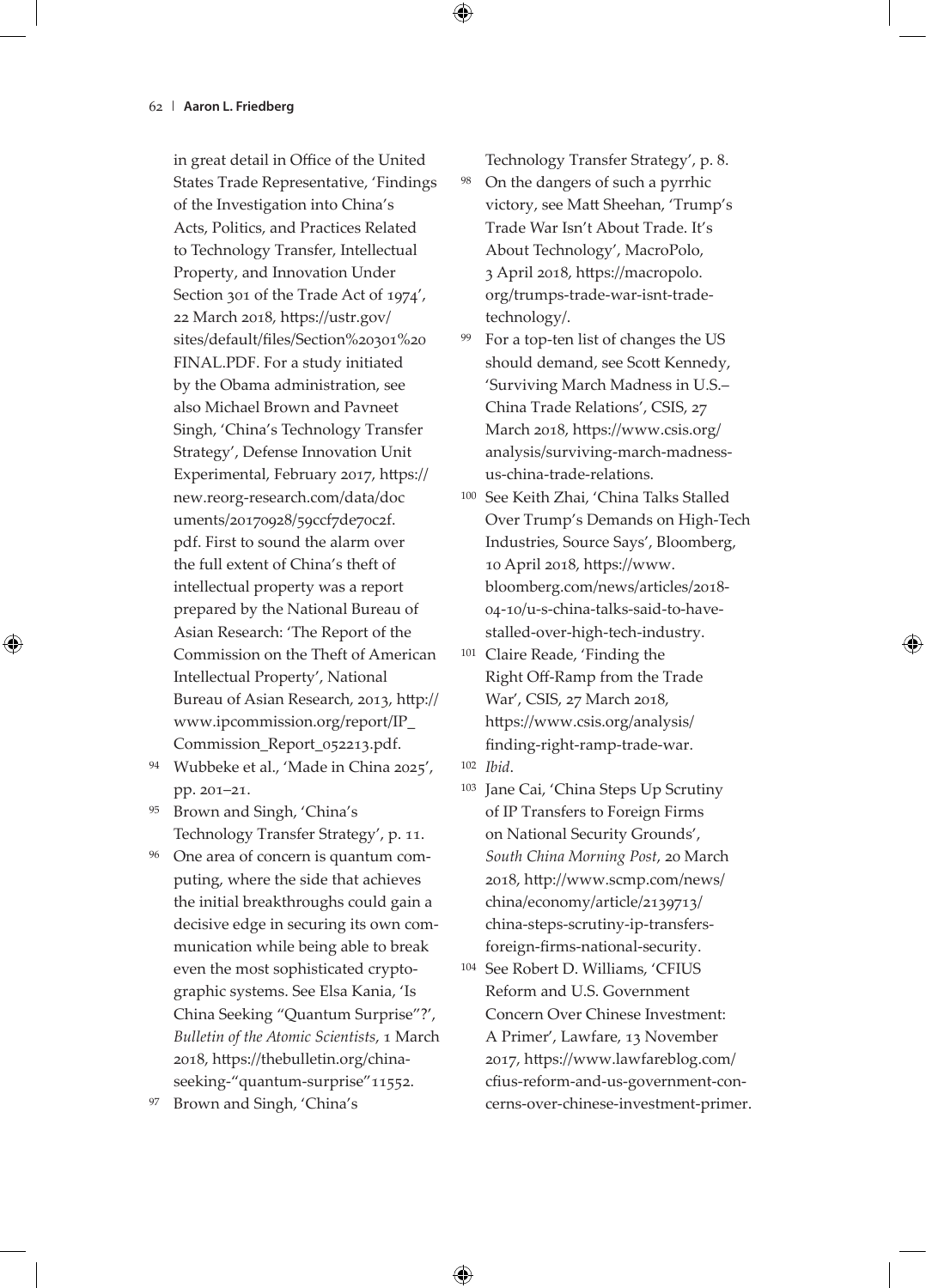in great detail in Office of the United States Trade Representative, 'Findings of the Investigation into China's Acts, Politics, and Practices Related to Technology Transfer, Intellectual Property, and Innovation Under Section 301 of the Trade Act of 1974', 22 March 2018, https://ustr.gov/sites/default/files/Section%20301%20FINAL.PDF. For a study initiated by the Obama administration, see also Michael Brown and Pavneet Singh, 'China's Technology Transfer Strategy', Defense Innovation Unit Experimental, February 2017, https://new.reorg-research.com/data/documents/20170928/59ccf7de70c2f.pdf. First to sound the alarm over the full extent of China's theft of intellectual property was a report prepared by the National Bureau of Asian Research: 'The Report of the Commission on the Theft of American Intellectual Property', National Bureau of Asian Research, 2013, http://www.ipcommission.org/report/IP_Commission_Report_052213.pdf.

94 Wubbeke et al., 'Made in China 2025', pp. 201–21.

95 Brown and Singh, 'China's Technology Transfer Strategy', p. 11.

96 One area of concern is quantum computing, where the side that achieves the initial breakthroughs could gain a decisive edge in securing its own communication while being able to break even the most sophisticated cryptographic systems. See Elsa Kania, 'Is China Seeking "Quantum Surprise"?', *Bulletin of the Atomic Scientists*, 1 March 2018, https://thebulletin.org/china-seeking-"quantum-surprise"11552.

97 Brown and Singh, 'China's Technology Transfer Strategy', p. 8.

98 On the dangers of such a pyrrhic victory, see Matt Sheehan, 'Trump's Trade War Isn't About Trade. It's About Technology', MacroPolo, 3 April 2018, https://macropolo.org/trumps-trade-war-isnt-trade-technology/.

99 For a top-ten list of changes the US should demand, see Scott Kennedy, 'Surviving March Madness in U.S.–China Trade Relations', CSIS, 27 March 2018, https://www.csis.org/analysis/surviving-march-madness-us-china-trade-relations.

100 See Keith Zhai, 'China Talks Stalled Over Trump's Demands on High-Tech Industries, Source Says', Bloomberg, 10 April 2018, https://www.bloomberg.com/news/articles/2018-04-10/u-s-china-talks-said-to-have-stalled-over-high-tech-industry.

101 Claire Reade, 'Finding the Right Off-Ramp from the Trade War', CSIS, 27 March 2018, https://www.csis.org/analysis/finding-right-ramp-trade-war.

102 *Ibid*.

103 Jane Cai, 'China Steps Up Scrutiny of IP Transfers to Foreign Firms on National Security Grounds', *South China Morning Post*, 20 March 2018, http://www.scmp.com/news/china/economy/article/2139713/china-steps-scrutiny-ip-transfers-foreign-firms-national-security.

104 See Robert D. Williams, 'CFIUS Reform and U.S. Government Concern Over Chinese Investment: A Primer', Lawfare, 13 November 2017, https://www.lawfareblog.com/cfius-reform-and-us-government-concerns-over-chinese-investment-primer.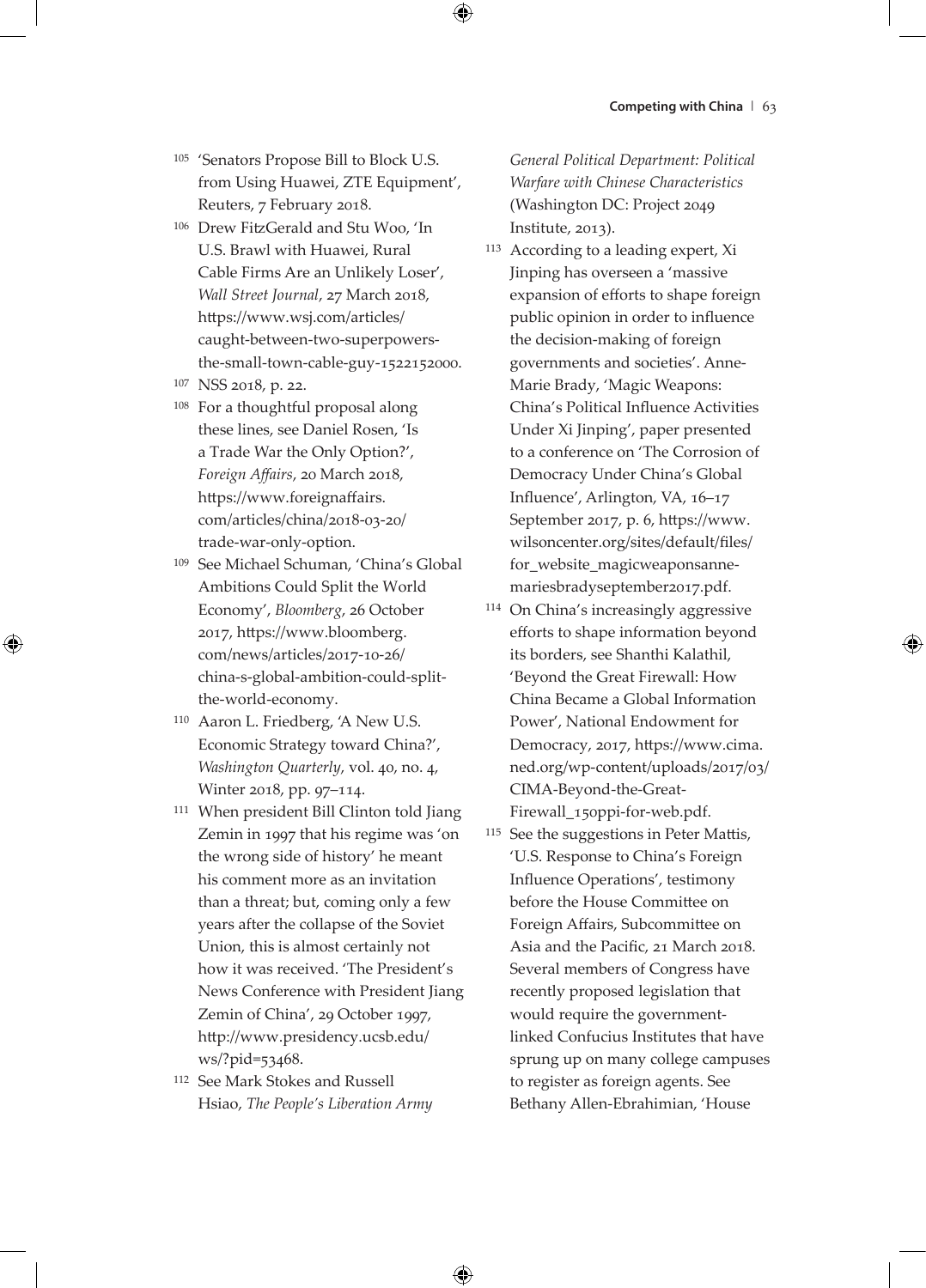105 'Senators Propose Bill to Block U.S. from Using Huawei, ZTE Equipment', Reuters, 7 February 2018.

106 Drew FitzGerald and Stu Woo, 'In U.S. Brawl with Huawei, Rural Cable Firms Are an Unlikely Loser', *Wall Street Journal*, 27 March 2018, https://www.wsj.com/articles/caught-between-two-superpowers-the-small-town-cable-guy-1522152000.

107 NSS 2018, p. 22.

108 For a thoughtful proposal along these lines, see Daniel Rosen, 'Is a Trade War the Only Option?', *Foreign Affairs*, 20 March 2018, https://www.foreignaffairs.com/articles/china/2018-03-20/trade-war-only-option.

109 See Michael Schuman, 'China's Global Ambitions Could Split the World Economy', *Bloomberg*, 26 October 2017, https://www.bloomberg.com/news/articles/2017-10-26/china-s-global-ambition-could-split-the-world-economy.

110 Aaron L. Friedberg, 'A New U.S. Economic Strategy toward China?', *Washington Quarterly*, vol. 40, no. 4, Winter 2018, pp. 97–114.

111 When president Bill Clinton told Jiang Zemin in 1997 that his regime was 'on the wrong side of history' he meant his comment more as an invitation than a threat; but, coming only a few years after the collapse of the Soviet Union, this is almost certainly not how it was received. 'The President's News Conference with President Jiang Zemin of China', 29 October 1997, http://www.presidency.ucsb.edu/ws/?pid=53468.

112 See Mark Stokes and Russell Hsiao, *The People's Liberation Army General Political Department: Political Warfare with Chinese Characteristics* (Washington DC: Project 2049 Institute, 2013).

113 According to a leading expert, Xi Jinping has overseen a 'massive expansion of efforts to shape foreign public opinion in order to influence the decision-making of foreign governments and societies'. Anne-Marie Brady, 'Magic Weapons: China's Political Influence Activities Under Xi Jinping', paper presented to a conference on 'The Corrosion of Democracy Under China's Global Influence', Arlington, VA, 16–17 September 2017, p. 6, https://www.wilsoncenter.org/sites/default/files/for_website_magicweaponsanne-mariesbradyseptember2017.pdf.

114 On China's increasingly aggressive efforts to shape information beyond its borders, see Shanthi Kalathil, 'Beyond the Great Firewall: How China Became a Global Information Power', National Endowment for Democracy, 2017, https://www.cima.ned.org/wp-content/uploads/2017/03/CIMA-Beyond-the-Great-Firewall_150ppi-for-web.pdf.

115 See the suggestions in Peter Mattis, 'U.S. Response to China's Foreign Influence Operations', testimony before the House Committee on Foreign Affairs, Subcommittee on Asia and the Pacific, 21 March 2018. Several members of Congress have recently proposed legislation that would require the government-linked Confucius Institutes that have sprung up on many college campuses to register as foreign agents. See Bethany Allen-Ebrahimian, 'House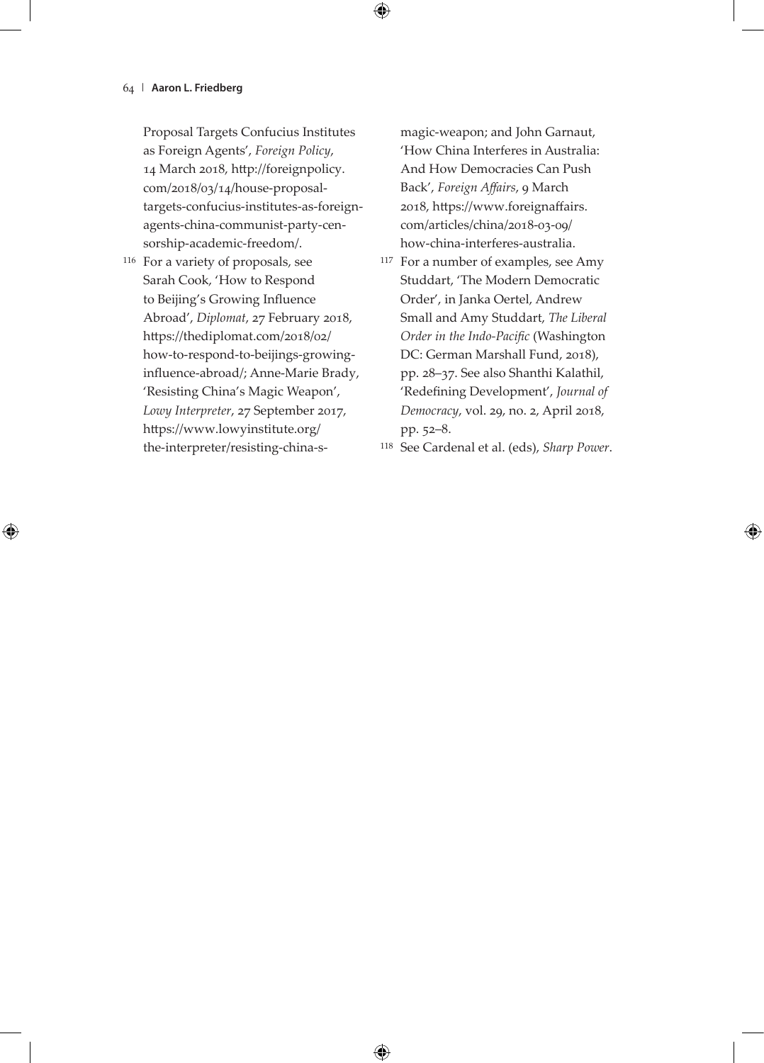Proposal Targets Confucius Institutes as Foreign Agents', *Foreign Policy*, 14 March 2018, http://foreignpolicy.com/2018/03/14/house-proposal-targets-confucius-institutes-as-foreign-agents-china-communist-party-censorship-academic-freedom/.

[116] For a variety of proposals, see Sarah Cook, 'How to Respond to Beijing's Growing Influence Abroad', *Diplomat*, 27 February 2018, https://thediplomat.com/2018/02/how-to-respond-to-beijings-growing-influence-abroad/; Anne-Marie Brady, 'Resisting China's Magic Weapon', *Lowy Interpreter*, 27 September 2017, https://www.lowyinstitute.org/the-interpreter/resisting-china-s-magic-weapon; and John Garnaut, 'How China Interferes in Australia: And How Democracies Can Push Back', *Foreign Affairs*, 9 March 2018, https://www.foreignaffairs.com/articles/china/2018-03-09/how-china-interferes-australia.

[117] For a number of examples, see Amy Studdart, 'The Modern Democratic Order', in Janka Oertel, Andrew Small and Amy Studdart, *The Liberal Order in the Indo-Pacific* (Washington DC: German Marshall Fund, 2018), pp. 28–37. See also Shanthi Kalathil, 'Redefining Development', *Journal of Democracy*, vol. 29, no. 2, April 2018, pp. 52–8.

[118] See Cardenal et al. (eds), *Sharp Power*.